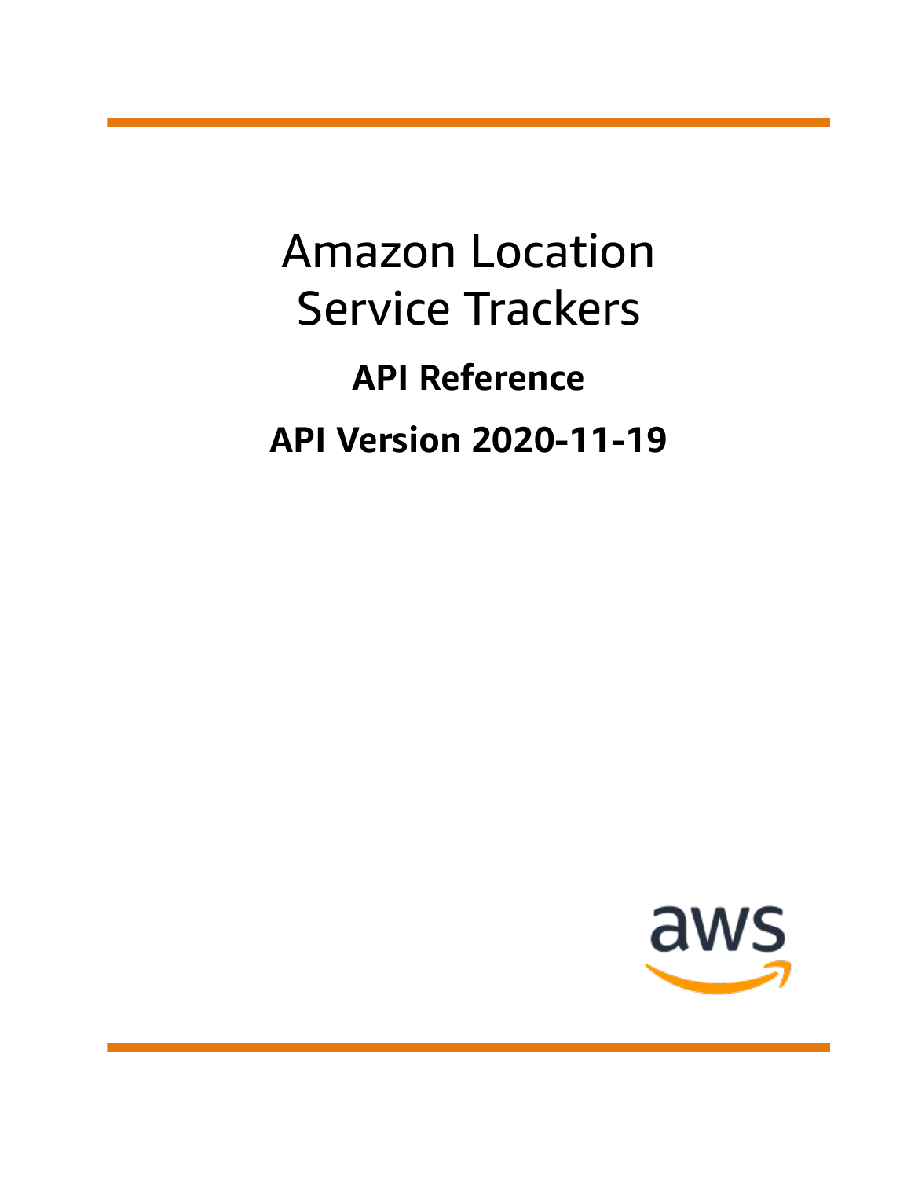# Amazon Location Service Trackers

## API Reference

## API Version 2020-11-19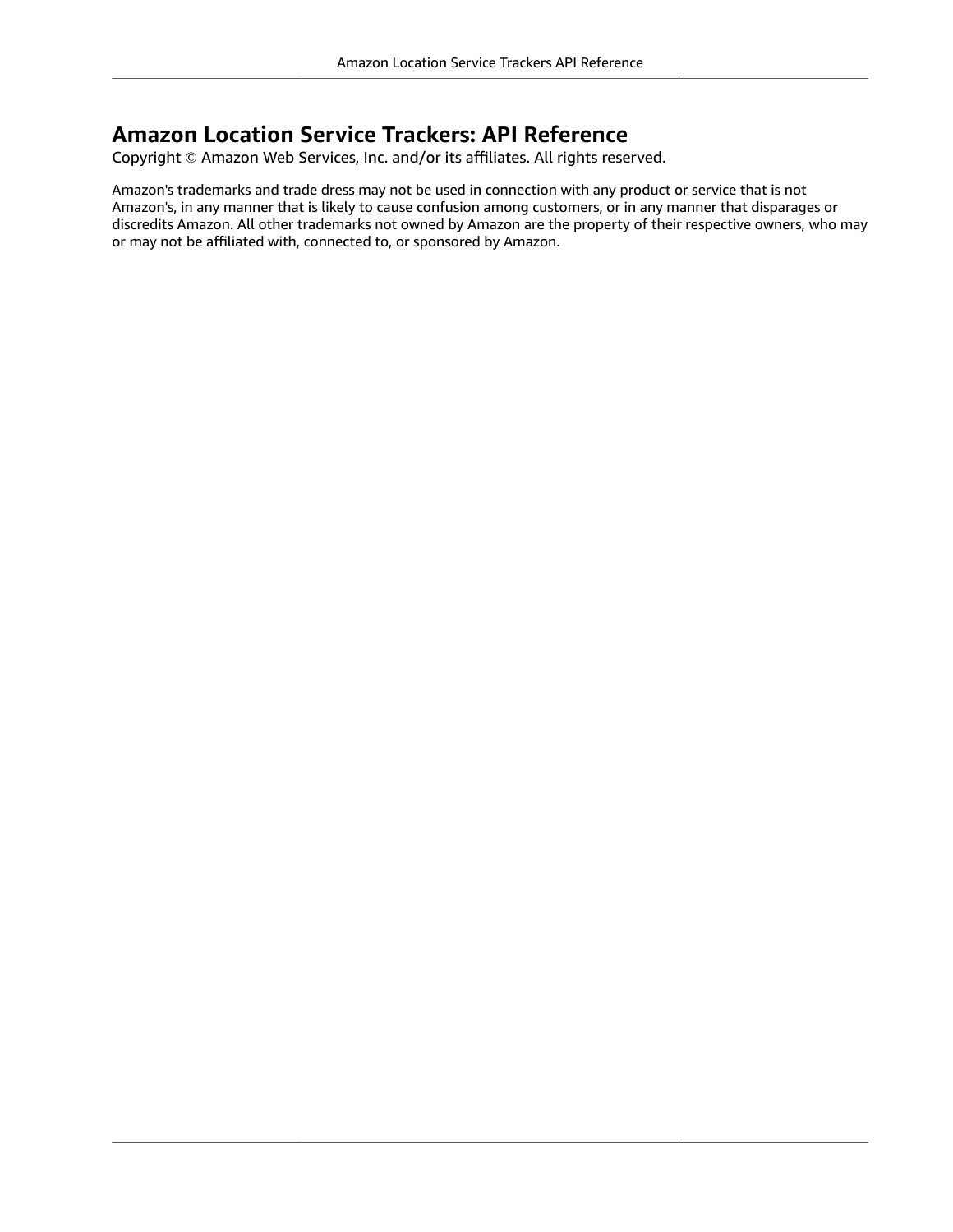# Amazon Location Service Trackers: API Reference

Copyright © Amazon Web Services, Inc. and/or its affiliates. All rights reserved.

Amazon's trademarks and trade dress may not be used in connection with any product or service that is not Amazon's, in any manner that is likely to cause confusion among customers, or in any manner that disparages or discredits Amazon. All other trademarks not owned by Amazon are the property of their respective owners, who may or may not be affiliated with, connected to, or sponsored by Amazon.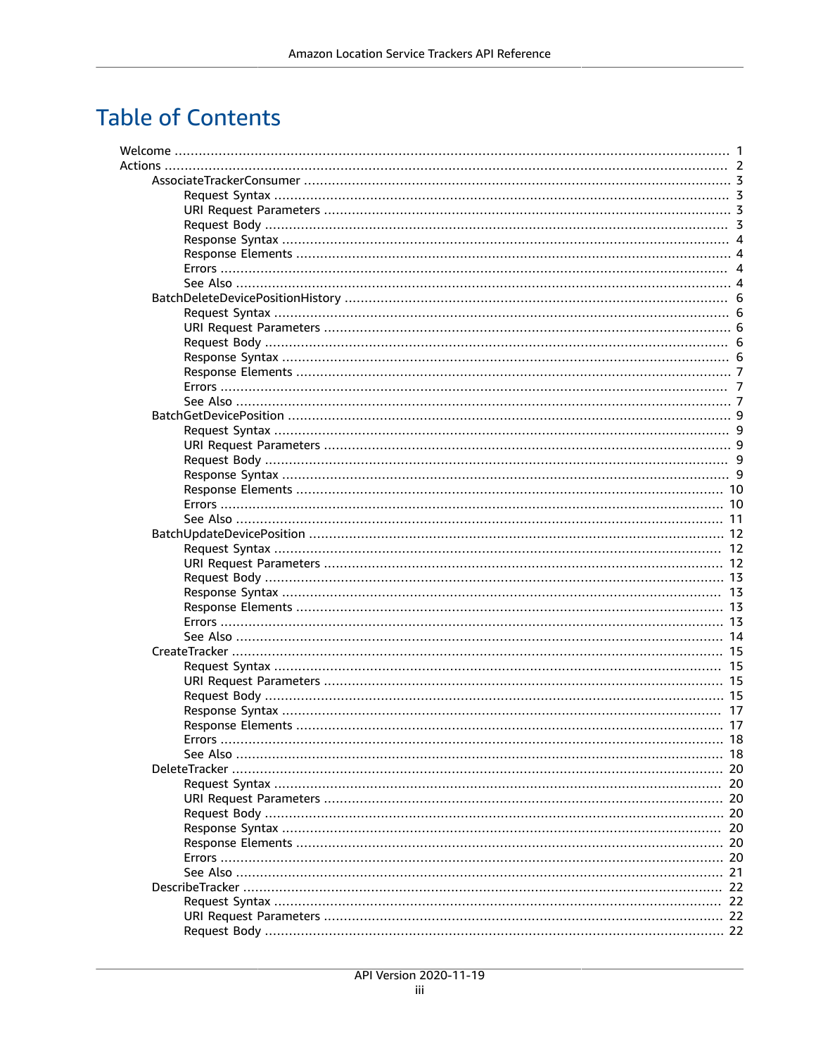# Table of Contents

- Welcome ........ 1
- Actions ........ 2
  - AssociateTrackerConsumer ........ 3
    - Request Syntax ........ 3
    - URI Request Parameters ........ 3
    - Request Body ........ 3
    - Response Syntax ........ 4
    - Response Elements ........ 4
    - Errors ........ 4
    - See Also ........ 4
  - BatchDeleteDevicePositionHistory ........ 6
    - Request Syntax ........ 6
    - URI Request Parameters ........ 6
    - Request Body ........ 6
    - Response Syntax ........ 6
    - Response Elements ........ 7
    - Errors ........ 7
    - See Also ........ 7
  - BatchGetDevicePosition ........ 9
    - Request Syntax ........ 9
    - URI Request Parameters ........ 9
    - Request Body ........ 9
    - Response Syntax ........ 9
    - Response Elements ........ 10
    - Errors ........ 10
    - See Also ........ 11
  - BatchUpdateDevicePosition ........ 12
    - Request Syntax ........ 12
    - URI Request Parameters ........ 12
    - Request Body ........ 13
    - Response Syntax ........ 13
    - Response Elements ........ 13
    - Errors ........ 13
    - See Also ........ 14
  - CreateTracker ........ 15
    - Request Syntax ........ 15
    - URI Request Parameters ........ 15
    - Request Body ........ 15
    - Response Syntax ........ 17
    - Response Elements ........ 17
    - Errors ........ 18
    - See Also ........ 18
  - DeleteTracker ........ 20
    - Request Syntax ........ 20
    - URI Request Parameters ........ 20
    - Request Body ........ 20
    - Response Syntax ........ 20
    - Response Elements ........ 20
    - Errors ........ 20
    - See Also ........ 21
  - DescribeTracker ........ 22
    - Request Syntax ........ 22
    - URI Request Parameters ........ 22
    - Request Body ........ 22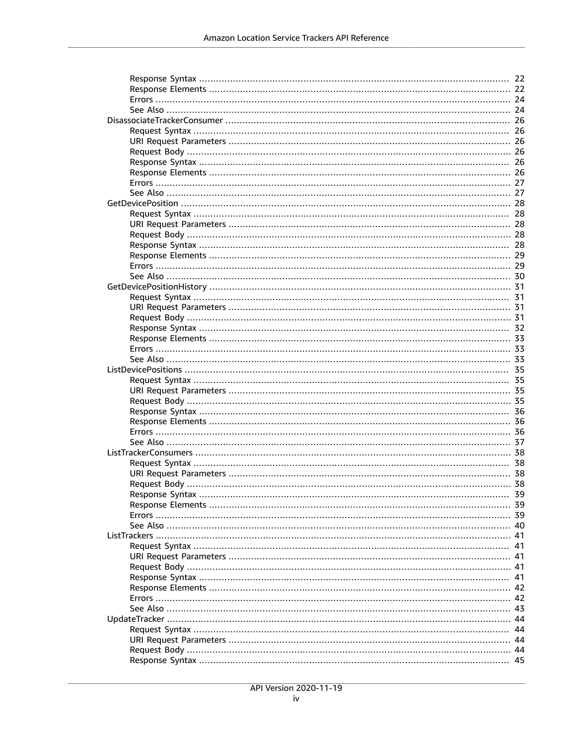- Response Syntax ..... 22
- Response Elements ..... 22
- Errors ..... 24
- See Also ..... 24

DisassociateTrackerConsumer ..... 26
- Request Syntax ..... 26
- URI Request Parameters ..... 26
- Request Body ..... 26
- Response Syntax ..... 26
- Response Elements ..... 26
- Errors ..... 27
- See Also ..... 27

GetDevicePosition ..... 28
- Request Syntax ..... 28
- URI Request Parameters ..... 28
- Request Body ..... 28
- Response Syntax ..... 28
- Response Elements ..... 29
- Errors ..... 29
- See Also ..... 30

GetDevicePositionHistory ..... 31
- Request Syntax ..... 31
- URI Request Parameters ..... 31
- Request Body ..... 31
- Response Syntax ..... 32
- Response Elements ..... 33
- Errors ..... 33
- See Also ..... 33

ListDevicePositions ..... 35
- Request Syntax ..... 35
- URI Request Parameters ..... 35
- Request Body ..... 35
- Response Syntax ..... 36
- Response Elements ..... 36
- Errors ..... 36
- See Also ..... 37

ListTrackerConsumers ..... 38
- Request Syntax ..... 38
- URI Request Parameters ..... 38
- Request Body ..... 38
- Response Syntax ..... 39
- Response Elements ..... 39
- Errors ..... 39
- See Also ..... 40

ListTrackers ..... 41
- Request Syntax ..... 41
- URI Request Parameters ..... 41
- Request Body ..... 41
- Response Syntax ..... 41
- Response Elements ..... 42
- Errors ..... 42
- See Also ..... 43

UpdateTracker ..... 44
- Request Syntax ..... 44
- URI Request Parameters ..... 44
- Request Body ..... 44
- Response Syntax ..... 45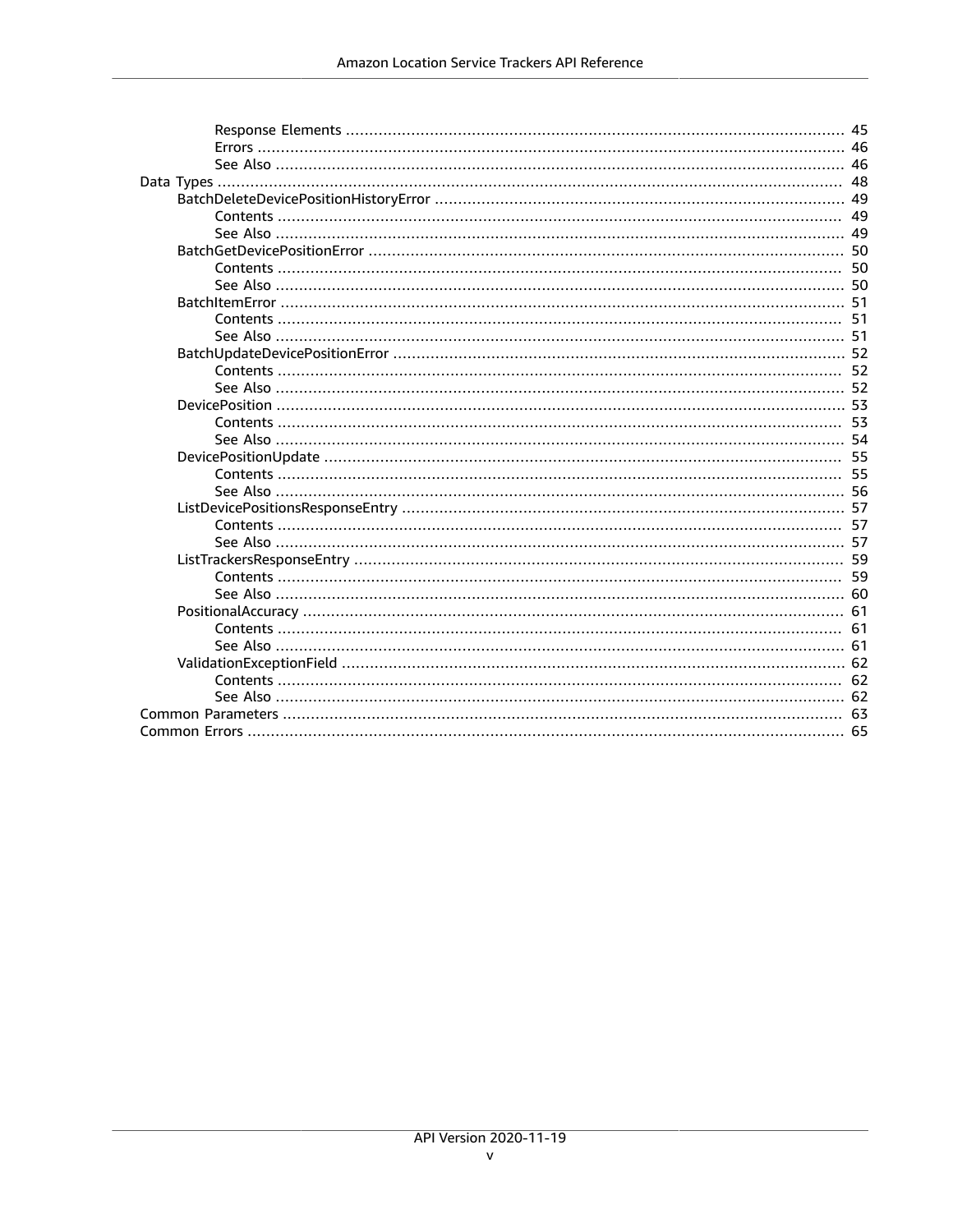- Response Elements ..... 45
- Errors ..... 46
- See Also ..... 46

- Data Types ..... 48
  - BatchDeleteDevicePositionHistoryError ..... 49
    - Contents ..... 49
    - See Also ..... 49
  - BatchGetDevicePositionError ..... 50
    - Contents ..... 50
    - See Also ..... 50
  - BatchItemError ..... 51
    - Contents ..... 51
    - See Also ..... 51
  - BatchUpdateDevicePositionError ..... 52
    - Contents ..... 52
    - See Also ..... 52
  - DevicePosition ..... 53
    - Contents ..... 53
    - See Also ..... 54
  - DevicePositionUpdate ..... 55
    - Contents ..... 55
    - See Also ..... 56
  - ListDevicePositionsResponseEntry ..... 57
    - Contents ..... 57
    - See Also ..... 57
  - ListTrackersResponseEntry ..... 59
    - Contents ..... 59
    - See Also ..... 60
  - PositionalAccuracy ..... 61
    - Contents ..... 61
    - See Also ..... 61
  - ValidationExceptionField ..... 62
    - Contents ..... 62
    - See Also ..... 62
- Common Parameters ..... 63
- Common Errors ..... 65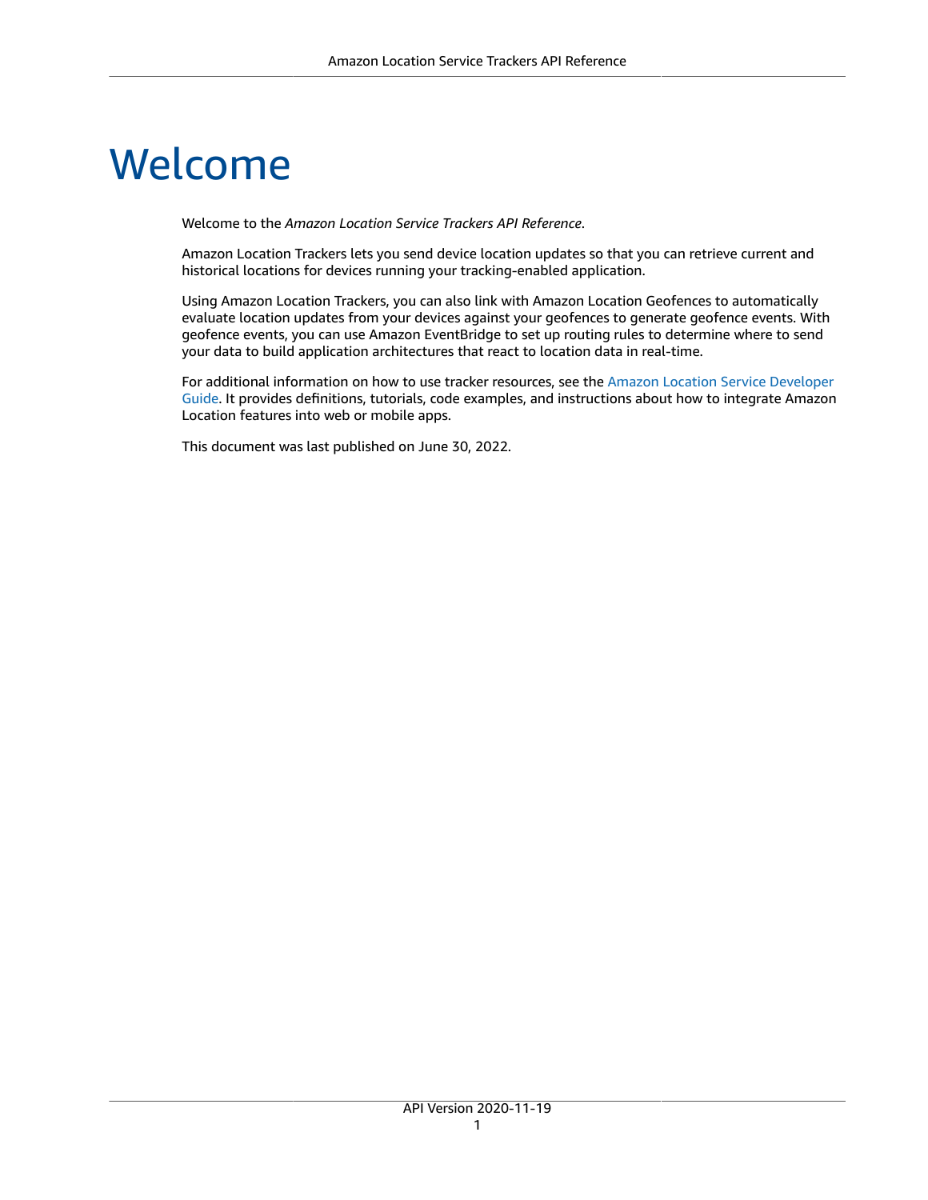# Welcome

Welcome to the *Amazon Location Service Trackers API Reference*.

Amazon Location Trackers lets you send device location updates so that you can retrieve current and historical locations for devices running your tracking-enabled application.

Using Amazon Location Trackers, you can also link with Amazon Location Geofences to automatically evaluate location updates from your devices against your geofences to generate geofence events. With geofence events, you can use Amazon EventBridge to set up routing rules to determine where to send your data to build application architectures that react to location data in real-time.

For additional information on how to use tracker resources, see the Amazon Location Service Developer Guide. It provides definitions, tutorials, code examples, and instructions about how to integrate Amazon Location features into web or mobile apps.

This document was last published on June 30, 2022.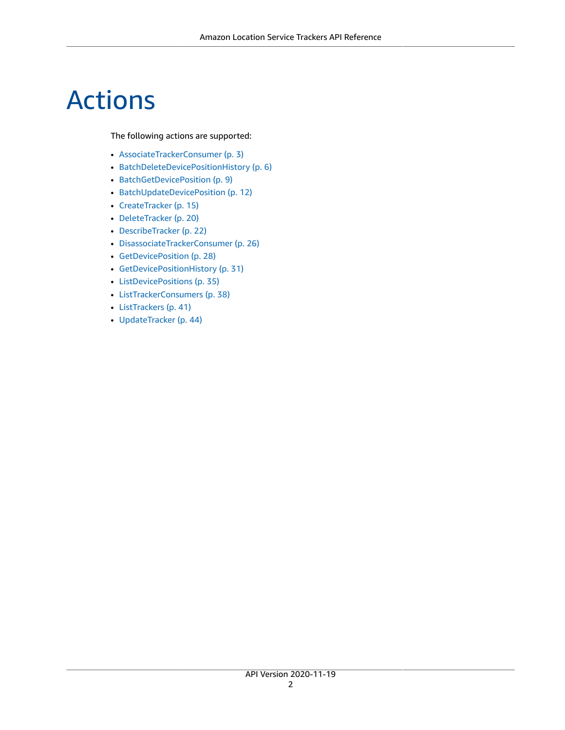# Actions

The following actions are supported:

- AssociateTrackerConsumer (p. 3)
- BatchDeleteDevicePositionHistory (p. 6)
- BatchGetDevicePosition (p. 9)
- BatchUpdateDevicePosition (p. 12)
- CreateTracker (p. 15)
- DeleteTracker (p. 20)
- DescribeTracker (p. 22)
- DisassociateTrackerConsumer (p. 26)
- GetDevicePosition (p. 28)
- GetDevicePositionHistory (p. 31)
- ListDevicePositions (p. 35)
- ListTrackerConsumers (p. 38)
- ListTrackers (p. 41)
- UpdateTracker (p. 44)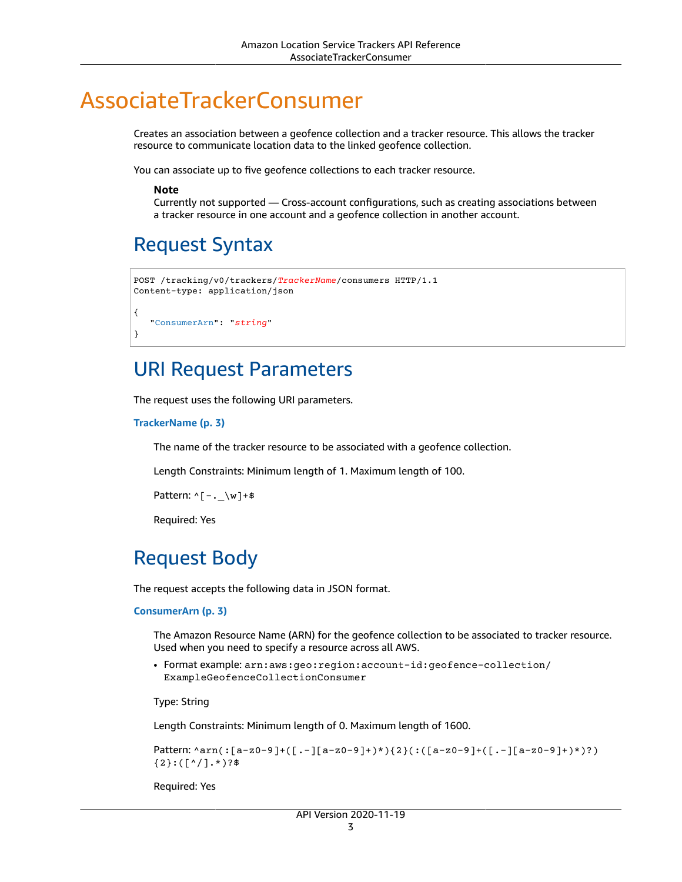# AssociateTrackerConsumer

Creates an association between a geofence collection and a tracker resource. This allows the tracker resource to communicate location data to the linked geofence collection.

You can associate up to five geofence collections to each tracker resource.

> **Note**
> Currently not supported — Cross-account configurations, such as creating associations between a tracker resource in one account and a geofence collection in another account.

## Request Syntax

```
POST /tracking/v0/trackers/TrackerName/consumers HTTP/1.1
Content-type: application/json

{
   "ConsumerArn": "string"
}
```

## URI Request Parameters

The request uses the following URI parameters.

**TrackerName (p. 3)**

The name of the tracker resource to be associated with a geofence collection.

Length Constraints: Minimum length of 1. Maximum length of 100.

Pattern: `^[-._\w]+$`

Required: Yes

## Request Body

The request accepts the following data in JSON format.

**ConsumerArn (p. 3)**

The Amazon Resource Name (ARN) for the geofence collection to be associated to tracker resource. Used when you need to specify a resource across all AWS.

- Format example: `arn:aws:geo:region:account-id:geofence-collection/ExampleGeofenceCollectionConsumer`

Type: String

Length Constraints: Minimum length of 0. Maximum length of 1600.

Pattern: `^arn(:[a-z0-9]+([.-][a-z0-9]+)*){2}(:([a-z0-9]+([.-][a-z0-9]+)*)?){2}:([^/].*)?$`

Required: Yes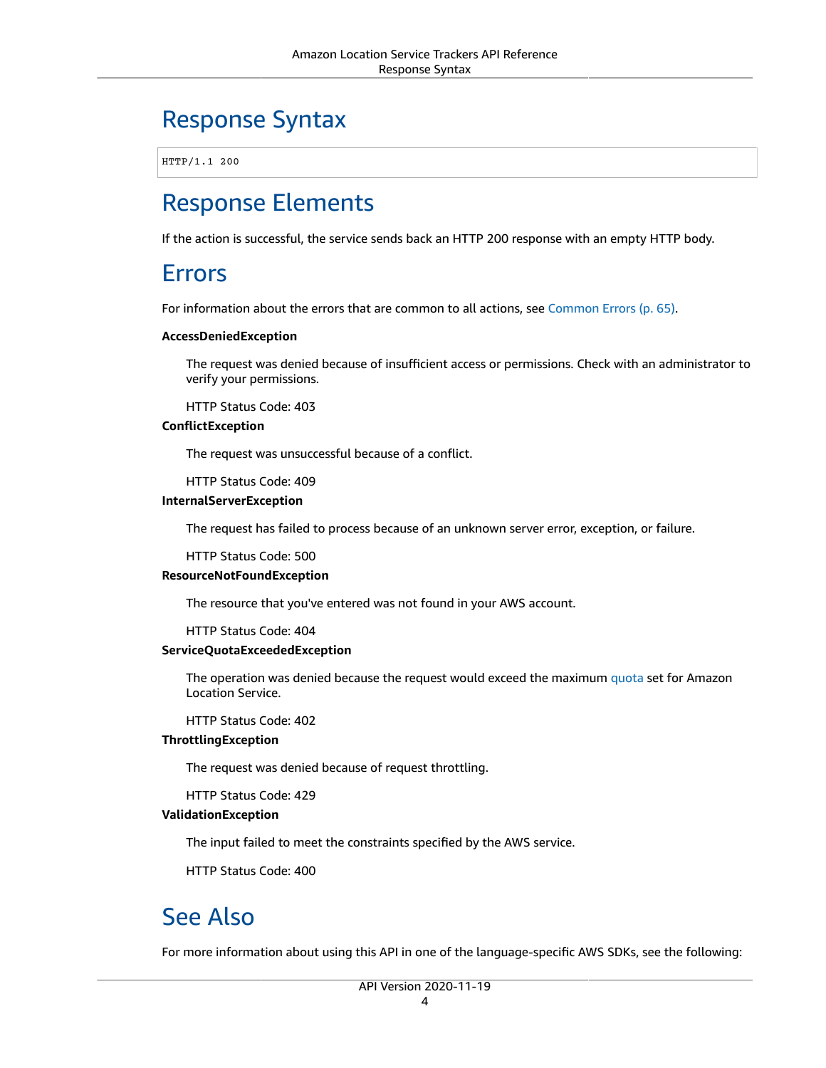## Response Syntax

```
HTTP/1.1 200
```

## Response Elements

If the action is successful, the service sends back an HTTP 200 response with an empty HTTP body.

## Errors

For information about the errors that are common to all actions, see Common Errors (p. 65).

**AccessDeniedException**

The request was denied because of insufficient access or permissions. Check with an administrator to verify your permissions.

HTTP Status Code: 403

**ConflictException**

The request was unsuccessful because of a conflict.

HTTP Status Code: 409

**InternalServerException**

The request has failed to process because of an unknown server error, exception, or failure.

HTTP Status Code: 500

**ResourceNotFoundException**

The resource that you've entered was not found in your AWS account.

HTTP Status Code: 404

**ServiceQuotaExceededException**

The operation was denied because the request would exceed the maximum quota set for Amazon Location Service.

HTTP Status Code: 402

**ThrottlingException**

The request was denied because of request throttling.

HTTP Status Code: 429

**ValidationException**

The input failed to meet the constraints specified by the AWS service.

HTTP Status Code: 400

## See Also

For more information about using this API in one of the language-specific AWS SDKs, see the following: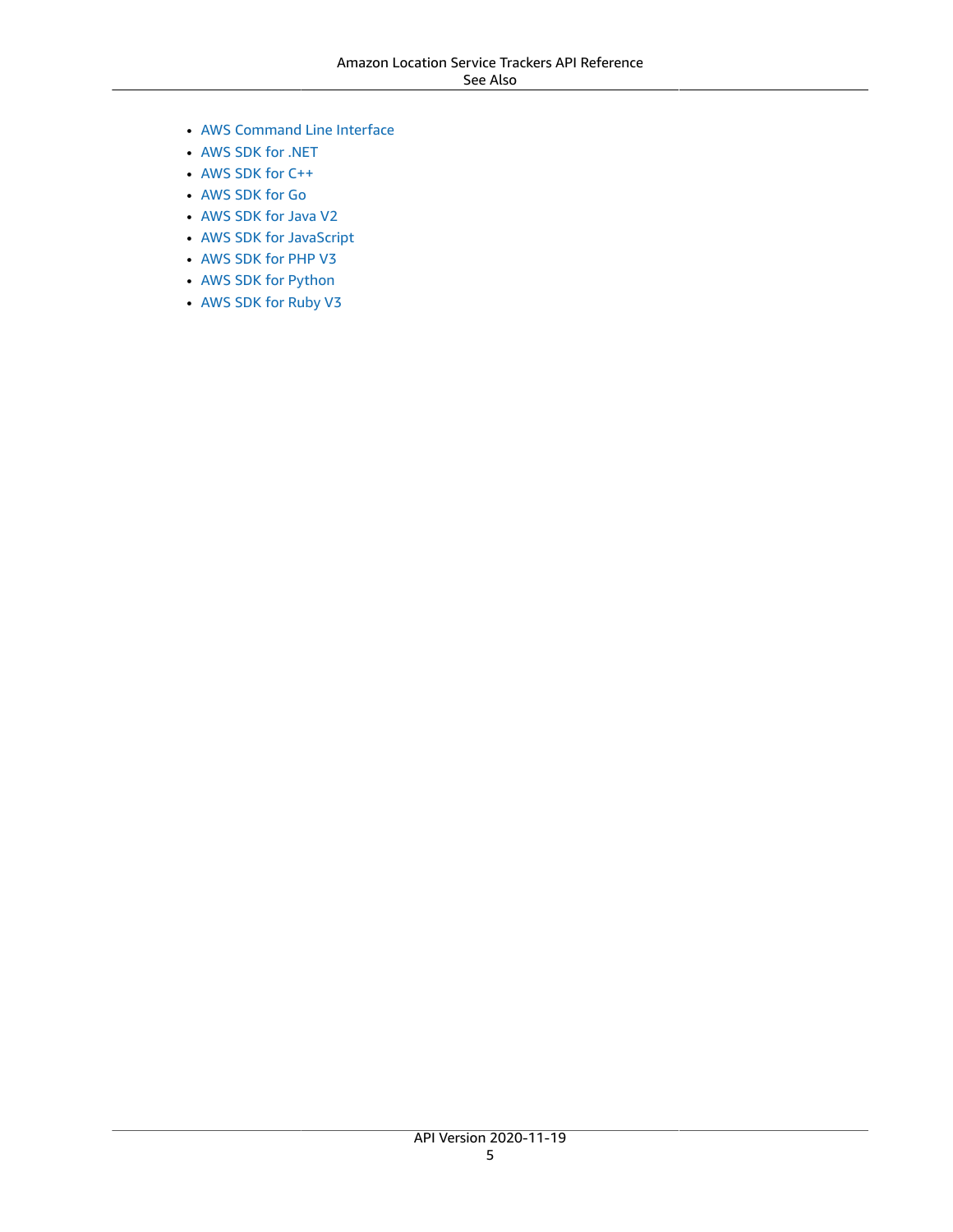- AWS Command Line Interface
- AWS SDK for .NET
- AWS SDK for C++
- AWS SDK for Go
- AWS SDK for Java V2
- AWS SDK for JavaScript
- AWS SDK for PHP V3
- AWS SDK for Python
- AWS SDK for Ruby V3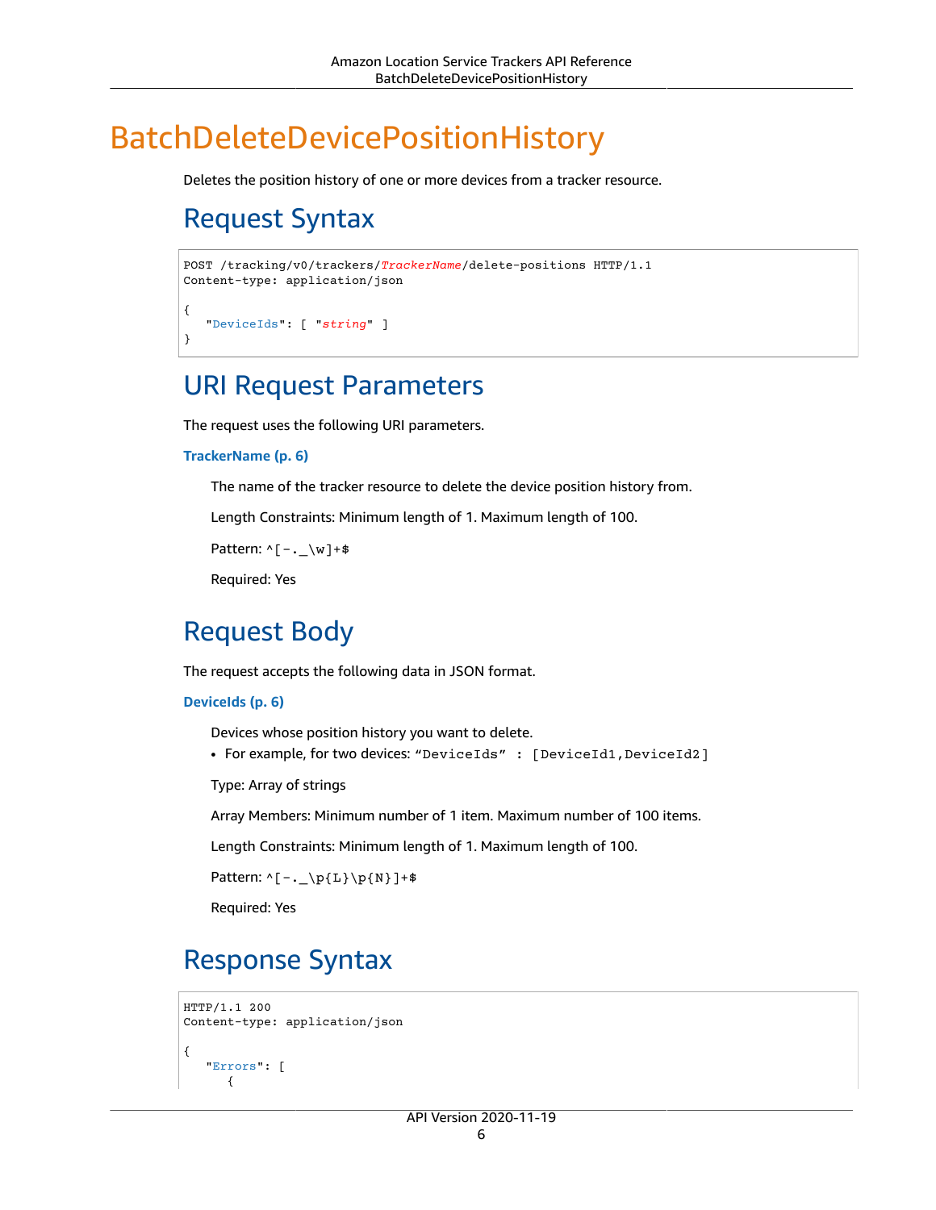# BatchDeleteDevicePositionHistory

Deletes the position history of one or more devices from a tracker resource.

## Request Syntax

```
POST /tracking/v0/trackers/TrackerName/delete-positions HTTP/1.1
Content-type: application/json

{
   "DeviceIds": [ "string" ]
}
```

## URI Request Parameters

The request uses the following URI parameters.

**TrackerName (p. 6)**

The name of the tracker resource to delete the device position history from.

Length Constraints: Minimum length of 1. Maximum length of 100.

Pattern: `^[-._\w]+$`

Required: Yes

## Request Body

The request accepts the following data in JSON format.

**DeviceIds (p. 6)**

Devices whose position history you want to delete.

- For example, for two devices: `“DeviceIds” : [DeviceId1,DeviceId2]`

Type: Array of strings

Array Members: Minimum number of 1 item. Maximum number of 100 items.

Length Constraints: Minimum length of 1. Maximum length of 100.

Pattern: `^[-._\p{L}\p{N}]+$`

Required: Yes

## Response Syntax

```
HTTP/1.1 200
Content-type: application/json

{
   "Errors": [
      {
```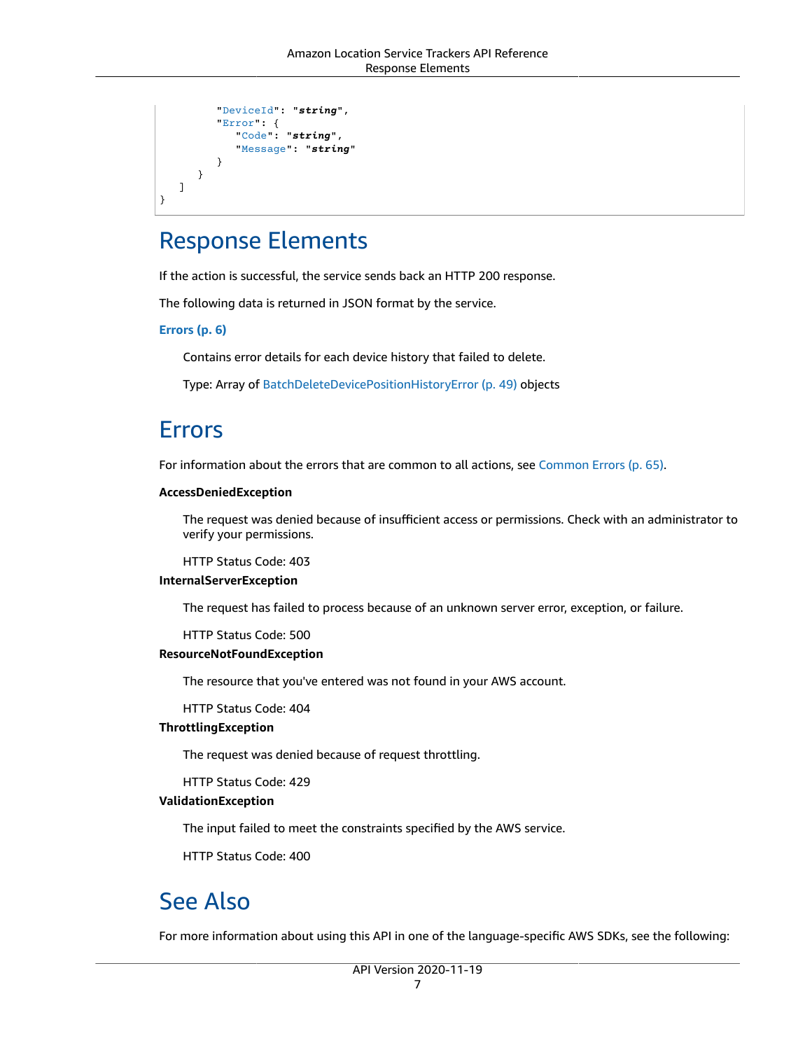```
         "DeviceId": "string",
         "Error": {
            "Code": "string",
            "Message": "string"
         }
      }
   ]
}
```

## Response Elements

If the action is successful, the service sends back an HTTP 200 response.

The following data is returned in JSON format by the service.

**Errors (p. 6)**

Contains error details for each device history that failed to delete.

Type: Array of BatchDeleteDevicePositionHistoryError (p. 49) objects

## Errors

For information about the errors that are common to all actions, see Common Errors (p. 65).

**AccessDeniedException**

The request was denied because of insufficient access or permissions. Check with an administrator to verify your permissions.

HTTP Status Code: 403

**InternalServerException**

The request has failed to process because of an unknown server error, exception, or failure.

HTTP Status Code: 500

**ResourceNotFoundException**

The resource that you've entered was not found in your AWS account.

HTTP Status Code: 404

**ThrottlingException**

The request was denied because of request throttling.

HTTP Status Code: 429

**ValidationException**

The input failed to meet the constraints specified by the AWS service.

HTTP Status Code: 400

## See Also

For more information about using this API in one of the language-specific AWS SDKs, see the following: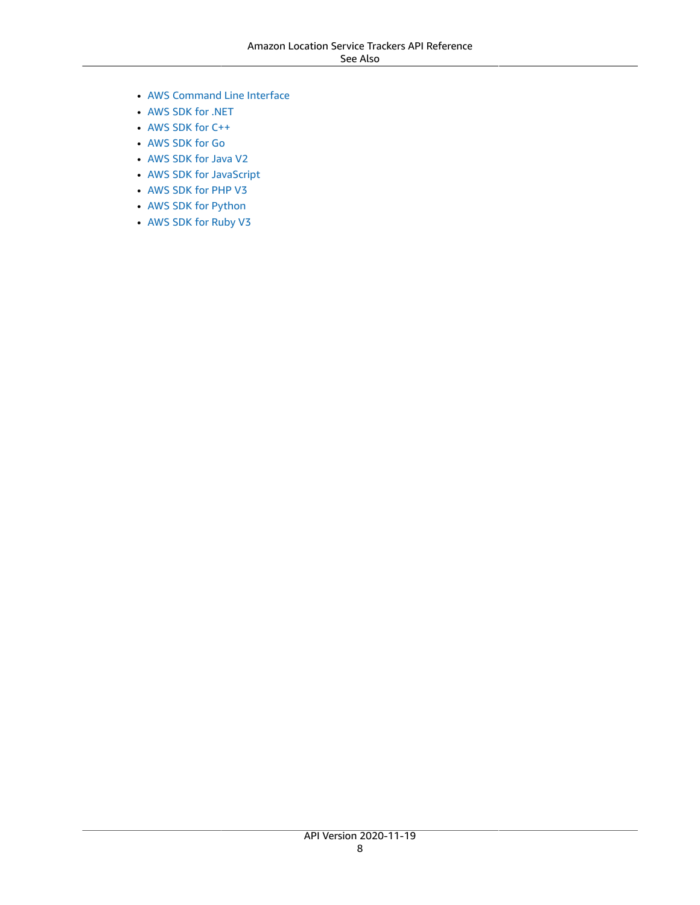- AWS Command Line Interface
- AWS SDK for .NET
- AWS SDK for C++
- AWS SDK for Go
- AWS SDK for Java V2
- AWS SDK for JavaScript
- AWS SDK for PHP V3
- AWS SDK for Python
- AWS SDK for Ruby V3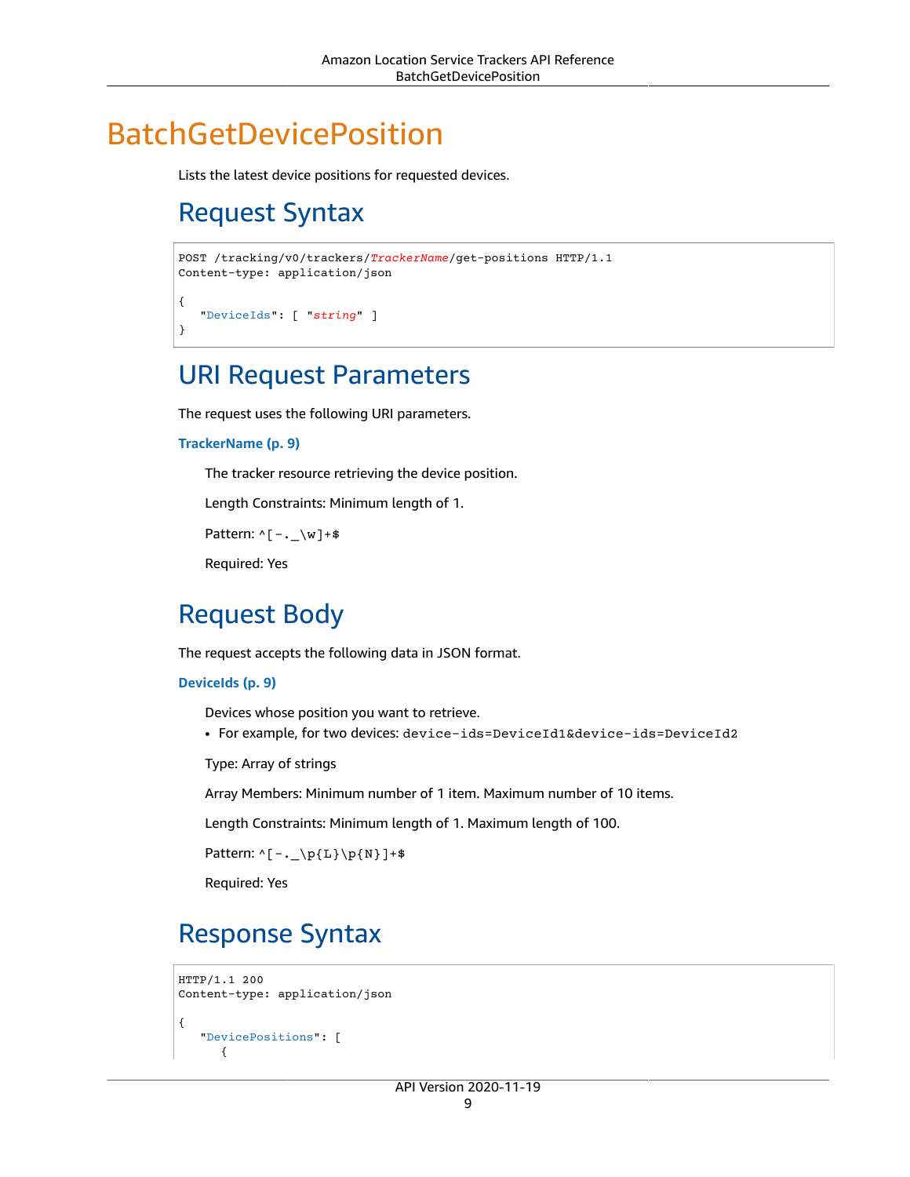# BatchGetDevicePosition

Lists the latest device positions for requested devices.

## Request Syntax

```
POST /tracking/v0/trackers/TrackerName/get-positions HTTP/1.1
Content-type: application/json

{
   "DeviceIds": [ "string" ]
}
```

## URI Request Parameters

The request uses the following URI parameters.

**TrackerName (p. 9)**

The tracker resource retrieving the device position.

Length Constraints: Minimum length of 1.

Pattern: `^[-._\w]+$`

Required: Yes

## Request Body

The request accepts the following data in JSON format.

**DeviceIds (p. 9)**

Devices whose position you want to retrieve.

- For example, for two devices: `device-ids=DeviceId1&device-ids=DeviceId2`

Type: Array of strings

Array Members: Minimum number of 1 item. Maximum number of 10 items.

Length Constraints: Minimum length of 1. Maximum length of 100.

Pattern: `^[-._\p{L}\p{N}]+$`

Required: Yes

## Response Syntax

```
HTTP/1.1 200
Content-type: application/json

{
   "DevicePositions": [
      {
```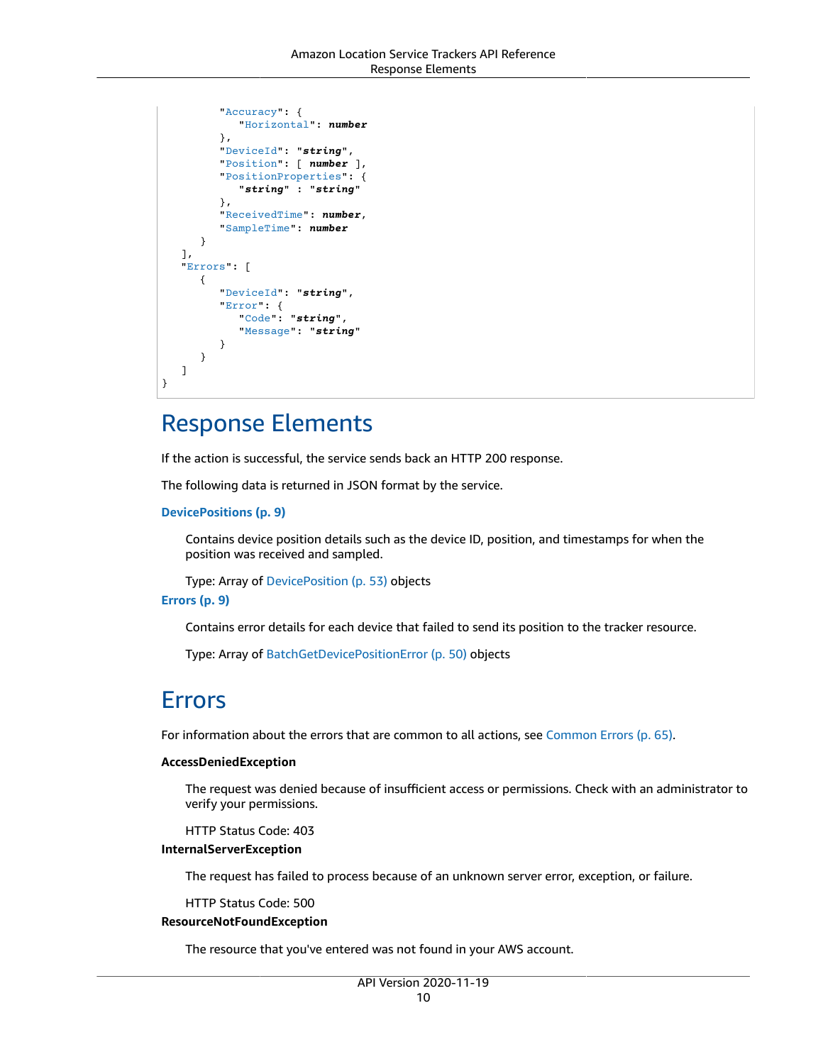```
         "Accuracy": {
            "Horizontal": number
         },
         "DeviceId": "string",
         "Position": [ number ],
         "PositionProperties": {
            "string" : "string"
         },
         "ReceivedTime": number,
         "SampleTime": number
      }
   ],
   "Errors": [
      {
         "DeviceId": "string",
         "Error": {
            "Code": "string",
            "Message": "string"
         }
      }
   ]
}
```

## Response Elements

If the action is successful, the service sends back an HTTP 200 response.

The following data is returned in JSON format by the service.

**DevicePositions (p. 9)**

Contains device position details such as the device ID, position, and timestamps for when the position was received and sampled.

Type: Array of DevicePosition (p. 53) objects

**Errors (p. 9)**

Contains error details for each device that failed to send its position to the tracker resource.

Type: Array of BatchGetDevicePositionError (p. 50) objects

## Errors

For information about the errors that are common to all actions, see Common Errors (p. 65).

**AccessDeniedException**

The request was denied because of insufficient access or permissions. Check with an administrator to verify your permissions.

HTTP Status Code: 403

**InternalServerException**

The request has failed to process because of an unknown server error, exception, or failure.

HTTP Status Code: 500

**ResourceNotFoundException**

The resource that you've entered was not found in your AWS account.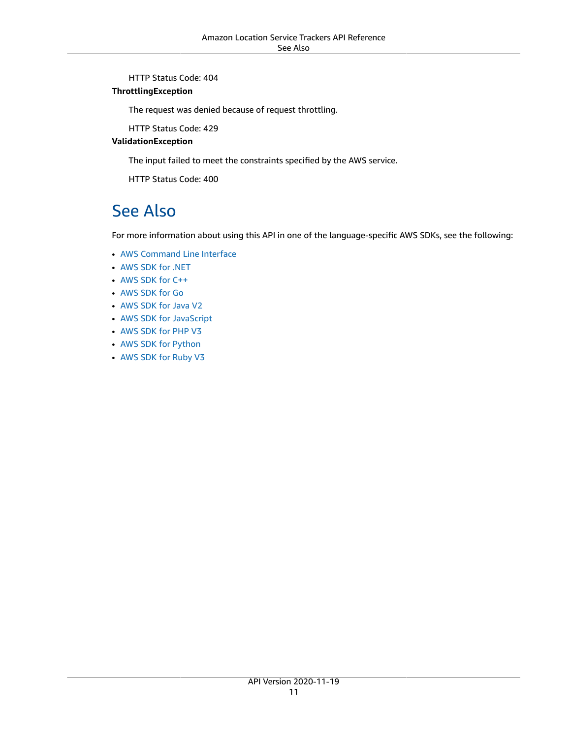HTTP Status Code: 404

**ThrottlingException**

The request was denied because of request throttling.

HTTP Status Code: 429

**ValidationException**

The input failed to meet the constraints specified by the AWS service.

HTTP Status Code: 400

## See Also

For more information about using this API in one of the language-specific AWS SDKs, see the following:

- AWS Command Line Interface
- AWS SDK for .NET
- AWS SDK for C++
- AWS SDK for Go
- AWS SDK for Java V2
- AWS SDK for JavaScript
- AWS SDK for PHP V3
- AWS SDK for Python
- AWS SDK for Ruby V3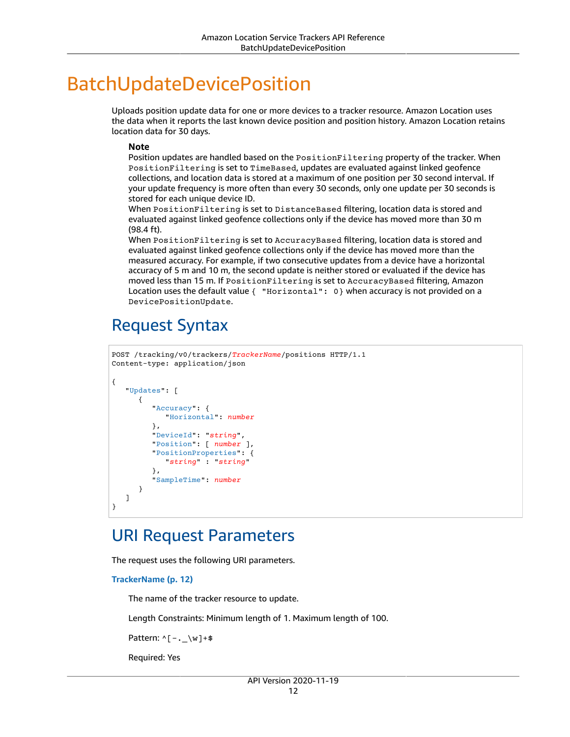# BatchUpdateDevicePosition

Uploads position update data for one or more devices to a tracker resource. Amazon Location uses the data when it reports the last known device position and position history. Amazon Location retains location data for 30 days.

**Note**

Position updates are handled based on the `PositionFiltering` property of the tracker. When `PositionFiltering` is set to `TimeBased`, updates are evaluated against linked geofence collections, and location data is stored at a maximum of one position per 30 second interval. If your update frequency is more often than every 30 seconds, only one update per 30 seconds is stored for each unique device ID.

When `PositionFiltering` is set to `DistanceBased` filtering, location data is stored and evaluated against linked geofence collections only if the device has moved more than 30 m (98.4 ft).

When `PositionFiltering` is set to `AccuracyBased` filtering, location data is stored and evaluated against linked geofence collections only if the device has moved more than the measured accuracy. For example, if two consecutive updates from a device have a horizontal accuracy of 5 m and 10 m, the second update is neither stored or evaluated if the device has moved less than 15 m. If `PositionFiltering` is set to `AccuracyBased` filtering, Amazon Location uses the default value `{ "Horizontal": 0}` when accuracy is not provided on a `DevicePositionUpdate`.

## Request Syntax

```
POST /tracking/v0/trackers/TrackerName/positions HTTP/1.1
Content-type: application/json

{
   "Updates": [
      {
         "Accuracy": {
            "Horizontal": number
         },
         "DeviceId": "string",
         "Position": [ number ],
         "PositionProperties": {
            "string" : "string"
         },
         "SampleTime": number
      }
   ]
}
```

## URI Request Parameters

The request uses the following URI parameters.

**TrackerName (p. 12)**

The name of the tracker resource to update.

Length Constraints: Minimum length of 1. Maximum length of 100.

Pattern: `^[-._\w]+$`

Required: Yes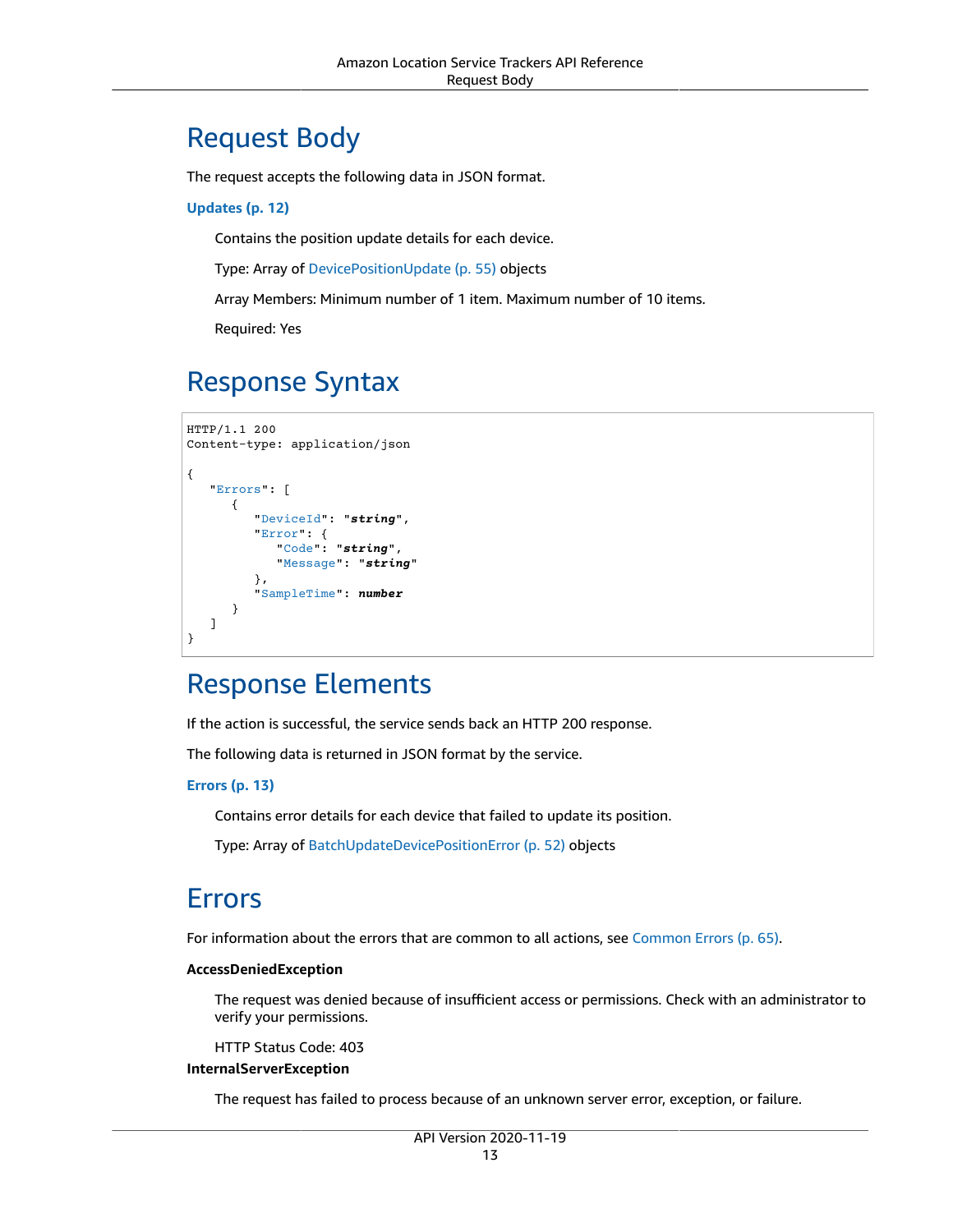## Request Body

The request accepts the following data in JSON format.

**Updates (p. 12)**

Contains the position update details for each device.

Type: Array of DevicePositionUpdate (p. 55) objects

Array Members: Minimum number of 1 item. Maximum number of 10 items.

Required: Yes

## Response Syntax

```
HTTP/1.1 200
Content-type: application/json

{
   "Errors": [
      {
         "DeviceId": "string",
         "Error": {
            "Code": "string",
            "Message": "string"
         },
         "SampleTime": number
      }
   ]
}
```

## Response Elements

If the action is successful, the service sends back an HTTP 200 response.

The following data is returned in JSON format by the service.

**Errors (p. 13)**

Contains error details for each device that failed to update its position.

Type: Array of BatchUpdateDevicePositionError (p. 52) objects

## Errors

For information about the errors that are common to all actions, see Common Errors (p. 65).

**AccessDeniedException**

The request was denied because of insufficient access or permissions. Check with an administrator to verify your permissions.

HTTP Status Code: 403

**InternalServerException**

The request has failed to process because of an unknown server error, exception, or failure.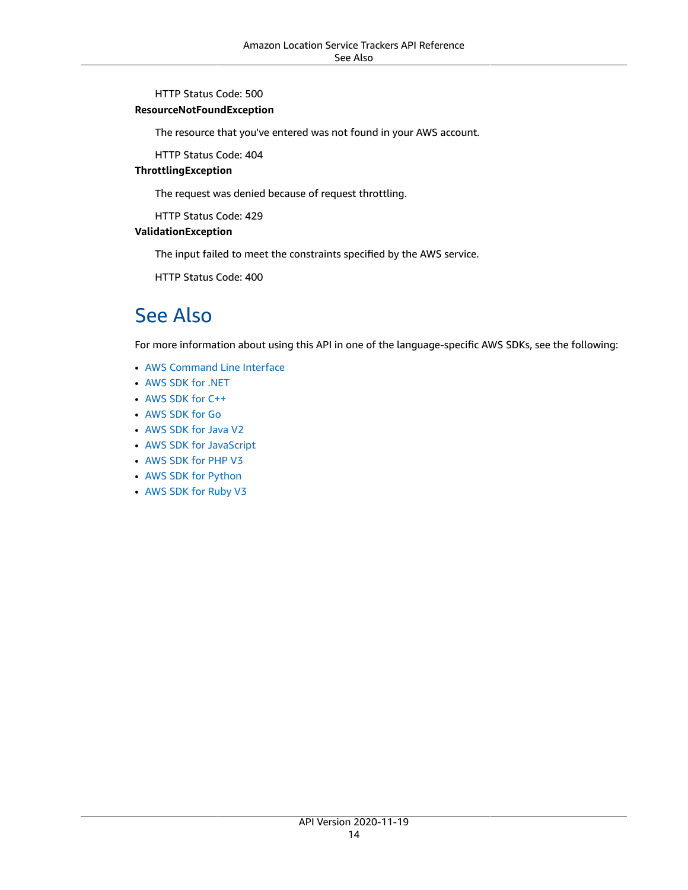HTTP Status Code: 500

**ResourceNotFoundException**

The resource that you've entered was not found in your AWS account.

HTTP Status Code: 404

**ThrottlingException**

The request was denied because of request throttling.

HTTP Status Code: 429

**ValidationException**

The input failed to meet the constraints specified by the AWS service.

HTTP Status Code: 400

## See Also

For more information about using this API in one of the language-specific AWS SDKs, see the following:

- AWS Command Line Interface
- AWS SDK for .NET
- AWS SDK for C++
- AWS SDK for Go
- AWS SDK for Java V2
- AWS SDK for JavaScript
- AWS SDK for PHP V3
- AWS SDK for Python
- AWS SDK for Ruby V3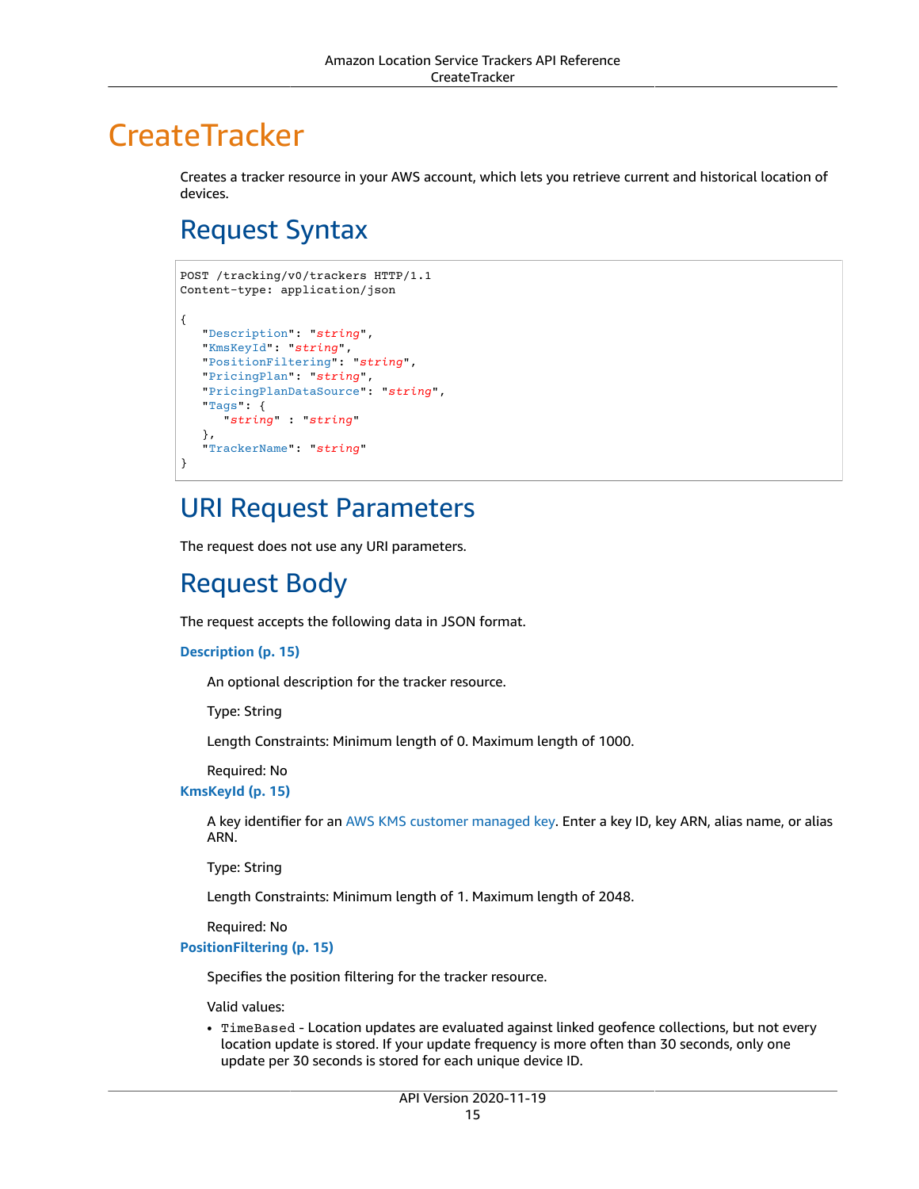# CreateTracker

Creates a tracker resource in your AWS account, which lets you retrieve current and historical location of devices.

## Request Syntax

```
POST /tracking/v0/trackers HTTP/1.1
Content-type: application/json

{
   "Description": "string",
   "KmsKeyId": "string",
   "PositionFiltering": "string",
   "PricingPlan": "string",
   "PricingPlanDataSource": "string",
   "Tags": {
      "string" : "string"
   },
   "TrackerName": "string"
}
```

## URI Request Parameters

The request does not use any URI parameters.

## Request Body

The request accepts the following data in JSON format.

**Description (p. 15)**

An optional description for the tracker resource.

Type: String

Length Constraints: Minimum length of 0. Maximum length of 1000.

Required: No

**KmsKeyId (p. 15)**

A key identifier for an AWS KMS customer managed key. Enter a key ID, key ARN, alias name, or alias ARN.

Type: String

Length Constraints: Minimum length of 1. Maximum length of 2048.

Required: No

**PositionFiltering (p. 15)**

Specifies the position filtering for the tracker resource.

Valid values:

- `TimeBased` - Location updates are evaluated against linked geofence collections, but not every location update is stored. If your update frequency is more often than 30 seconds, only one update per 30 seconds is stored for each unique device ID.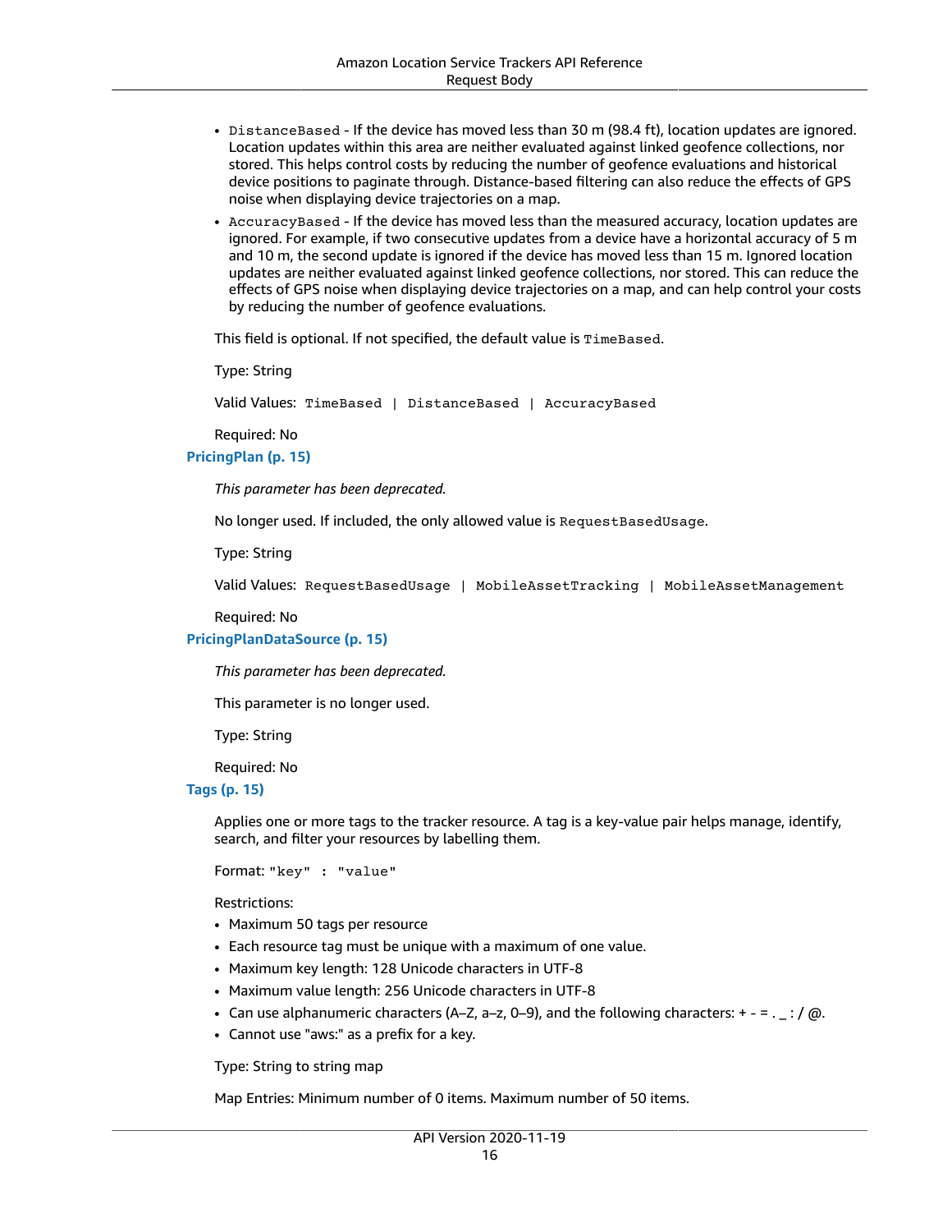- `DistanceBased` - If the device has moved less than 30 m (98.4 ft), location updates are ignored. Location updates within this area are neither evaluated against linked geofence collections, nor stored. This helps control costs by reducing the number of geofence evaluations and historical device positions to paginate through. Distance-based filtering can also reduce the effects of GPS noise when displaying device trajectories on a map.
- `AccuracyBased` - If the device has moved less than the measured accuracy, location updates are ignored. For example, if two consecutive updates from a device have a horizontal accuracy of 5 m and 10 m, the second update is ignored if the device has moved less than 15 m. Ignored location updates are neither evaluated against linked geofence collections, nor stored. This can reduce the effects of GPS noise when displaying device trajectories on a map, and can help control your costs by reducing the number of geofence evaluations.

This field is optional. If not specified, the default value is `TimeBased`.

Type: String

Valid Values: `TimeBased | DistanceBased | AccuracyBased`

Required: No

**PricingPlan (p. 15)**

*This parameter has been deprecated.*

No longer used. If included, the only allowed value is `RequestBasedUsage`.

Type: String

Valid Values: `RequestBasedUsage | MobileAssetTracking | MobileAssetManagement`

Required: No

**PricingPlanDataSource (p. 15)**

*This parameter has been deprecated.*

This parameter is no longer used.

Type: String

Required: No

**Tags (p. 15)**

Applies one or more tags to the tracker resource. A tag is a key-value pair helps manage, identify, search, and filter your resources by labelling them.

Format: `"key" : "value"`

Restrictions:

- Maximum 50 tags per resource
- Each resource tag must be unique with a maximum of one value.
- Maximum key length: 128 Unicode characters in UTF-8
- Maximum value length: 256 Unicode characters in UTF-8
- Can use alphanumeric characters (A–Z, a–z, 0–9), and the following characters: + - = . _ : / @.
- Cannot use "aws:" as a prefix for a key.

Type: String to string map

Map Entries: Minimum number of 0 items. Maximum number of 50 items.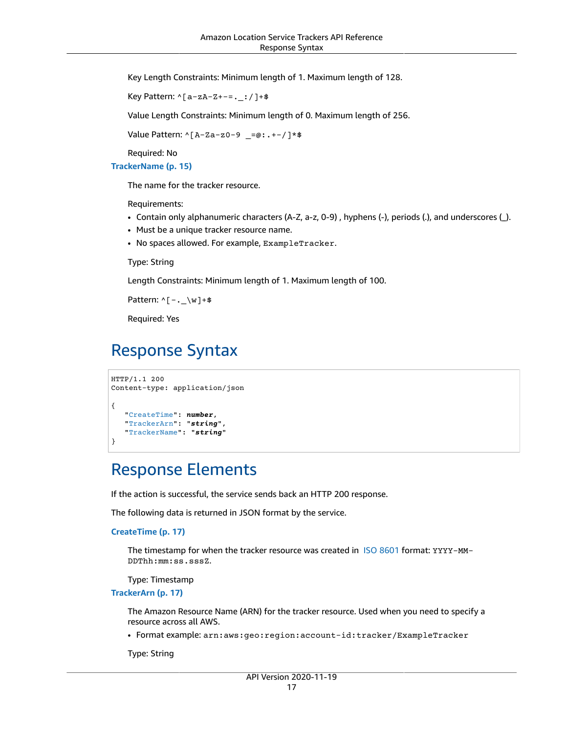Key Length Constraints: Minimum length of 1. Maximum length of 128.

Key Pattern: `^[a-zA-Z+-=._:/]+$`

Value Length Constraints: Minimum length of 0. Maximum length of 256.

Value Pattern: `^[A-Za-z0-9 _=@:.+-/]*$`

Required: No

**TrackerName (p. 15)**

The name for the tracker resource.

Requirements:

- Contain only alphanumeric characters (A-Z, a-z, 0-9) , hyphens (-), periods (.), and underscores (_).
- Must be a unique tracker resource name.
- No spaces allowed. For example, `ExampleTracker`.

Type: String

Length Constraints: Minimum length of 1. Maximum length of 100.

Pattern: `^[-._\w]+$`

Required: Yes

## Response Syntax

```
HTTP/1.1 200
Content-type: application/json

{
   "CreateTime": number,
   "TrackerArn": "string",
   "TrackerName": "string"
}
```

## Response Elements

If the action is successful, the service sends back an HTTP 200 response.

The following data is returned in JSON format by the service.

**CreateTime (p. 17)**

The timestamp for when the tracker resource was created in ISO 8601 format: `YYYY-MM-DDThh:mm:ss.sssZ`.

Type: Timestamp

**TrackerArn (p. 17)**

The Amazon Resource Name (ARN) for the tracker resource. Used when you need to specify a resource across all AWS.

- Format example: `arn:aws:geo:region:account-id:tracker/ExampleTracker`

Type: String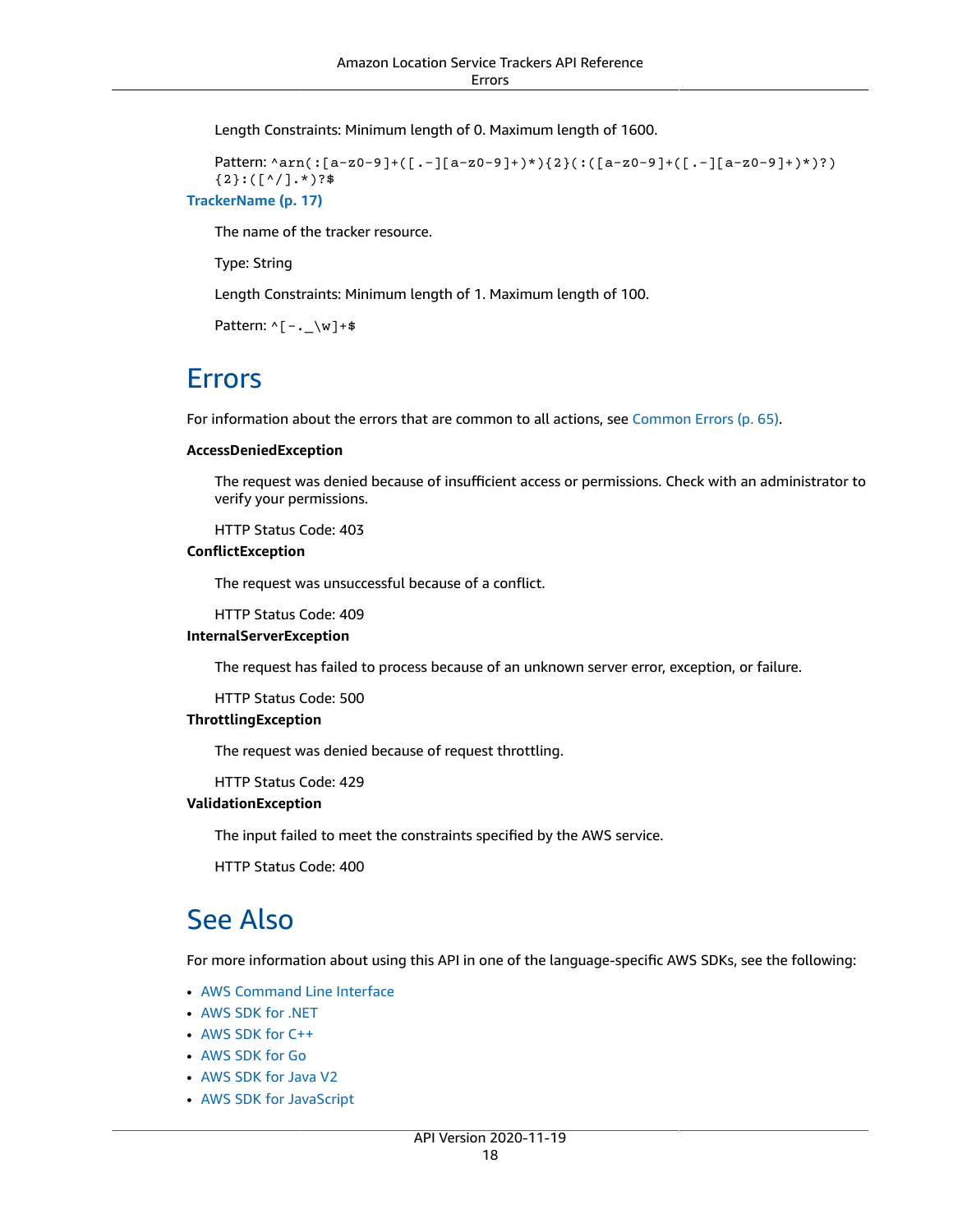Length Constraints: Minimum length of 0. Maximum length of 1600.

Pattern: `^arn(:[a-z0-9]+([.-][a-z0-9]+)*){2}(:([a-z0-9]+([.-][a-z0-9]+)*)?){2}:([^/].*)?$`

**TrackerName (p. 17)**

The name of the tracker resource.

Type: String

Length Constraints: Minimum length of 1. Maximum length of 100.

Pattern: `^[-._\w]+$`

## Errors

For information about the errors that are common to all actions, see Common Errors (p. 65).

**AccessDeniedException**

The request was denied because of insufficient access or permissions. Check with an administrator to verify your permissions.

HTTP Status Code: 403

**ConflictException**

The request was unsuccessful because of a conflict.

HTTP Status Code: 409

**InternalServerException**

The request has failed to process because of an unknown server error, exception, or failure.

HTTP Status Code: 500

**ThrottlingException**

The request was denied because of request throttling.

HTTP Status Code: 429

**ValidationException**

The input failed to meet the constraints specified by the AWS service.

HTTP Status Code: 400

## See Also

For more information about using this API in one of the language-specific AWS SDKs, see the following:

- AWS Command Line Interface
- AWS SDK for .NET
- AWS SDK for C++
- AWS SDK for Go
- AWS SDK for Java V2
- AWS SDK for JavaScript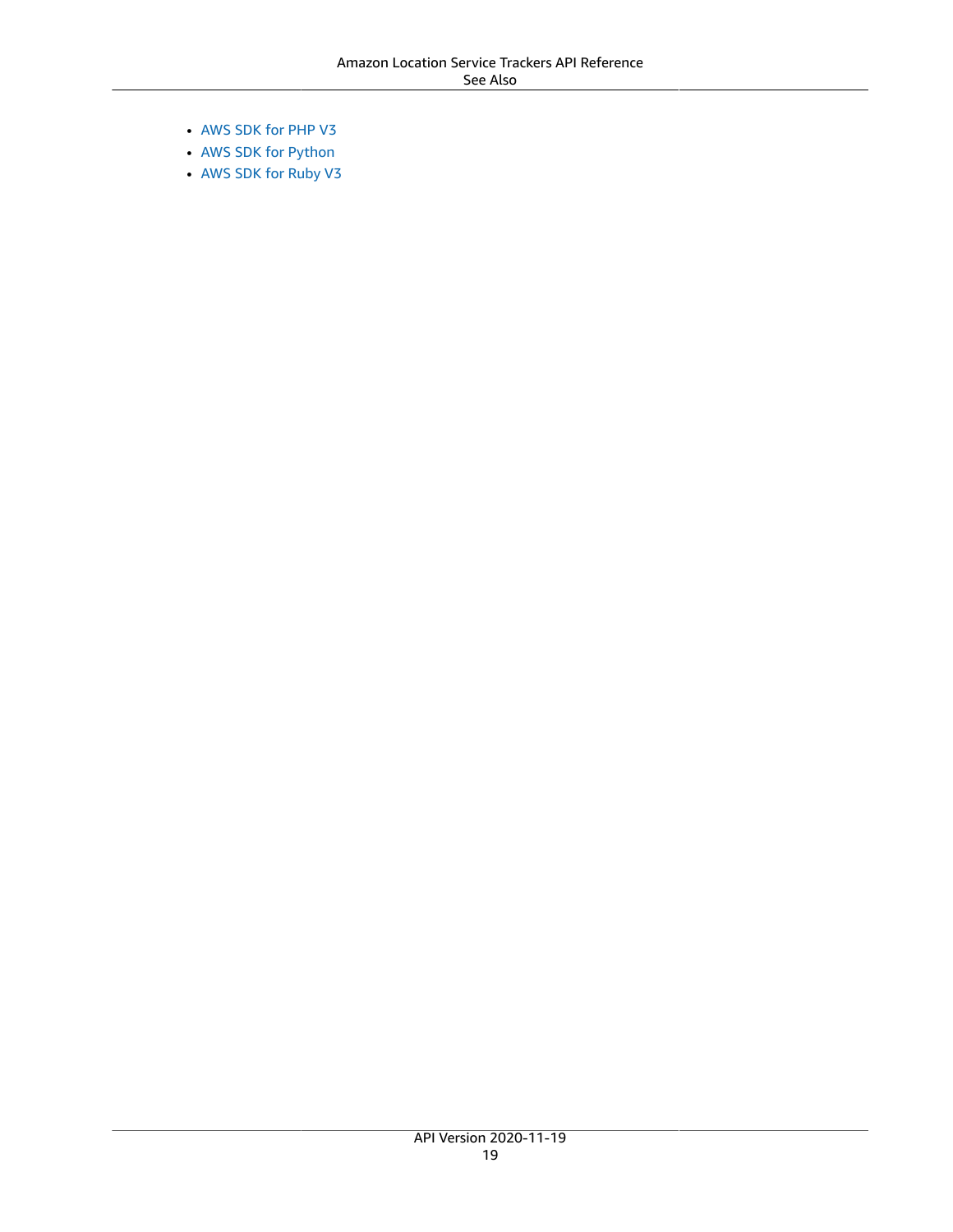- AWS SDK for PHP V3
- AWS SDK for Python
- AWS SDK for Ruby V3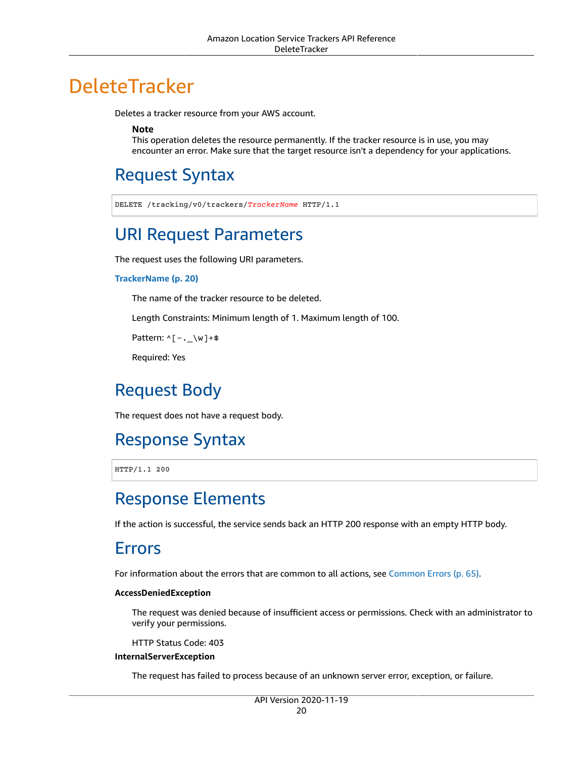# DeleteTracker

Deletes a tracker resource from your AWS account.

> **Note**
> This operation deletes the resource permanently. If the tracker resource is in use, you may encounter an error. Make sure that the target resource isn't a dependency for your applications.

## Request Syntax

```
DELETE /tracking/v0/trackers/TrackerName HTTP/1.1
```

## URI Request Parameters

The request uses the following URI parameters.

**TrackerName (p. 20)**

The name of the tracker resource to be deleted.

Length Constraints: Minimum length of 1. Maximum length of 100.

Pattern: `^[-._\w]+$`

Required: Yes

## Request Body

The request does not have a request body.

## Response Syntax

```
HTTP/1.1 200
```

## Response Elements

If the action is successful, the service sends back an HTTP 200 response with an empty HTTP body.

## Errors

For information about the errors that are common to all actions, see Common Errors (p. 65).

**AccessDeniedException**

The request was denied because of insufficient access or permissions. Check with an administrator to verify your permissions.

HTTP Status Code: 403

**InternalServerException**

The request has failed to process because of an unknown server error, exception, or failure.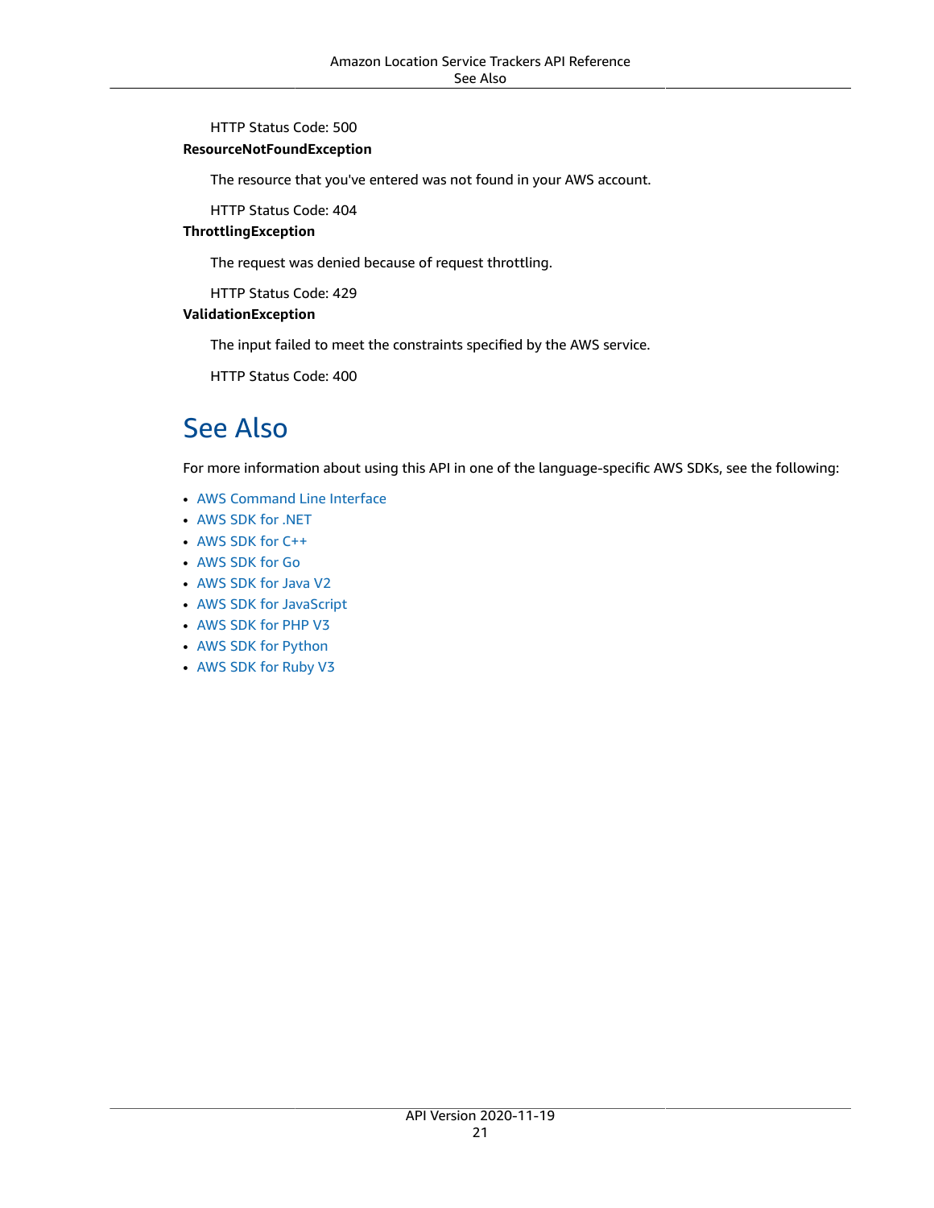HTTP Status Code: 500

**ResourceNotFoundException**

The resource that you've entered was not found in your AWS account.

HTTP Status Code: 404

**ThrottlingException**

The request was denied because of request throttling.

HTTP Status Code: 429

**ValidationException**

The input failed to meet the constraints specified by the AWS service.

HTTP Status Code: 400

## See Also

For more information about using this API in one of the language-specific AWS SDKs, see the following:

- AWS Command Line Interface
- AWS SDK for .NET
- AWS SDK for C++
- AWS SDK for Go
- AWS SDK for Java V2
- AWS SDK for JavaScript
- AWS SDK for PHP V3
- AWS SDK for Python
- AWS SDK for Ruby V3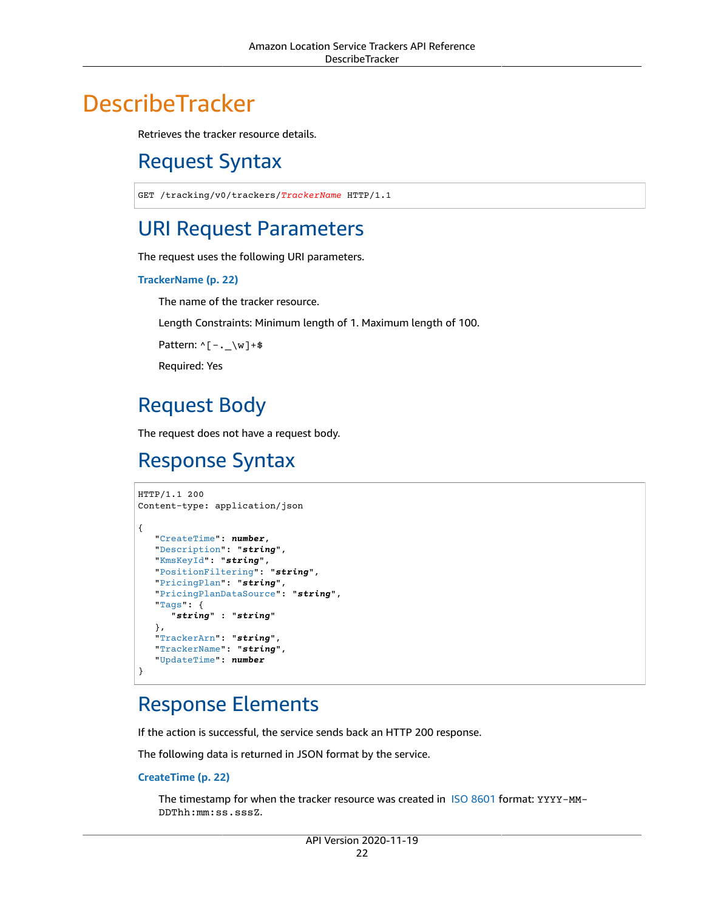# DescribeTracker

Retrieves the tracker resource details.

## Request Syntax

```
GET /tracking/v0/trackers/TrackerName HTTP/1.1
```

## URI Request Parameters

The request uses the following URI parameters.

**TrackerName (p. 22)**

The name of the tracker resource.

Length Constraints: Minimum length of 1. Maximum length of 100.

Pattern: `^[-._\w]+$`

Required: Yes

## Request Body

The request does not have a request body.

## Response Syntax

```
HTTP/1.1 200
Content-type: application/json

{
   "CreateTime": number,
   "Description": "string",
   "KmsKeyId": "string",
   "PositionFiltering": "string",
   "PricingPlan": "string",
   "PricingPlanDataSource": "string",
   "Tags": {
      "string" : "string"
   },
   "TrackerArn": "string",
   "TrackerName": "string",
   "UpdateTime": number
}
```

## Response Elements

If the action is successful, the service sends back an HTTP 200 response.

The following data is returned in JSON format by the service.

**CreateTime (p. 22)**

The timestamp for when the tracker resource was created in ISO 8601 format: `YYYY-MM-DDThh:mm:ss.sssZ`.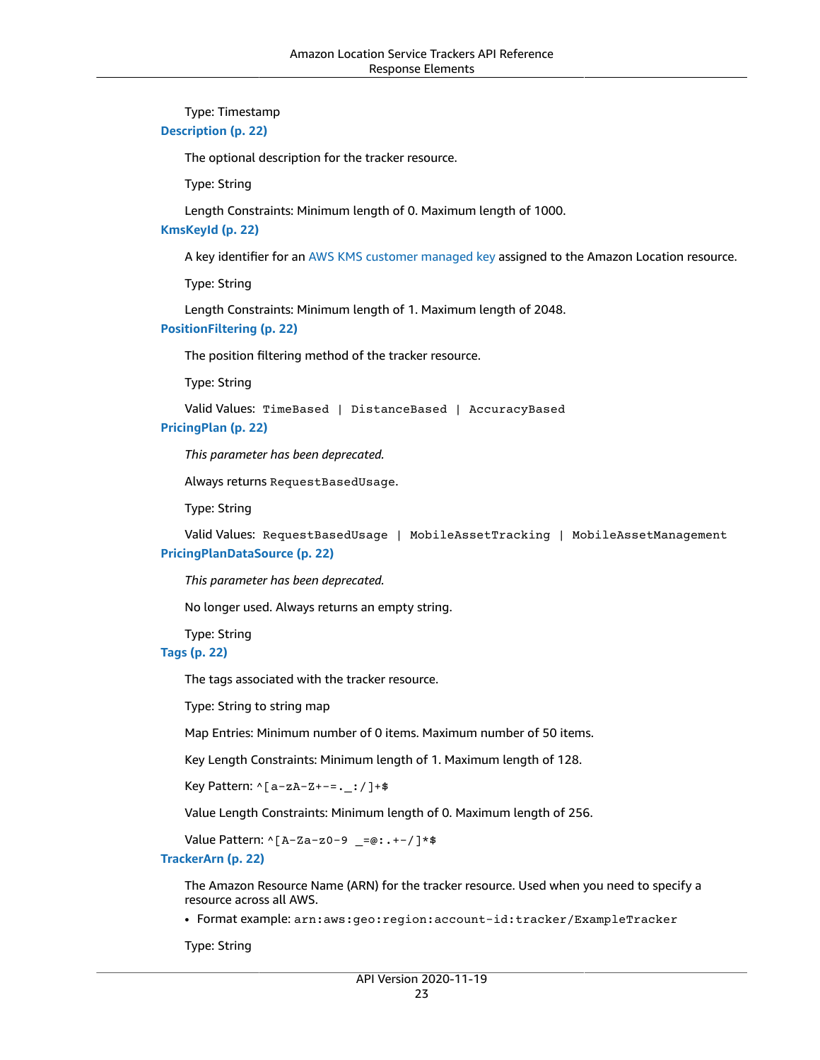Type: Timestamp

**Description (p. 22)**

The optional description for the tracker resource.

Type: String

Length Constraints: Minimum length of 0. Maximum length of 1000.

**KmsKeyId (p. 22)**

A key identifier for an AWS KMS customer managed key assigned to the Amazon Location resource.

Type: String

Length Constraints: Minimum length of 1. Maximum length of 2048.

**PositionFiltering (p. 22)**

The position filtering method of the tracker resource.

Type: String

Valid Values: `TimeBased | DistanceBased | AccuracyBased`

**PricingPlan (p. 22)**

*This parameter has been deprecated.*

Always returns `RequestBasedUsage`.

Type: String

Valid Values: `RequestBasedUsage | MobileAssetTracking | MobileAssetManagement`

**PricingPlanDataSource (p. 22)**

*This parameter has been deprecated.*

No longer used. Always returns an empty string.

Type: String

**Tags (p. 22)**

The tags associated with the tracker resource.

Type: String to string map

Map Entries: Minimum number of 0 items. Maximum number of 50 items.

Key Length Constraints: Minimum length of 1. Maximum length of 128.

Key Pattern: `^[a-zA-Z+-=._:/]+$`

Value Length Constraints: Minimum length of 0. Maximum length of 256.

Value Pattern: `^[A-Za-z0-9 _=@:.+-/]*$`

**TrackerArn (p. 22)**

The Amazon Resource Name (ARN) for the tracker resource. Used when you need to specify a resource across all AWS.

- Format example: `arn:aws:geo:region:account-id:tracker/ExampleTracker`

Type: String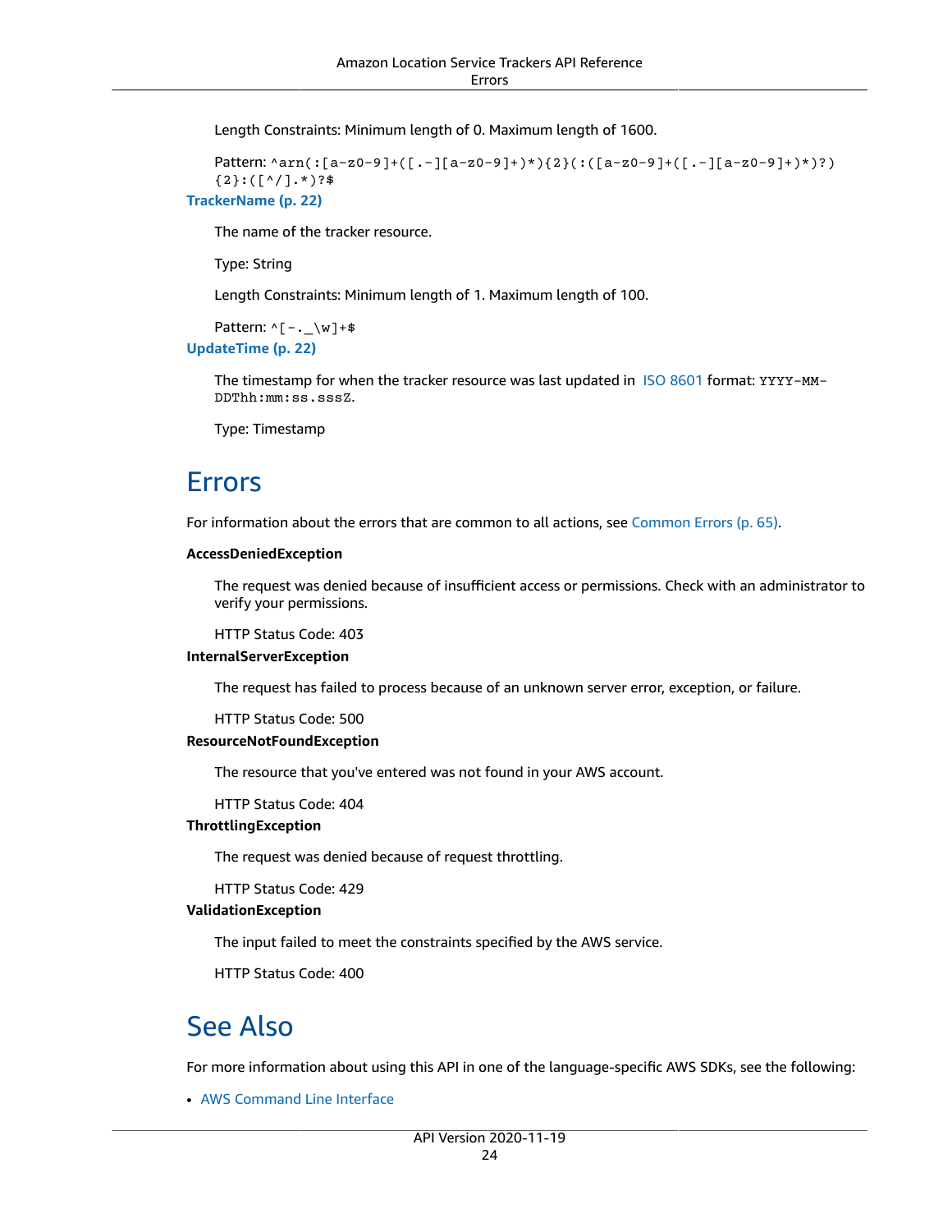Length Constraints: Minimum length of 0. Maximum length of 1600.

Pattern: `^arn(:[a-z0-9]+([.-][a-z0-9]+)*){2}(:([a-z0-9]+([.-][a-z0-9]+)*)?){2}:([^/].*)?$`

**TrackerName (p. 22)**

The name of the tracker resource.

Type: String

Length Constraints: Minimum length of 1. Maximum length of 100.

Pattern: `^[-._\w]+$`

**UpdateTime (p. 22)**

The timestamp for when the tracker resource was last updated in ISO 8601 format: `YYYY-MM-DDThh:mm:ss.sssZ`.

Type: Timestamp

# Errors

For information about the errors that are common to all actions, see Common Errors (p. 65).

**AccessDeniedException**

The request was denied because of insufficient access or permissions. Check with an administrator to verify your permissions.

HTTP Status Code: 403

**InternalServerException**

The request has failed to process because of an unknown server error, exception, or failure.

HTTP Status Code: 500

**ResourceNotFoundException**

The resource that you've entered was not found in your AWS account.

HTTP Status Code: 404

**ThrottlingException**

The request was denied because of request throttling.

HTTP Status Code: 429

**ValidationException**

The input failed to meet the constraints specified by the AWS service.

HTTP Status Code: 400

# See Also

For more information about using this API in one of the language-specific AWS SDKs, see the following:

- AWS Command Line Interface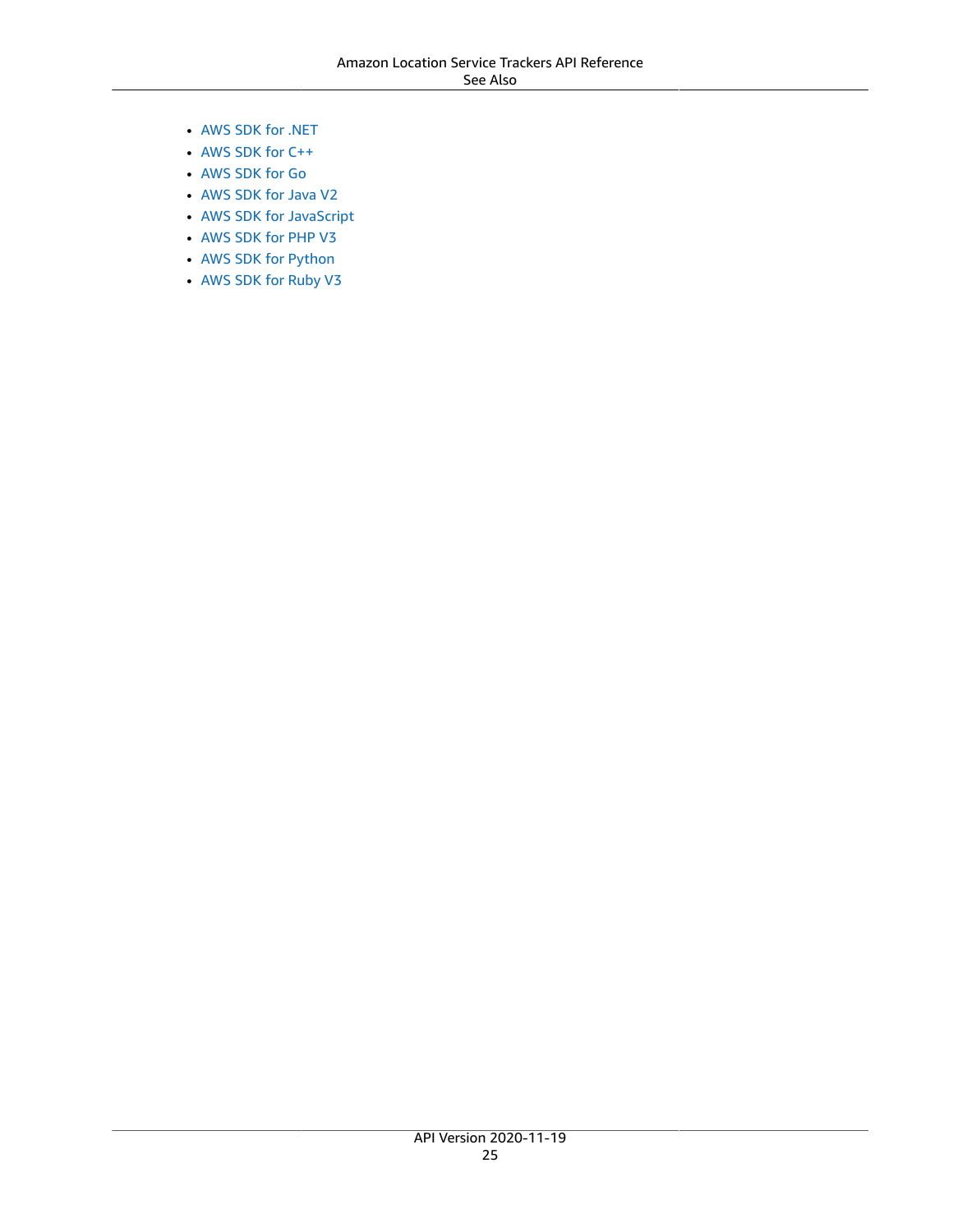- AWS SDK for .NET
- AWS SDK for C++
- AWS SDK for Go
- AWS SDK for Java V2
- AWS SDK for JavaScript
- AWS SDK for PHP V3
- AWS SDK for Python
- AWS SDK for Ruby V3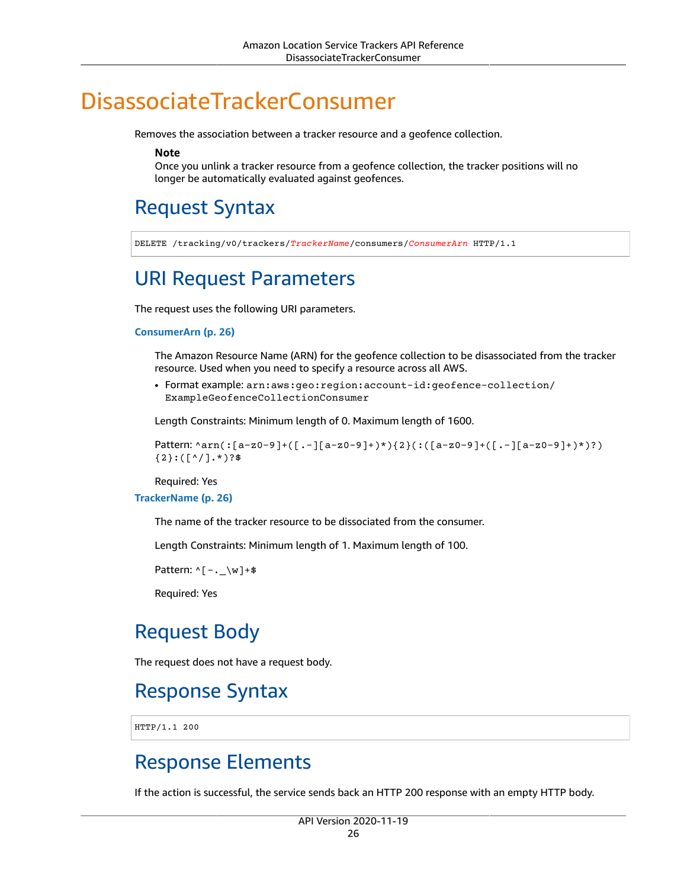# DisassociateTrackerConsumer

Removes the association between a tracker resource and a geofence collection.

> **Note**
> Once you unlink a tracker resource from a geofence collection, the tracker positions will no longer be automatically evaluated against geofences.

## Request Syntax

```
DELETE /tracking/v0/trackers/TrackerName/consumers/ConsumerArn HTTP/1.1
```

## URI Request Parameters

The request uses the following URI parameters.

**ConsumerArn (p. 26)**

The Amazon Resource Name (ARN) for the geofence collection to be disassociated from the tracker resource. Used when you need to specify a resource across all AWS.

- Format example: `arn:aws:geo:region:account-id:geofence-collection/ExampleGeofenceCollectionConsumer`

Length Constraints: Minimum length of 0. Maximum length of 1600.

Pattern: `^arn(:[a-z0-9]+([.-][a-z0-9]+)*){2}(:([a-z0-9]+([.-][a-z0-9]+)*)?){2}:([^/].*)?$`

Required: Yes

**TrackerName (p. 26)**

The name of the tracker resource to be dissociated from the consumer.

Length Constraints: Minimum length of 1. Maximum length of 100.

Pattern: `^[-._\w]+$`

Required: Yes

## Request Body

The request does not have a request body.

## Response Syntax

```
HTTP/1.1 200
```

## Response Elements

If the action is successful, the service sends back an HTTP 200 response with an empty HTTP body.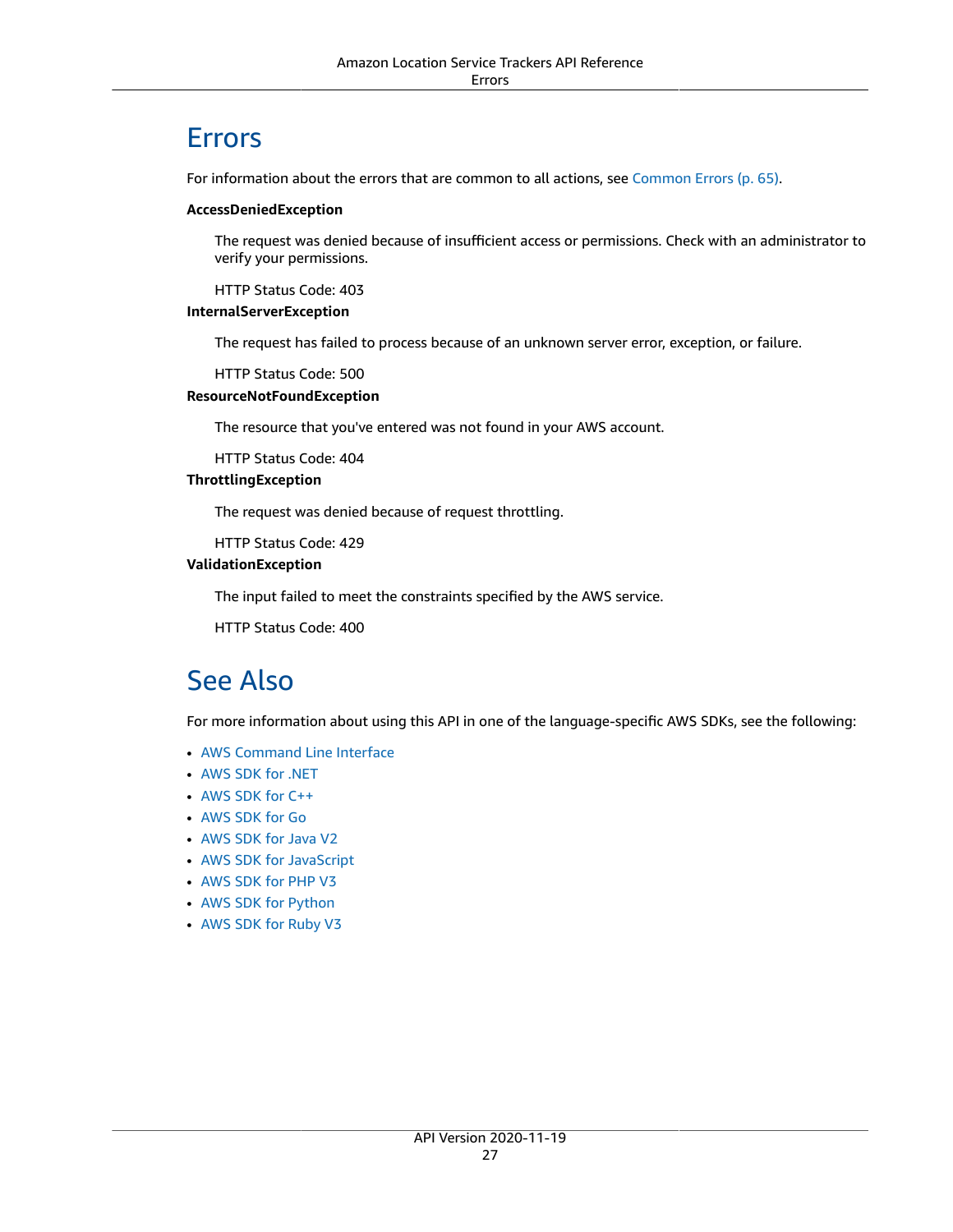## Errors

For information about the errors that are common to all actions, see Common Errors (p. 65).

**AccessDeniedException**

The request was denied because of insufficient access or permissions. Check with an administrator to verify your permissions.

HTTP Status Code: 403

**InternalServerException**

The request has failed to process because of an unknown server error, exception, or failure.

HTTP Status Code: 500

**ResourceNotFoundException**

The resource that you've entered was not found in your AWS account.

HTTP Status Code: 404

**ThrottlingException**

The request was denied because of request throttling.

HTTP Status Code: 429

**ValidationException**

The input failed to meet the constraints specified by the AWS service.

HTTP Status Code: 400

## See Also

For more information about using this API in one of the language-specific AWS SDKs, see the following:

- AWS Command Line Interface
- AWS SDK for .NET
- AWS SDK for C++
- AWS SDK for Go
- AWS SDK for Java V2
- AWS SDK for JavaScript
- AWS SDK for PHP V3
- AWS SDK for Python
- AWS SDK for Ruby V3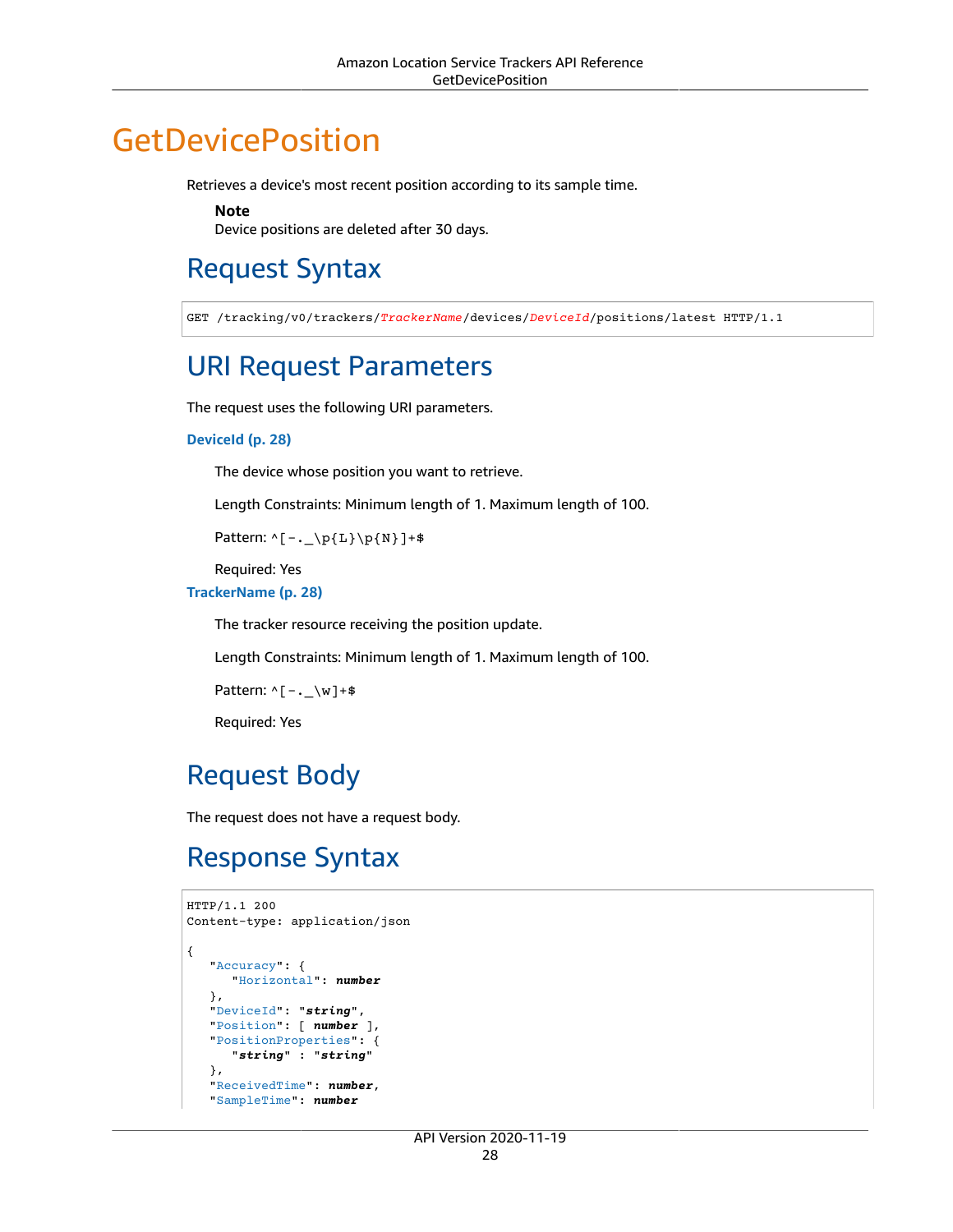# GetDevicePosition

Retrieves a device's most recent position according to its sample time.

**Note**
Device positions are deleted after 30 days.

## Request Syntax

```
GET /tracking/v0/trackers/TrackerName/devices/DeviceId/positions/latest HTTP/1.1
```

## URI Request Parameters

The request uses the following URI parameters.

**DeviceId (p. 28)**

The device whose position you want to retrieve.

Length Constraints: Minimum length of 1. Maximum length of 100.

Pattern: `^[-._\p{L}\p{N}]+$`

Required: Yes

**TrackerName (p. 28)**

The tracker resource receiving the position update.

Length Constraints: Minimum length of 1. Maximum length of 100.

Pattern: `^[-._\w]+$`

Required: Yes

## Request Body

The request does not have a request body.

## Response Syntax

```
HTTP/1.1 200
Content-type: application/json

{
   "Accuracy": {
      "Horizontal": number
   },
   "DeviceId": "string",
   "Position": [ number ],
   "PositionProperties": {
      "string" : "string"
   },
   "ReceivedTime": number,
   "SampleTime": number
```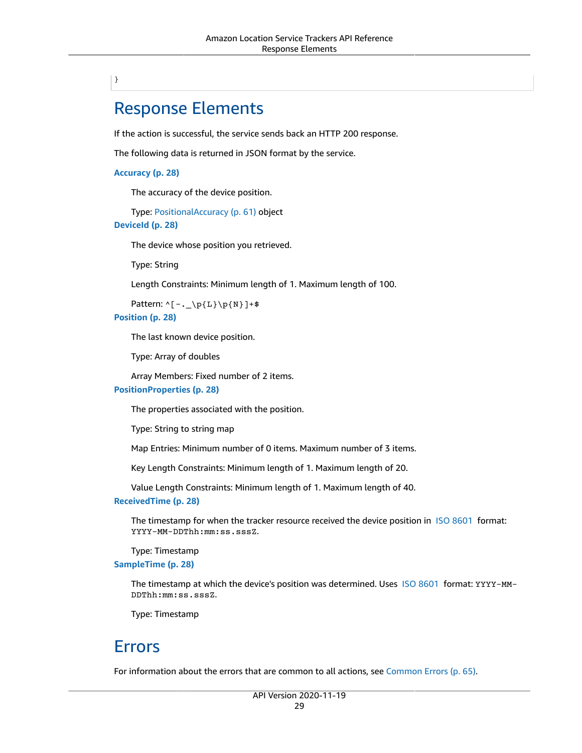```
}
```

## Response Elements

If the action is successful, the service sends back an HTTP 200 response.

The following data is returned in JSON format by the service.

**Accuracy (p. 28)**

The accuracy of the device position.

Type: PositionalAccuracy (p. 61) object

**DeviceId (p. 28)**

The device whose position you retrieved.

Type: String

Length Constraints: Minimum length of 1. Maximum length of 100.

Pattern: `^[-._\p{L}\p{N}]+$`

**Position (p. 28)**

The last known device position.

Type: Array of doubles

Array Members: Fixed number of 2 items.

**PositionProperties (p. 28)**

The properties associated with the position.

Type: String to string map

Map Entries: Minimum number of 0 items. Maximum number of 3 items.

Key Length Constraints: Minimum length of 1. Maximum length of 20.

Value Length Constraints: Minimum length of 1. Maximum length of 40.

**ReceivedTime (p. 28)**

The timestamp for when the tracker resource received the device position in ISO 8601 format: `YYYY-MM-DDThh:mm:ss.sssZ`.

Type: Timestamp

**SampleTime (p. 28)**

The timestamp at which the device's position was determined. Uses ISO 8601 format: `YYYY-MM-DDThh:mm:ss.sssZ`.

Type: Timestamp

## Errors

For information about the errors that are common to all actions, see Common Errors (p. 65).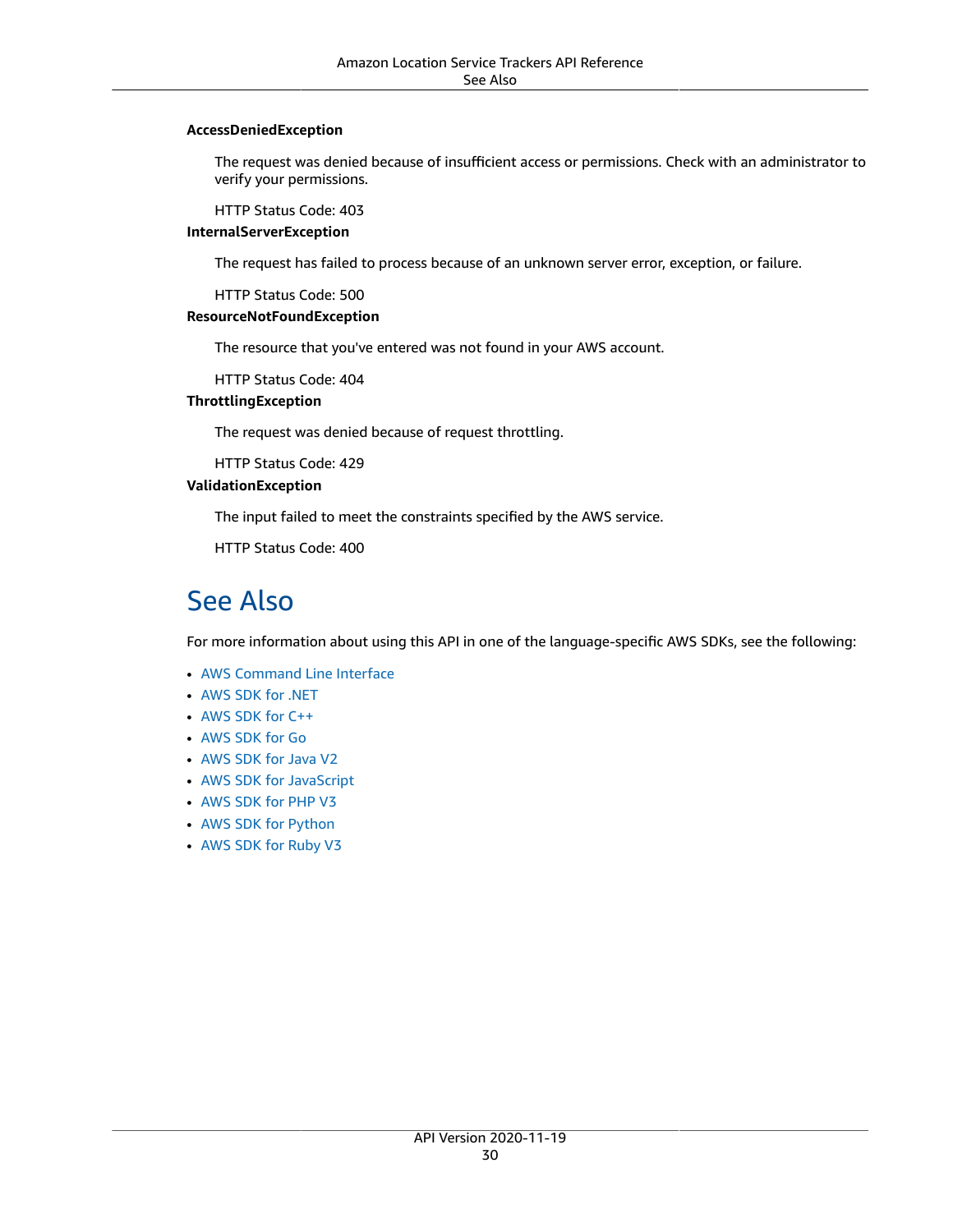**AccessDeniedException**

The request was denied because of insufficient access or permissions. Check with an administrator to verify your permissions.

HTTP Status Code: 403

**InternalServerException**

The request has failed to process because of an unknown server error, exception, or failure.

HTTP Status Code: 500

**ResourceNotFoundException**

The resource that you've entered was not found in your AWS account.

HTTP Status Code: 404

**ThrottlingException**

The request was denied because of request throttling.

HTTP Status Code: 429

**ValidationException**

The input failed to meet the constraints specified by the AWS service.

HTTP Status Code: 400

## See Also

For more information about using this API in one of the language-specific AWS SDKs, see the following:

- AWS Command Line Interface
- AWS SDK for .NET
- AWS SDK for C++
- AWS SDK for Go
- AWS SDK for Java V2
- AWS SDK for JavaScript
- AWS SDK for PHP V3
- AWS SDK for Python
- AWS SDK for Ruby V3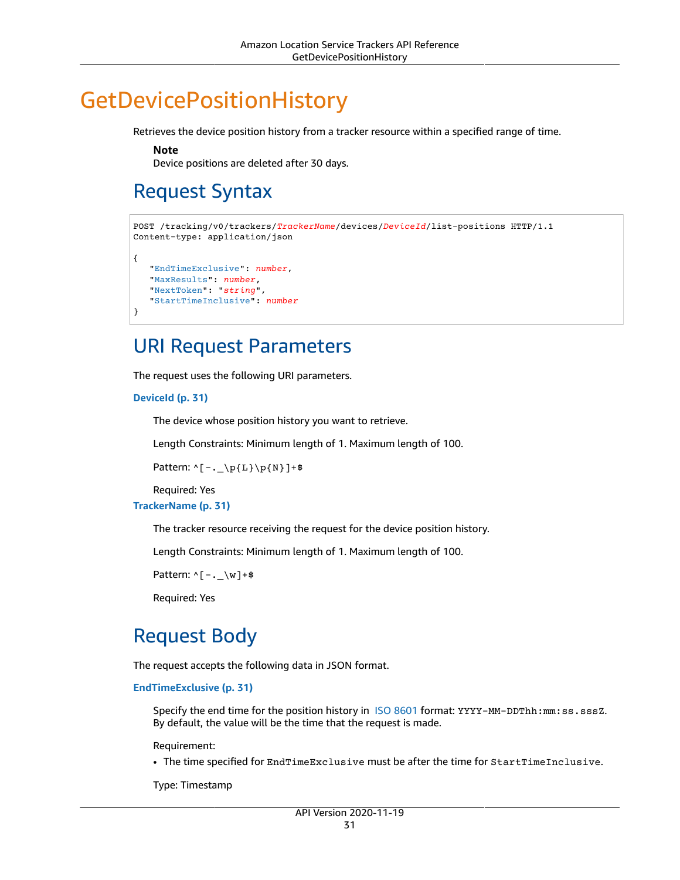# GetDevicePositionHistory

Retrieves the device position history from a tracker resource within a specified range of time.

> **Note**
> Device positions are deleted after 30 days.

## Request Syntax

```
POST /tracking/v0/trackers/TrackerName/devices/DeviceId/list-positions HTTP/1.1
Content-type: application/json

{
   "EndTimeExclusive": number,
   "MaxResults": number,
   "NextToken": "string",
   "StartTimeInclusive": number
}
```

## URI Request Parameters

The request uses the following URI parameters.

**DeviceId (p. 31)**

The device whose position history you want to retrieve.

Length Constraints: Minimum length of 1. Maximum length of 100.

Pattern: `^[-._\p{L}\p{N}]+$`

Required: Yes

**TrackerName (p. 31)**

The tracker resource receiving the request for the device position history.

Length Constraints: Minimum length of 1. Maximum length of 100.

Pattern: `^[-._\w]+$`

Required: Yes

## Request Body

The request accepts the following data in JSON format.

**EndTimeExclusive (p. 31)**

Specify the end time for the position history in ISO 8601 format: `YYYY-MM-DDThh:mm:ss.sssZ`. By default, the value will be the time that the request is made.

Requirement:

- The time specified for `EndTimeExclusive` must be after the time for `StartTimeInclusive`.

Type: Timestamp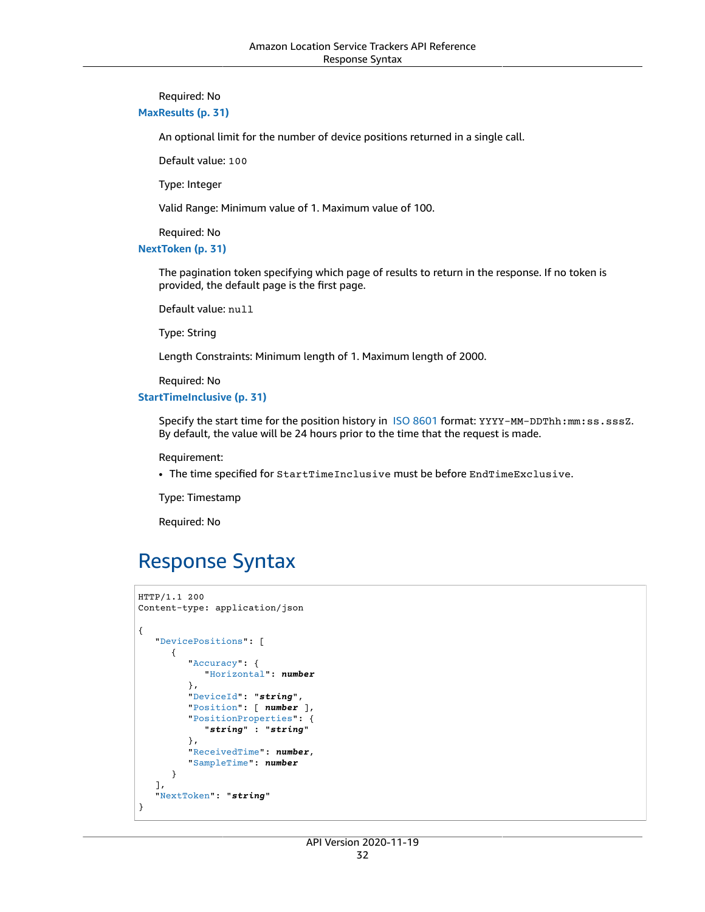Required: No

**MaxResults (p. 31)**

An optional limit for the number of device positions returned in a single call.

Default value: `100`

Type: Integer

Valid Range: Minimum value of 1. Maximum value of 100.

Required: No

**NextToken (p. 31)**

The pagination token specifying which page of results to return in the response. If no token is provided, the default page is the first page.

Default value: `null`

Type: String

Length Constraints: Minimum length of 1. Maximum length of 2000.

Required: No

**StartTimeInclusive (p. 31)**

Specify the start time for the position history in ISO 8601 format: `YYYY-MM-DDThh:mm:ss.sssZ`. By default, the value will be 24 hours prior to the time that the request is made.

Requirement:

- The time specified for `StartTimeInclusive` must be before `EndTimeExclusive`.

Type: Timestamp

Required: No

## Response Syntax

```
HTTP/1.1 200
Content-type: application/json

{
   "DevicePositions": [ 
      { 
         "Accuracy": { 
            "Horizontal": number
         },
         "DeviceId": "string",
         "Position": [ number ],
         "PositionProperties": { 
            "string" : "string" 
         },
         "ReceivedTime": number,
         "SampleTime": number
      }
   ],
   "NextToken": "string"
}
```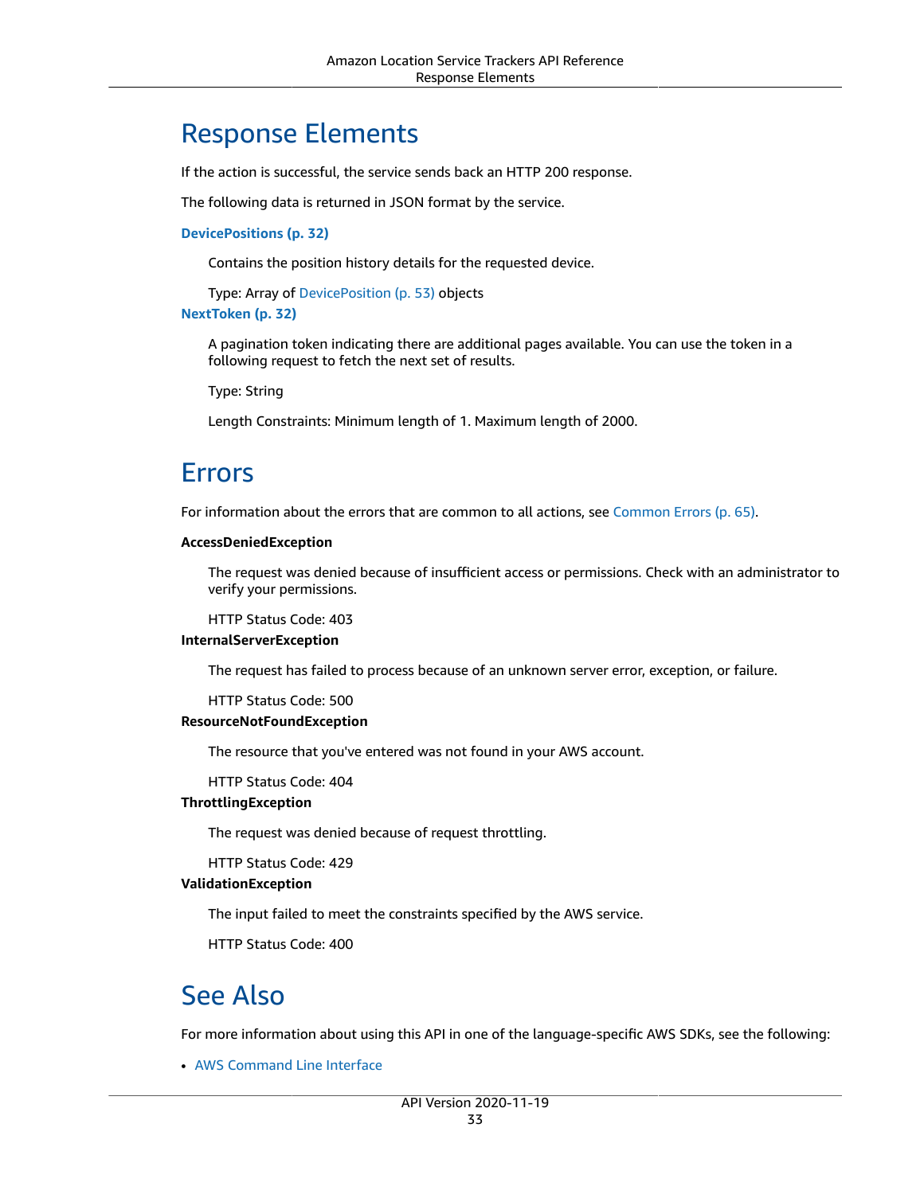## Response Elements

If the action is successful, the service sends back an HTTP 200 response.

The following data is returned in JSON format by the service.

**DevicePositions (p. 32)**

Contains the position history details for the requested device.

Type: Array of DevicePosition (p. 53) objects

**NextToken (p. 32)**

A pagination token indicating there are additional pages available. You can use the token in a following request to fetch the next set of results.

Type: String

Length Constraints: Minimum length of 1. Maximum length of 2000.

## Errors

For information about the errors that are common to all actions, see Common Errors (p. 65).

**AccessDeniedException**

The request was denied because of insufficient access or permissions. Check with an administrator to verify your permissions.

HTTP Status Code: 403

**InternalServerException**

The request has failed to process because of an unknown server error, exception, or failure.

HTTP Status Code: 500

**ResourceNotFoundException**

The resource that you've entered was not found in your AWS account.

HTTP Status Code: 404

**ThrottlingException**

The request was denied because of request throttling.

HTTP Status Code: 429

**ValidationException**

The input failed to meet the constraints specified by the AWS service.

HTTP Status Code: 400

## See Also

For more information about using this API in one of the language-specific AWS SDKs, see the following:

- AWS Command Line Interface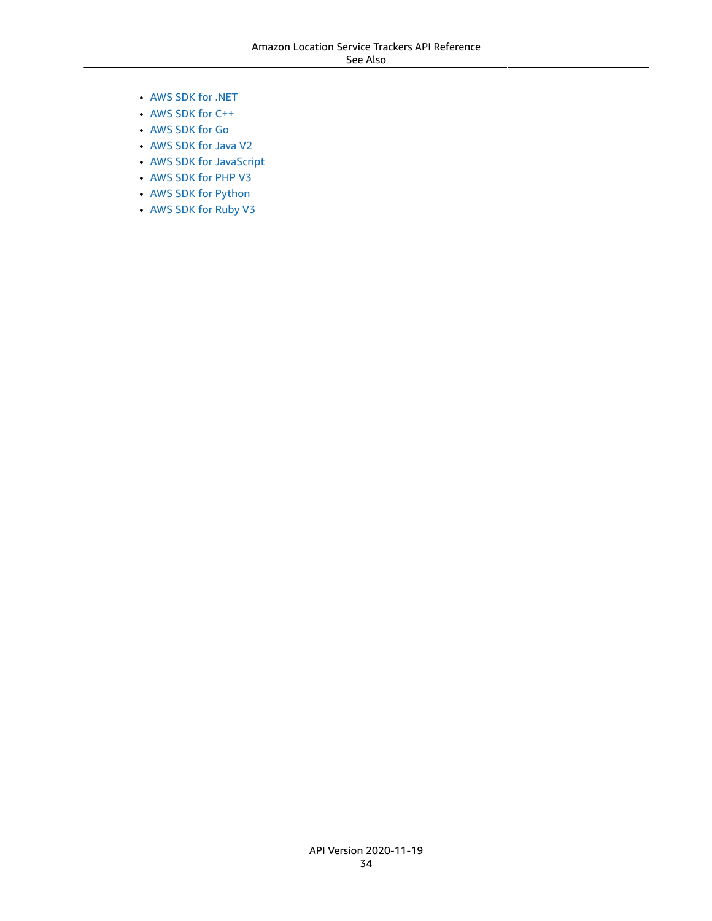- AWS SDK for .NET
- AWS SDK for C++
- AWS SDK for Go
- AWS SDK for Java V2
- AWS SDK for JavaScript
- AWS SDK for PHP V3
- AWS SDK for Python
- AWS SDK for Ruby V3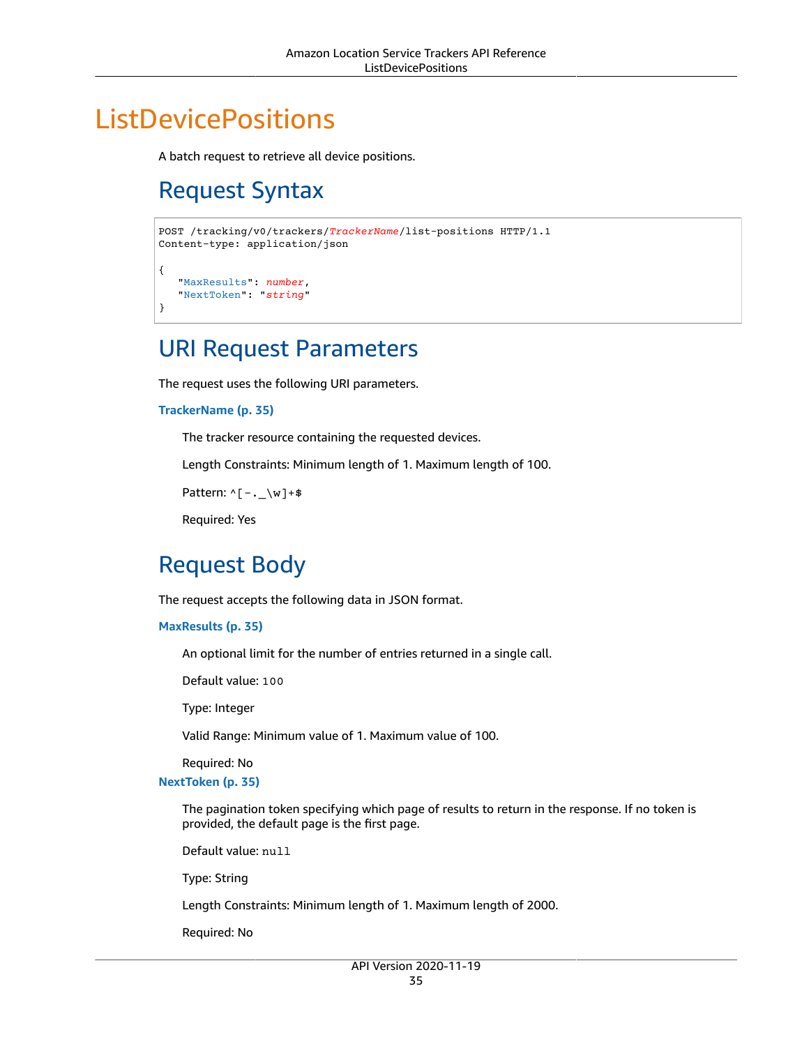# ListDevicePositions

A batch request to retrieve all device positions.

## Request Syntax

```
POST /tracking/v0/trackers/TrackerName/list-positions HTTP/1.1
Content-type: application/json

{
   "MaxResults": number,
   "NextToken": "string"
}
```

## URI Request Parameters

The request uses the following URI parameters.

**TrackerName (p. 35)**

The tracker resource containing the requested devices.

Length Constraints: Minimum length of 1. Maximum length of 100.

Pattern: `^[-._\w]+$`

Required: Yes

## Request Body

The request accepts the following data in JSON format.

**MaxResults (p. 35)**

An optional limit for the number of entries returned in a single call.

Default value: `100`

Type: Integer

Valid Range: Minimum value of 1. Maximum value of 100.

Required: No

**NextToken (p. 35)**

The pagination token specifying which page of results to return in the response. If no token is provided, the default page is the first page.

Default value: `null`

Type: String

Length Constraints: Minimum length of 1. Maximum length of 2000.

Required: No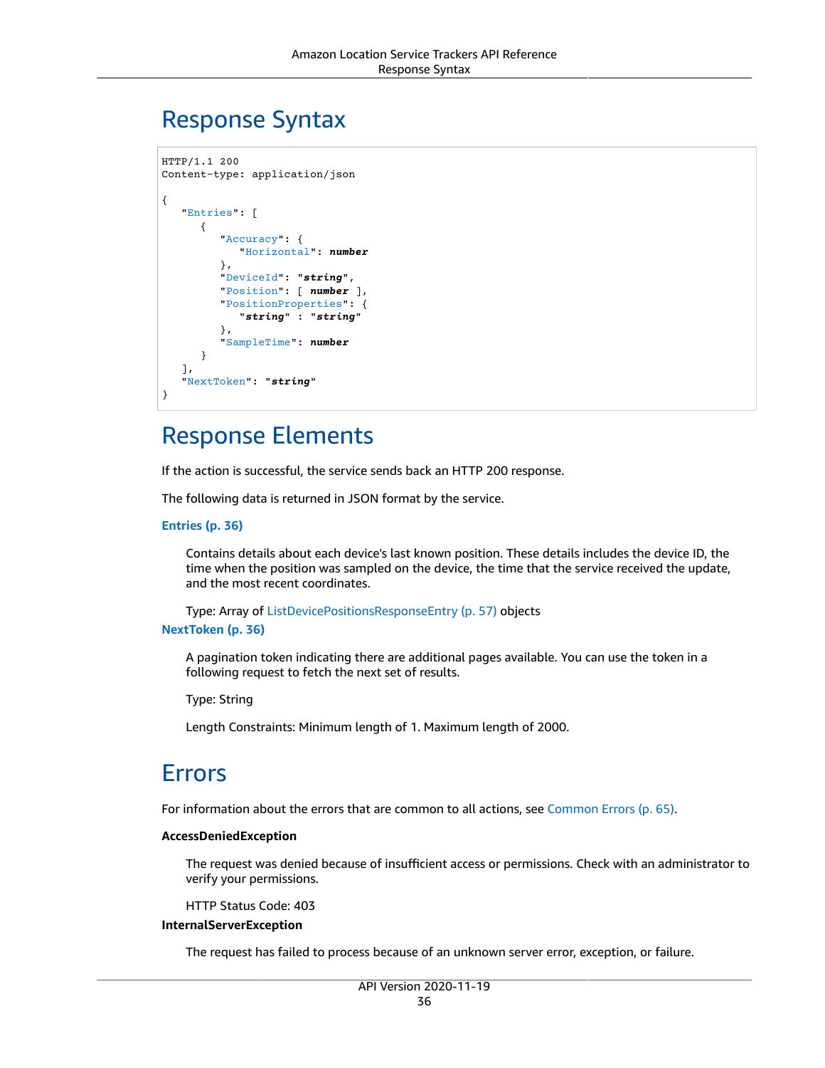## Response Syntax

```
HTTP/1.1 200
Content-type: application/json

{
   "Entries": [
      {
         "Accuracy": {
            "Horizontal": number
         },
         "DeviceId": "string",
         "Position": [ number ],
         "PositionProperties": {
            "string" : "string"
         },
         "SampleTime": number
      }
   ],
   "NextToken": "string"
}
```

## Response Elements

If the action is successful, the service sends back an HTTP 200 response.

The following data is returned in JSON format by the service.

**Entries (p. 36)**

Contains details about each device's last known position. These details includes the device ID, the time when the position was sampled on the device, the time that the service received the update, and the most recent coordinates.

Type: Array of ListDevicePositionsResponseEntry (p. 57) objects

**NextToken (p. 36)**

A pagination token indicating there are additional pages available. You can use the token in a following request to fetch the next set of results.

Type: String

Length Constraints: Minimum length of 1. Maximum length of 2000.

## Errors

For information about the errors that are common to all actions, see Common Errors (p. 65).

**AccessDeniedException**

The request was denied because of insufficient access or permissions. Check with an administrator to verify your permissions.

HTTP Status Code: 403

**InternalServerException**

The request has failed to process because of an unknown server error, exception, or failure.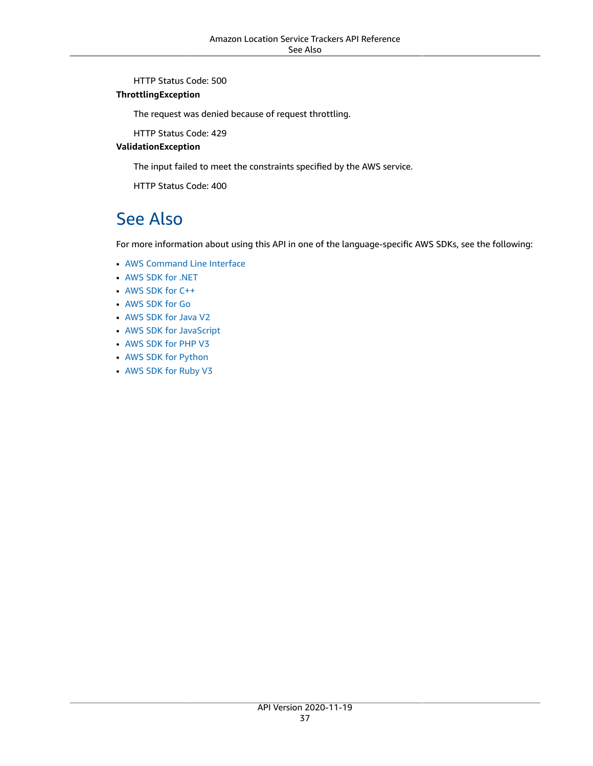HTTP Status Code: 500

**ThrottlingException**

The request was denied because of request throttling.

HTTP Status Code: 429

**ValidationException**

The input failed to meet the constraints specified by the AWS service.

HTTP Status Code: 400

## See Also

For more information about using this API in one of the language-specific AWS SDKs, see the following:

- AWS Command Line Interface
- AWS SDK for .NET
- AWS SDK for C++
- AWS SDK for Go
- AWS SDK for Java V2
- AWS SDK for JavaScript
- AWS SDK for PHP V3
- AWS SDK for Python
- AWS SDK for Ruby V3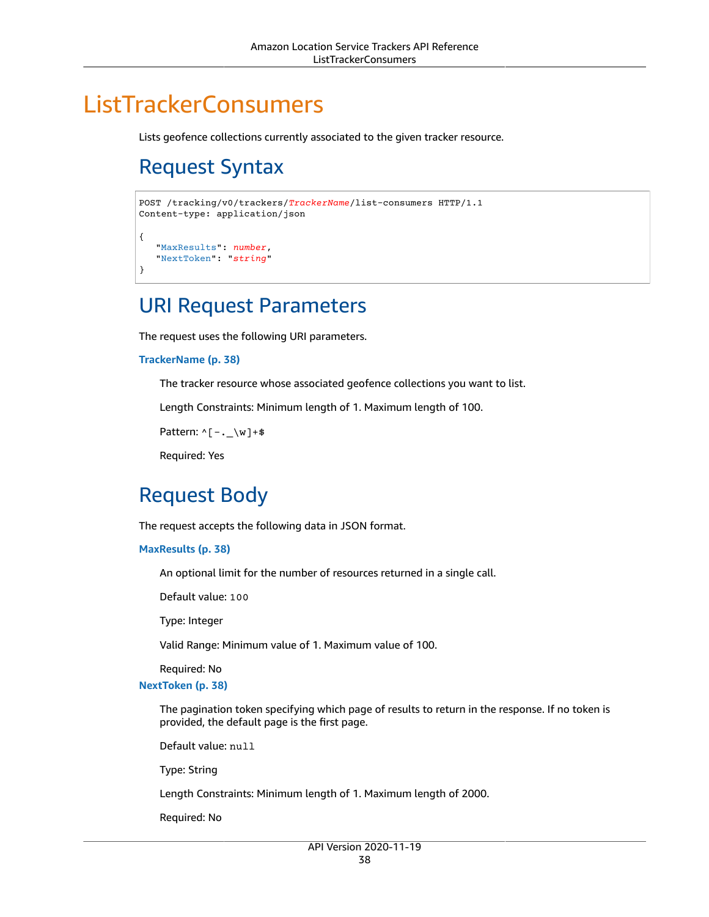# ListTrackerConsumers

Lists geofence collections currently associated to the given tracker resource.

## Request Syntax

```
POST /tracking/v0/trackers/TrackerName/list-consumers HTTP/1.1
Content-type: application/json

{
   "MaxResults": number,
   "NextToken": "string"
}
```

## URI Request Parameters

The request uses the following URI parameters.

**TrackerName (p. 38)**

The tracker resource whose associated geofence collections you want to list.

Length Constraints: Minimum length of 1. Maximum length of 100.

Pattern: `^[-._\w]+$`

Required: Yes

## Request Body

The request accepts the following data in JSON format.

**MaxResults (p. 38)**

An optional limit for the number of resources returned in a single call.

Default value: `100`

Type: Integer

Valid Range: Minimum value of 1. Maximum value of 100.

Required: No

**NextToken (p. 38)**

The pagination token specifying which page of results to return in the response. If no token is provided, the default page is the first page.

Default value: `null`

Type: String

Length Constraints: Minimum length of 1. Maximum length of 2000.

Required: No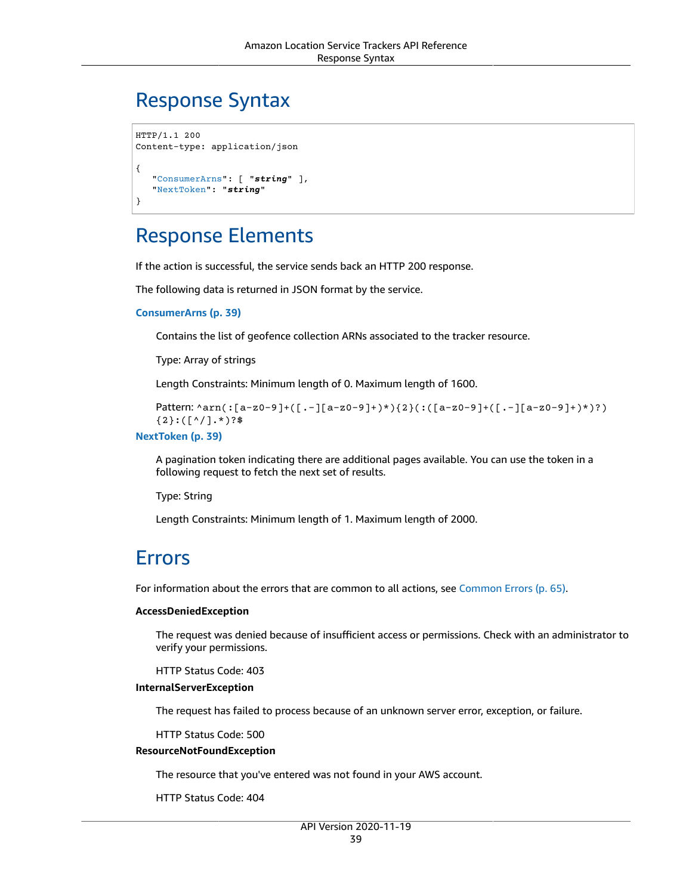## Response Syntax

```
HTTP/1.1 200
Content-type: application/json

{
   "ConsumerArns": [ "string" ],
   "NextToken": "string"
}
```

## Response Elements

If the action is successful, the service sends back an HTTP 200 response.

The following data is returned in JSON format by the service.

**ConsumerArns (p. 39)**

Contains the list of geofence collection ARNs associated to the tracker resource.

Type: Array of strings

Length Constraints: Minimum length of 0. Maximum length of 1600.

Pattern: `^arn(:[a-z0-9]+([.-][a-z0-9]+)*){2}(:([a-z0-9]+([.-][a-z0-9]+)*)?){2}:([^/].*)?$`

**NextToken (p. 39)**

A pagination token indicating there are additional pages available. You can use the token in a following request to fetch the next set of results.

Type: String

Length Constraints: Minimum length of 1. Maximum length of 2000.

## Errors

For information about the errors that are common to all actions, see Common Errors (p. 65).

**AccessDeniedException**

The request was denied because of insufficient access or permissions. Check with an administrator to verify your permissions.

HTTP Status Code: 403

**InternalServerException**

The request has failed to process because of an unknown server error, exception, or failure.

HTTP Status Code: 500

**ResourceNotFoundException**

The resource that you've entered was not found in your AWS account.

HTTP Status Code: 404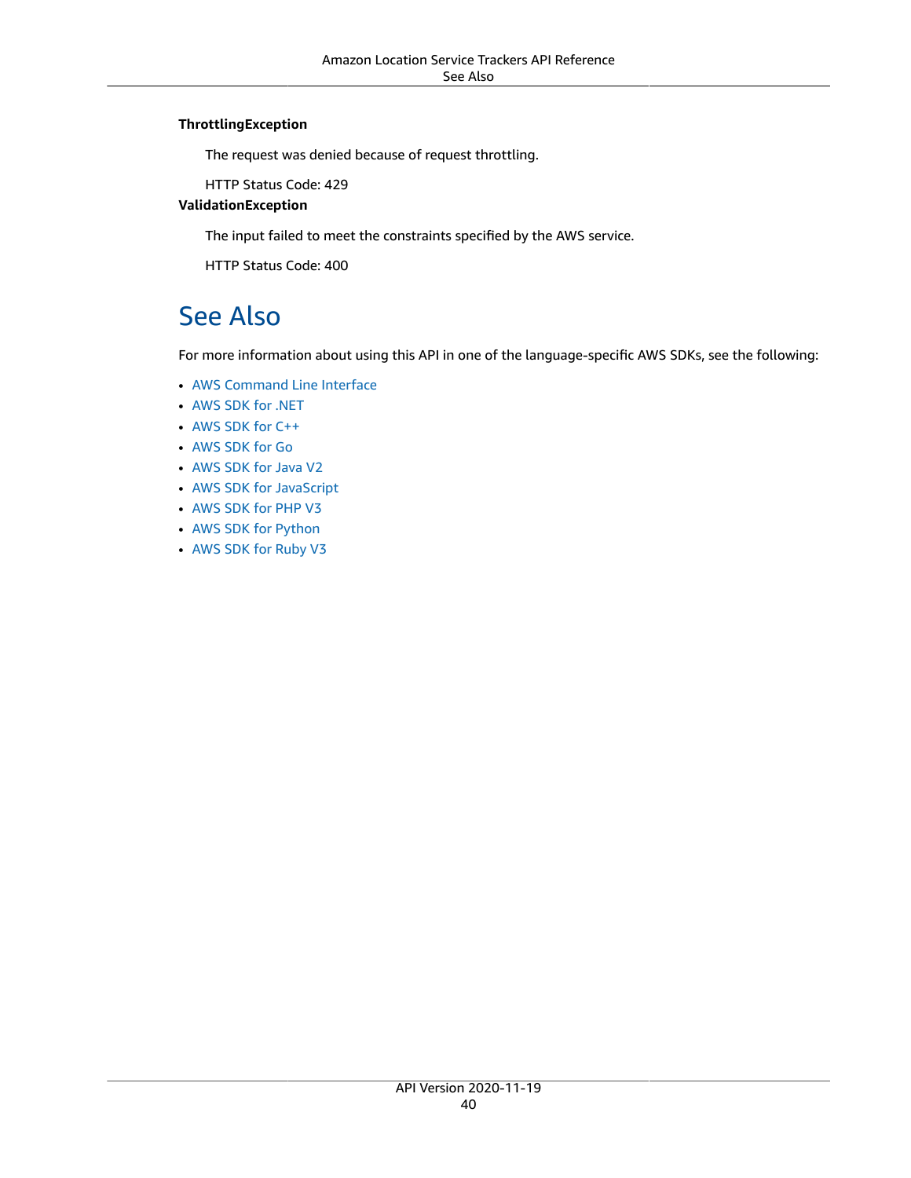**ThrottlingException**

The request was denied because of request throttling.

HTTP Status Code: 429

**ValidationException**

The input failed to meet the constraints specified by the AWS service.

HTTP Status Code: 400

## See Also

For more information about using this API in one of the language-specific AWS SDKs, see the following:

- AWS Command Line Interface
- AWS SDK for .NET
- AWS SDK for C++
- AWS SDK for Go
- AWS SDK for Java V2
- AWS SDK for JavaScript
- AWS SDK for PHP V3
- AWS SDK for Python
- AWS SDK for Ruby V3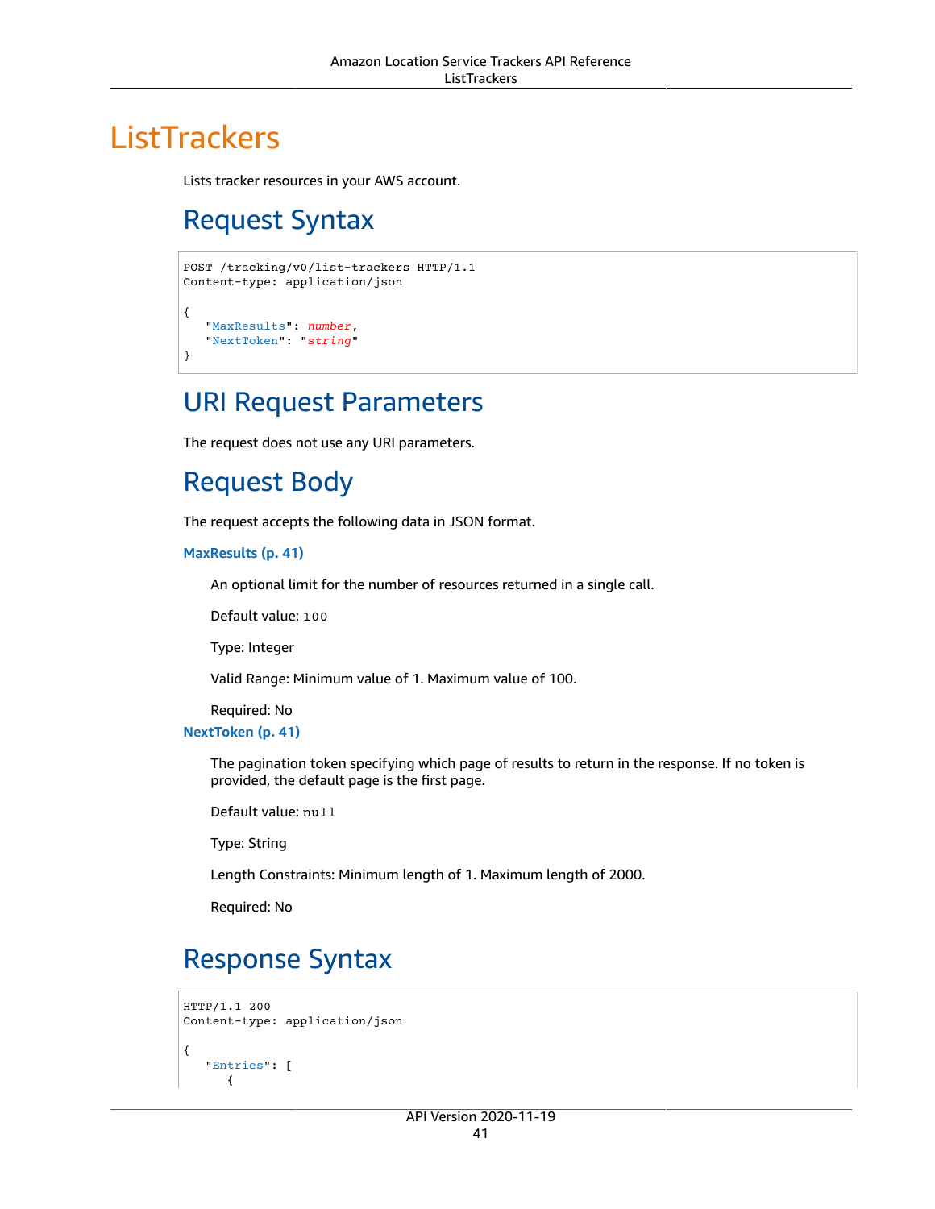# ListTrackers

Lists tracker resources in your AWS account.

## Request Syntax

```
POST /tracking/v0/list-trackers HTTP/1.1
Content-type: application/json

{
   "MaxResults": number,
   "NextToken": "string"
}
```

## URI Request Parameters

The request does not use any URI parameters.

## Request Body

The request accepts the following data in JSON format.

**MaxResults (p. 41)**

An optional limit for the number of resources returned in a single call.

Default value: `100`

Type: Integer

Valid Range: Minimum value of 1. Maximum value of 100.

Required: No

**NextToken (p. 41)**

The pagination token specifying which page of results to return in the response. If no token is provided, the default page is the first page.

Default value: `null`

Type: String

Length Constraints: Minimum length of 1. Maximum length of 2000.

Required: No

## Response Syntax

```
HTTP/1.1 200
Content-type: application/json

{
   "Entries": [
      {
```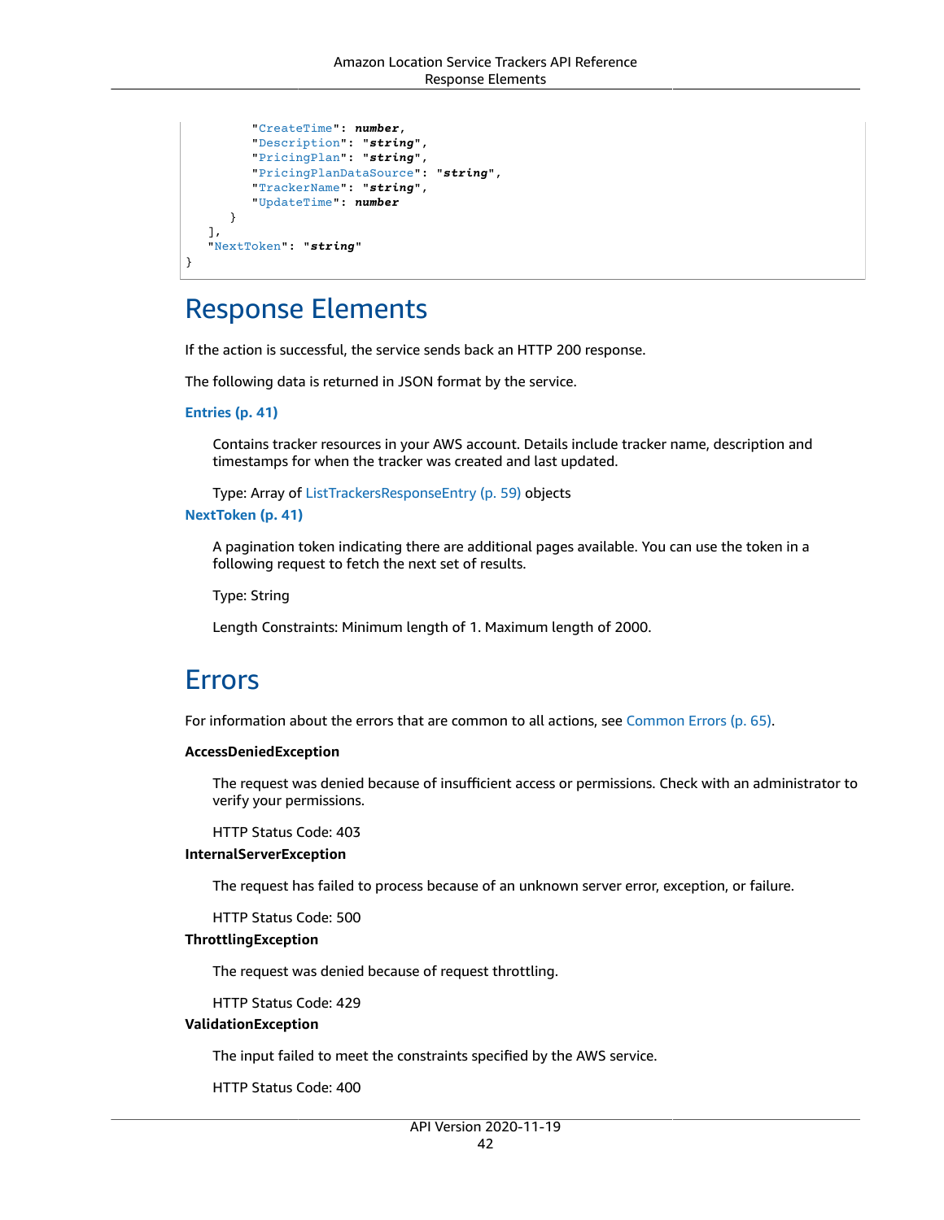```
         "CreateTime": number,
         "Description": "string",
         "PricingPlan": "string",
         "PricingPlanDataSource": "string",
         "TrackerName": "string",
         "UpdateTime": number
      }
   ],
   "NextToken": "string"
}
```

## Response Elements

If the action is successful, the service sends back an HTTP 200 response.

The following data is returned in JSON format by the service.

**Entries (p. 41)**

Contains tracker resources in your AWS account. Details include tracker name, description and timestamps for when the tracker was created and last updated.

Type: Array of ListTrackersResponseEntry (p. 59) objects

**NextToken (p. 41)**

A pagination token indicating there are additional pages available. You can use the token in a following request to fetch the next set of results.

Type: String

Length Constraints: Minimum length of 1. Maximum length of 2000.

## Errors

For information about the errors that are common to all actions, see Common Errors (p. 65).

**AccessDeniedException**

The request was denied because of insufficient access or permissions. Check with an administrator to verify your permissions.

HTTP Status Code: 403

**InternalServerException**

The request has failed to process because of an unknown server error, exception, or failure.

HTTP Status Code: 500

**ThrottlingException**

The request was denied because of request throttling.

HTTP Status Code: 429

**ValidationException**

The input failed to meet the constraints specified by the AWS service.

HTTP Status Code: 400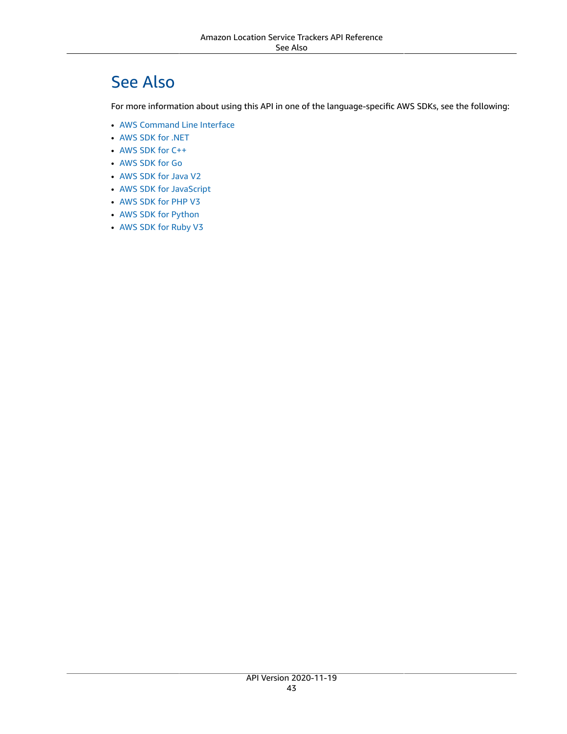## See Also

For more information about using this API in one of the language-specific AWS SDKs, see the following:

- AWS Command Line Interface
- AWS SDK for .NET
- AWS SDK for C++
- AWS SDK for Go
- AWS SDK for Java V2
- AWS SDK for JavaScript
- AWS SDK for PHP V3
- AWS SDK for Python
- AWS SDK for Ruby V3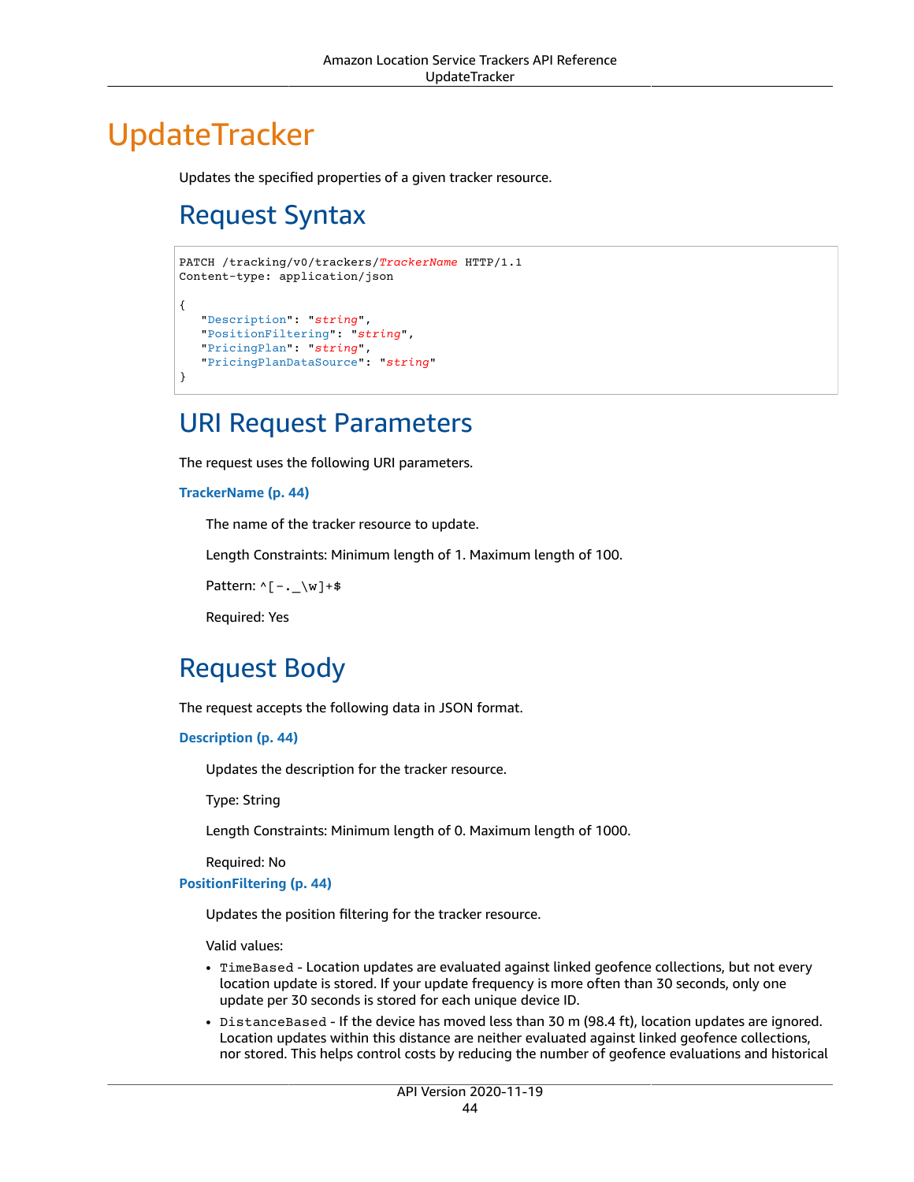# UpdateTracker

Updates the specified properties of a given tracker resource.

## Request Syntax

```
PATCH /tracking/v0/trackers/TrackerName HTTP/1.1
Content-type: application/json

{
   "Description": "string",
   "PositionFiltering": "string",
   "PricingPlan": "string",
   "PricingPlanDataSource": "string"
}
```

## URI Request Parameters

The request uses the following URI parameters.

**TrackerName (p. 44)**

The name of the tracker resource to update.

Length Constraints: Minimum length of 1. Maximum length of 100.

Pattern: `^[-._\w]+$`

Required: Yes

## Request Body

The request accepts the following data in JSON format.

**Description (p. 44)**

Updates the description for the tracker resource.

Type: String

Length Constraints: Minimum length of 0. Maximum length of 1000.

Required: No

**PositionFiltering (p. 44)**

Updates the position filtering for the tracker resource.

Valid values:

- `TimeBased` - Location updates are evaluated against linked geofence collections, but not every location update is stored. If your update frequency is more often than 30 seconds, only one update per 30 seconds is stored for each unique device ID.
- `DistanceBased` - If the device has moved less than 30 m (98.4 ft), location updates are ignored. Location updates within this distance are neither evaluated against linked geofence collections, nor stored. This helps control costs by reducing the number of geofence evaluations and historical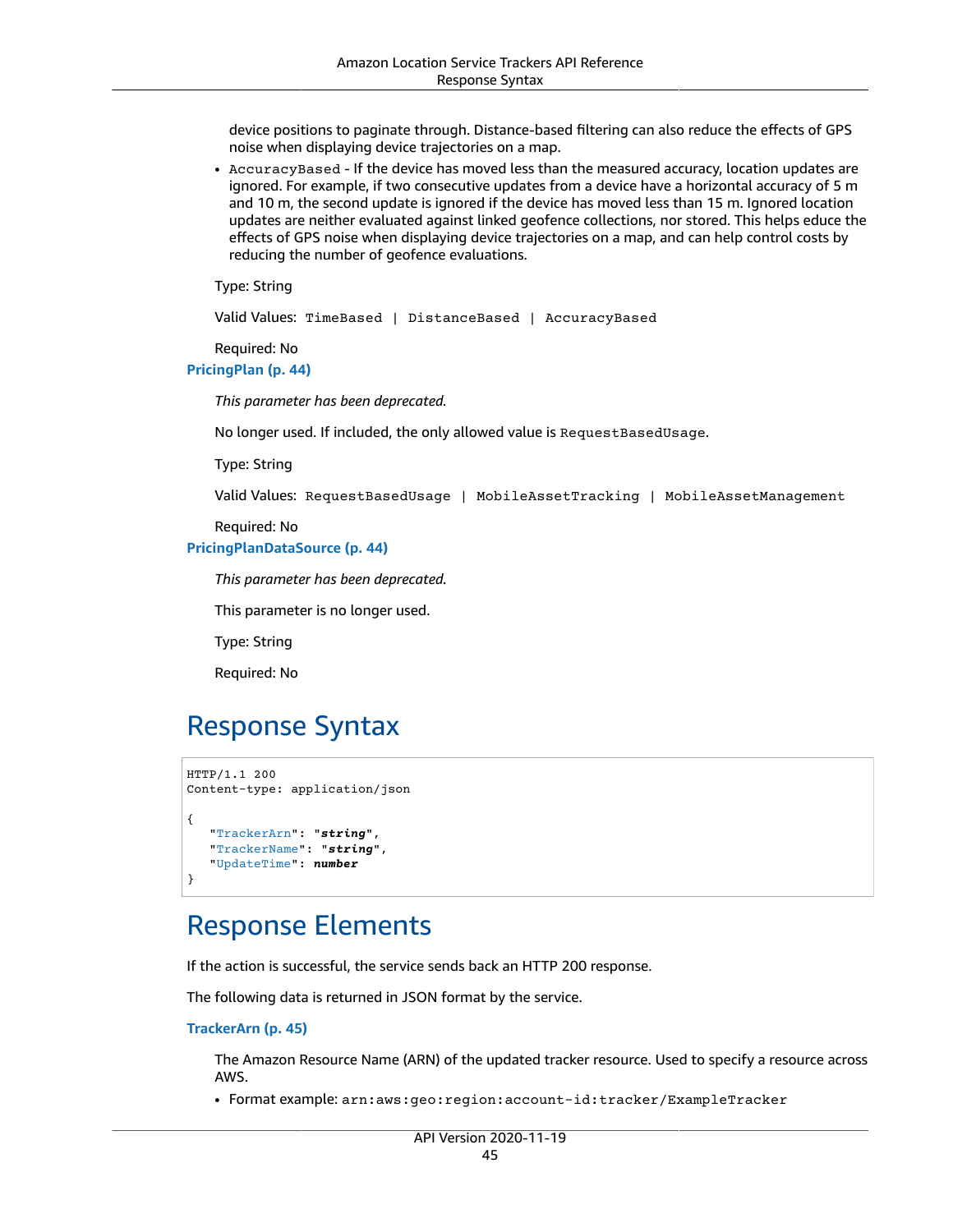device positions to paginate through. Distance-based filtering can also reduce the effects of GPS noise when displaying device trajectories on a map.

- `AccuracyBased` - If the device has moved less than the measured accuracy, location updates are ignored. For example, if two consecutive updates from a device have a horizontal accuracy of 5 m and 10 m, the second update is ignored if the device has moved less than 15 m. Ignored location updates are neither evaluated against linked geofence collections, nor stored. This helps educe the effects of GPS noise when displaying device trajectories on a map, and can help control costs by reducing the number of geofence evaluations.

Type: String

Valid Values: `TimeBased | DistanceBased | AccuracyBased`

Required: No

**PricingPlan (p. 44)**

*This parameter has been deprecated.*

No longer used. If included, the only allowed value is `RequestBasedUsage`.

Type: String

Valid Values: `RequestBasedUsage | MobileAssetTracking | MobileAssetManagement`

Required: No

**PricingPlanDataSource (p. 44)**

*This parameter has been deprecated.*

This parameter is no longer used.

Type: String

Required: No

## Response Syntax

```
HTTP/1.1 200
Content-type: application/json

{
   "TrackerArn": "string",
   "TrackerName": "string",
   "UpdateTime": number
}
```

## Response Elements

If the action is successful, the service sends back an HTTP 200 response.

The following data is returned in JSON format by the service.

**TrackerArn (p. 45)**

The Amazon Resource Name (ARN) of the updated tracker resource. Used to specify a resource across AWS.

- Format example: `arn:aws:geo:region:account-id:tracker/ExampleTracker`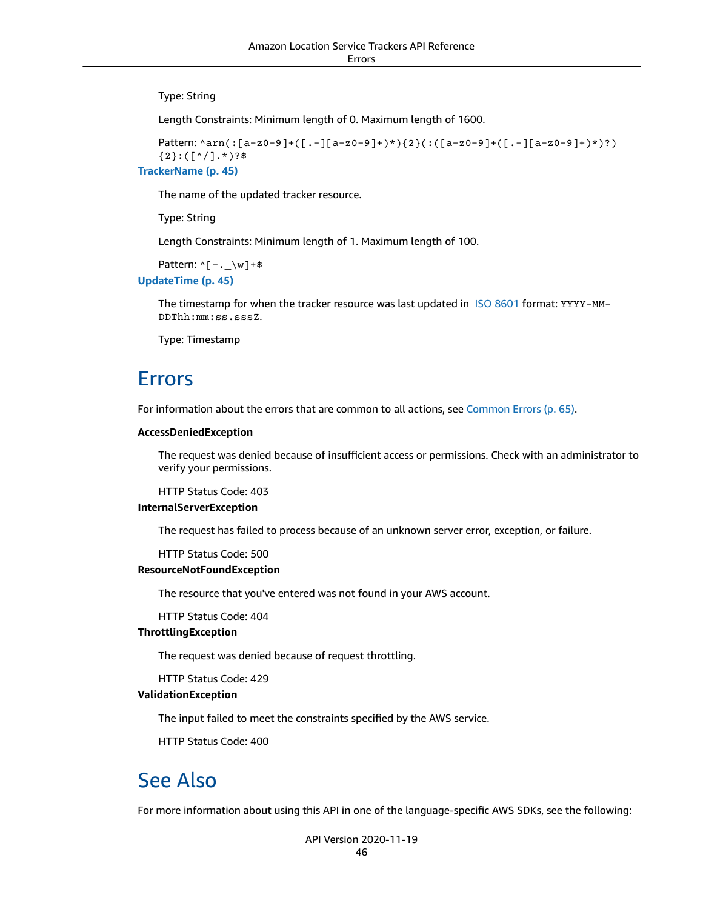Type: String

Length Constraints: Minimum length of 0. Maximum length of 1600.

Pattern: `^arn(:[a-z0-9]+([.-][a-z0-9]+)*){2}(:([a-z0-9]+([.-][a-z0-9]+)*)?){2}:([^/].*)?$`

**TrackerName (p. 45)**

The name of the updated tracker resource.

Type: String

Length Constraints: Minimum length of 1. Maximum length of 100.

Pattern: `^[-._\w]+$`

**UpdateTime (p. 45)**

The timestamp for when the tracker resource was last updated in ISO 8601 format: `YYYY-MM-DDThh:mm:ss.sssZ`.

Type: Timestamp

## Errors

For information about the errors that are common to all actions, see Common Errors (p. 65).

**AccessDeniedException**

The request was denied because of insufficient access or permissions. Check with an administrator to verify your permissions.

HTTP Status Code: 403

**InternalServerException**

The request has failed to process because of an unknown server error, exception, or failure.

HTTP Status Code: 500

**ResourceNotFoundException**

The resource that you've entered was not found in your AWS account.

HTTP Status Code: 404

**ThrottlingException**

The request was denied because of request throttling.

HTTP Status Code: 429

**ValidationException**

The input failed to meet the constraints specified by the AWS service.

HTTP Status Code: 400

## See Also

For more information about using this API in one of the language-specific AWS SDKs, see the following: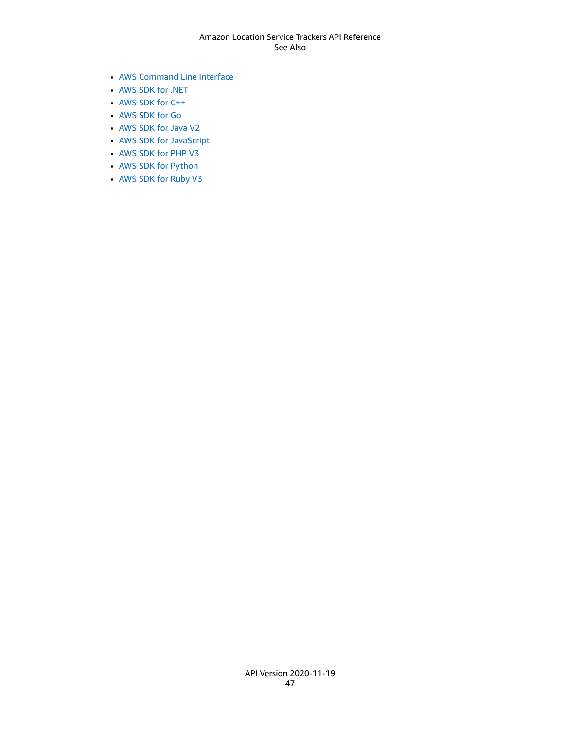- AWS Command Line Interface
- AWS SDK for .NET
- AWS SDK for C++
- AWS SDK for Go
- AWS SDK for Java V2
- AWS SDK for JavaScript
- AWS SDK for PHP V3
- AWS SDK for Python
- AWS SDK for Ruby V3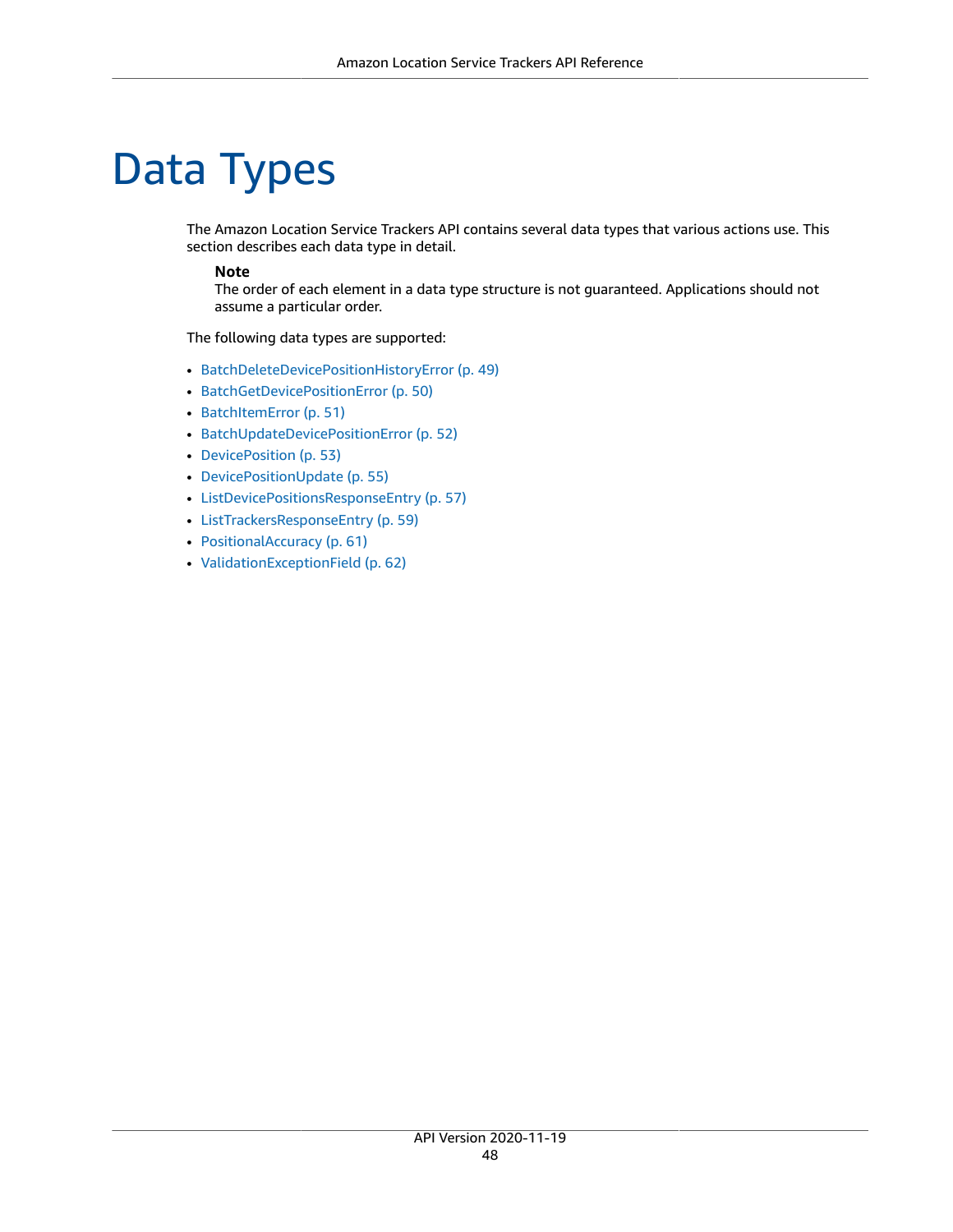# Data Types

The Amazon Location Service Trackers API contains several data types that various actions use. This section describes each data type in detail.

> **Note**
> The order of each element in a data type structure is not guaranteed. Applications should not assume a particular order.

The following data types are supported:

- BatchDeleteDevicePositionHistoryError (p. 49)
- BatchGetDevicePositionError (p. 50)
- BatchItemError (p. 51)
- BatchUpdateDevicePositionError (p. 52)
- DevicePosition (p. 53)
- DevicePositionUpdate (p. 55)
- ListDevicePositionsResponseEntry (p. 57)
- ListTrackersResponseEntry (p. 59)
- PositionalAccuracy (p. 61)
- ValidationExceptionField (p. 62)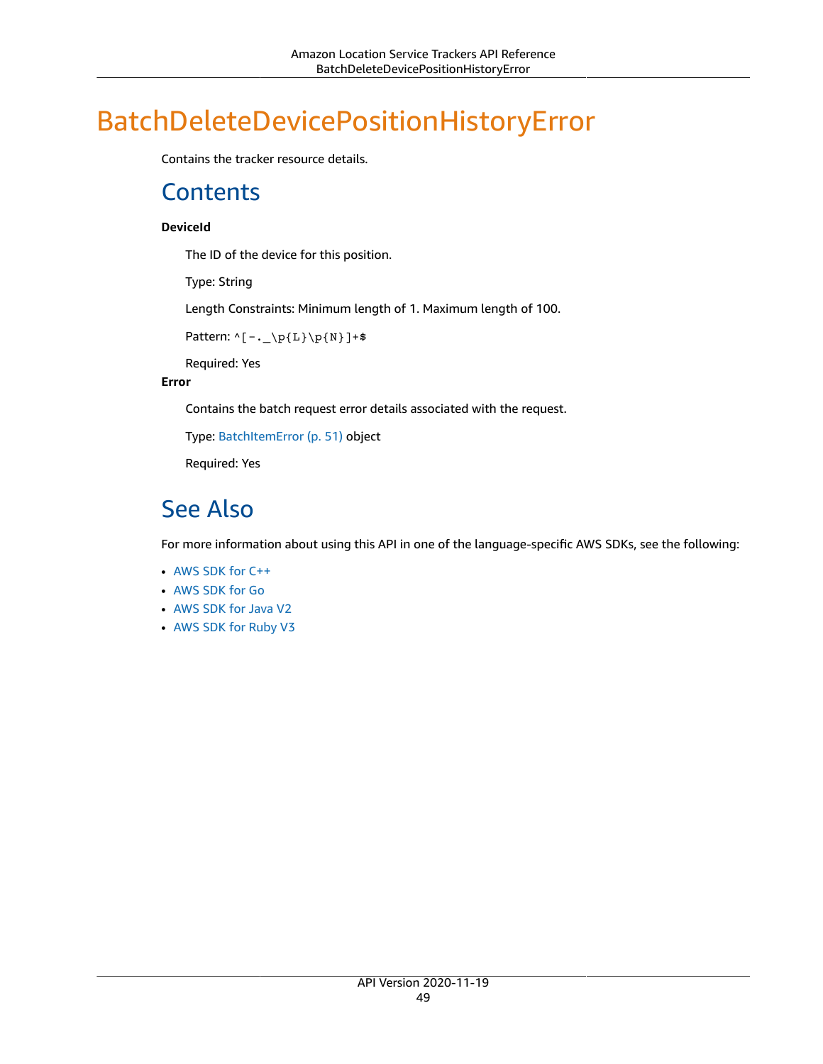# BatchDeleteDevicePositionHistoryError

Contains the tracker resource details.

## Contents

**DeviceId**

The ID of the device for this position.

Type: String

Length Constraints: Minimum length of 1. Maximum length of 100.

Pattern: `^[-._\p{L}\p{N}]+$`

Required: Yes

**Error**

Contains the batch request error details associated with the request.

Type: BatchItemError (p. 51) object

Required: Yes

## See Also

For more information about using this API in one of the language-specific AWS SDKs, see the following:

- AWS SDK for C++
- AWS SDK for Go
- AWS SDK for Java V2
- AWS SDK for Ruby V3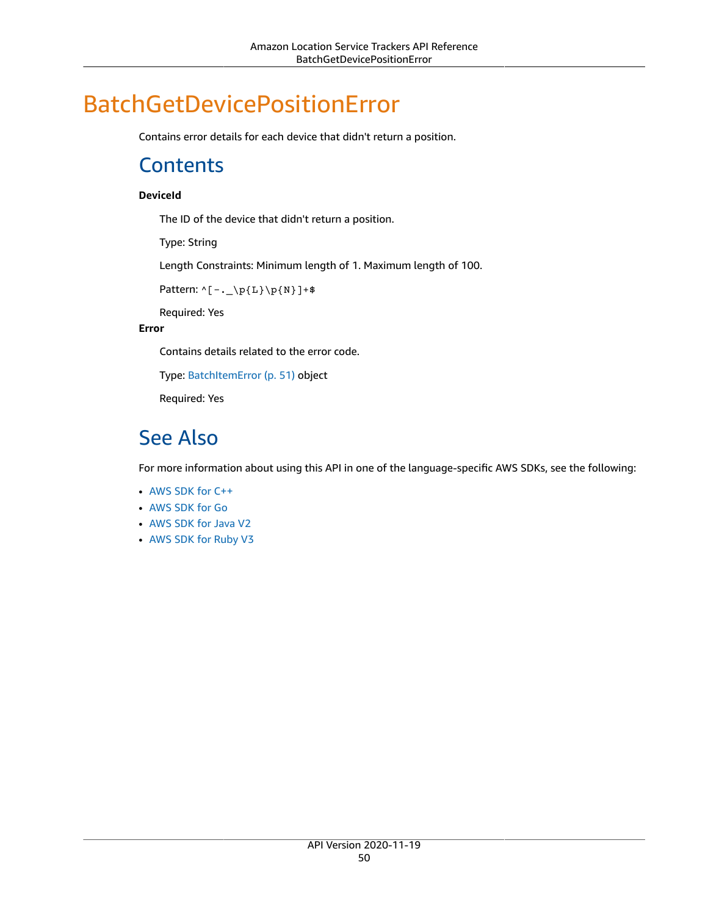# BatchGetDevicePositionError

Contains error details for each device that didn't return a position.

## Contents

**DeviceId**

The ID of the device that didn't return a position.

Type: String

Length Constraints: Minimum length of 1. Maximum length of 100.

Pattern: `^[-._\p{L}\p{N}]+$`

Required: Yes

**Error**

Contains details related to the error code.

Type: BatchItemError (p. 51) object

Required: Yes

## See Also

For more information about using this API in one of the language-specific AWS SDKs, see the following:

- AWS SDK for C++
- AWS SDK for Go
- AWS SDK for Java V2
- AWS SDK for Ruby V3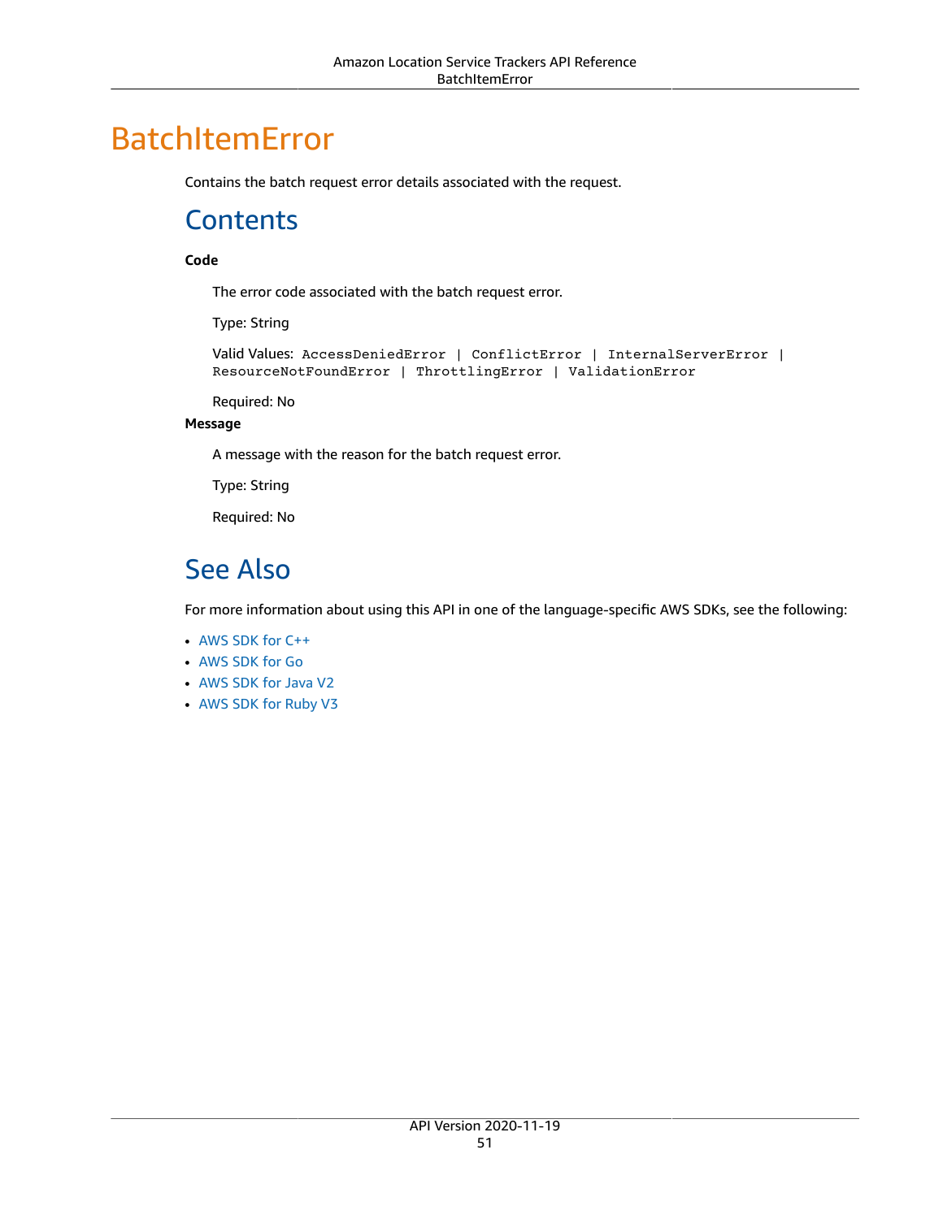# BatchItemError

Contains the batch request error details associated with the request.

## Contents

**Code**

The error code associated with the batch request error.

Type: String

Valid Values: `AccessDeniedError | ConflictError | InternalServerError | ResourceNotFoundError | ThrottlingError | ValidationError`

Required: No

**Message**

A message with the reason for the batch request error.

Type: String

Required: No

## See Also

For more information about using this API in one of the language-specific AWS SDKs, see the following:

- AWS SDK for C++
- AWS SDK for Go
- AWS SDK for Java V2
- AWS SDK for Ruby V3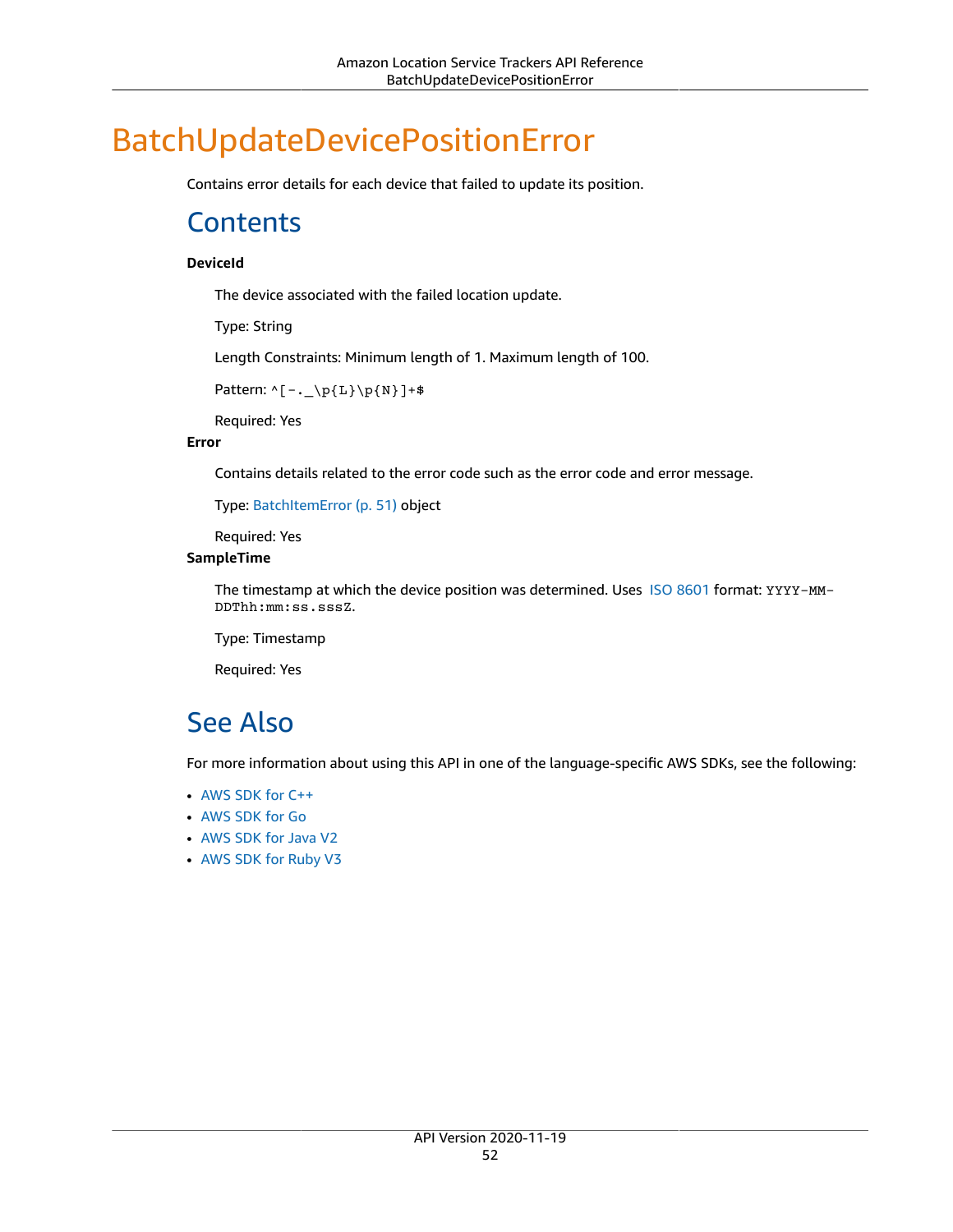# BatchUpdateDevicePositionError

Contains error details for each device that failed to update its position.

## Contents

**DeviceId**

The device associated with the failed location update.

Type: String

Length Constraints: Minimum length of 1. Maximum length of 100.

Pattern: `^[-._\p{L}\p{N}]+$`

Required: Yes

**Error**

Contains details related to the error code such as the error code and error message.

Type: BatchItemError (p. 51) object

Required: Yes

**SampleTime**

The timestamp at which the device position was determined. Uses ISO 8601 format: `YYYY-MM-DDThh:mm:ss.sssZ`.

Type: Timestamp

Required: Yes

## See Also

For more information about using this API in one of the language-specific AWS SDKs, see the following:

- AWS SDK for C++
- AWS SDK for Go
- AWS SDK for Java V2
- AWS SDK for Ruby V3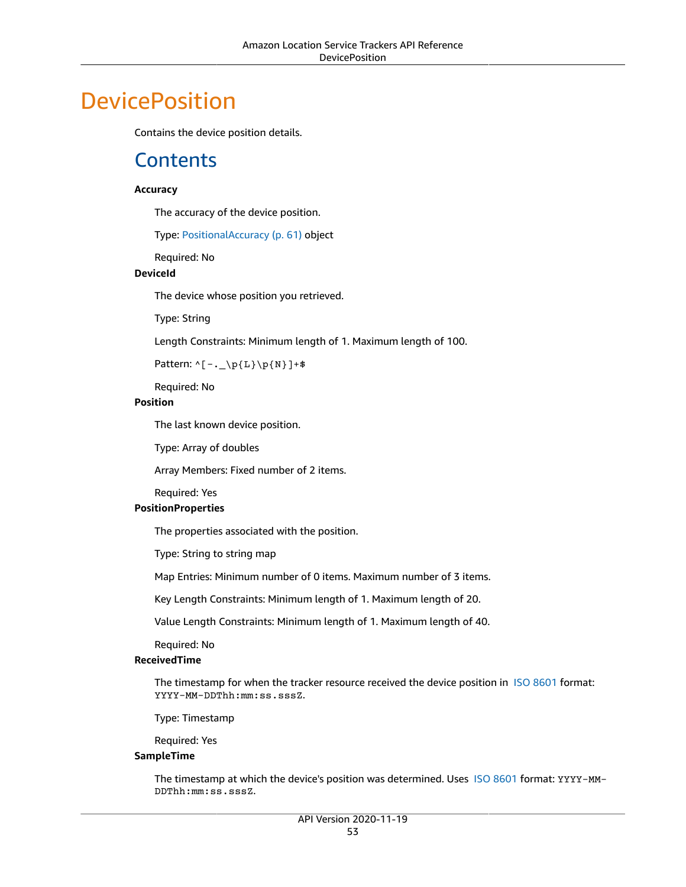# DevicePosition

Contains the device position details.

## Contents

**Accuracy**

The accuracy of the device position.

Type: PositionalAccuracy (p. 61) object

Required: No

**DeviceId**

The device whose position you retrieved.

Type: String

Length Constraints: Minimum length of 1. Maximum length of 100.

Pattern: `^[-._\p{L}\p{N}]+$`

Required: No

**Position**

The last known device position.

Type: Array of doubles

Array Members: Fixed number of 2 items.

Required: Yes

**PositionProperties**

The properties associated with the position.

Type: String to string map

Map Entries: Minimum number of 0 items. Maximum number of 3 items.

Key Length Constraints: Minimum length of 1. Maximum length of 20.

Value Length Constraints: Minimum length of 1. Maximum length of 40.

Required: No

**ReceivedTime**

The timestamp for when the tracker resource received the device position in ISO 8601 format: `YYYY-MM-DDThh:mm:ss.sssZ`.

Type: Timestamp

Required: Yes

**SampleTime**

The timestamp at which the device's position was determined. Uses ISO 8601 format: `YYYY-MM-DDThh:mm:ss.sssZ`.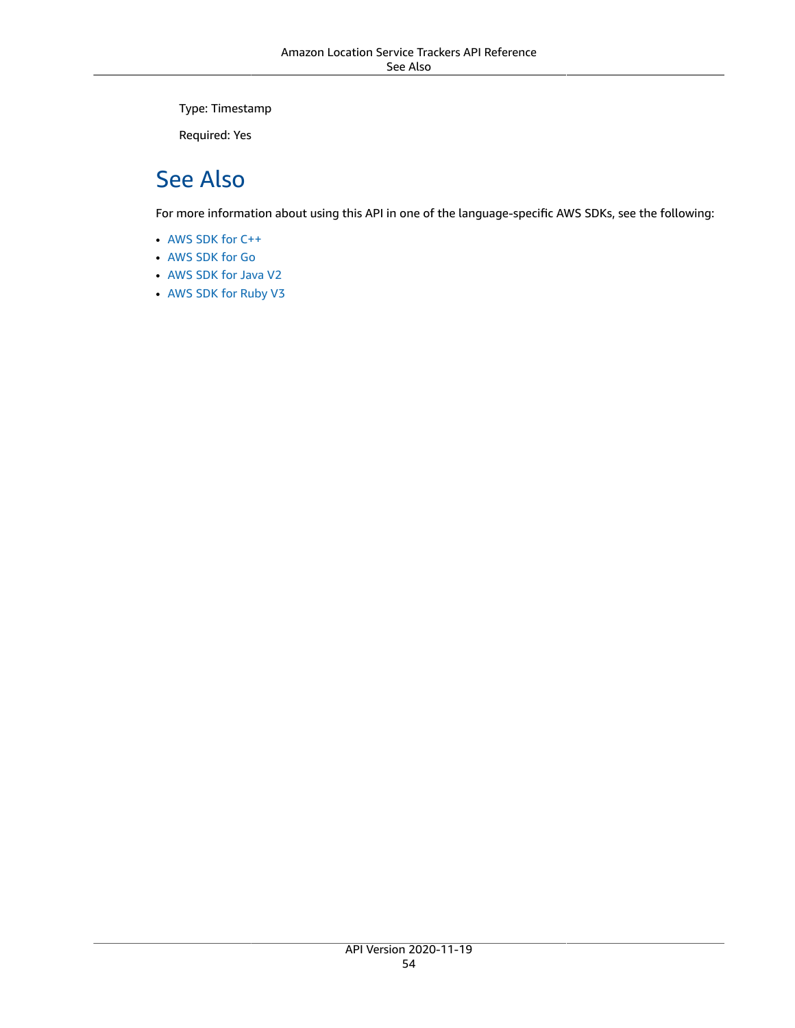Type: Timestamp

Required: Yes

## See Also

For more information about using this API in one of the language-specific AWS SDKs, see the following:

- AWS SDK for C++
- AWS SDK for Go
- AWS SDK for Java V2
- AWS SDK for Ruby V3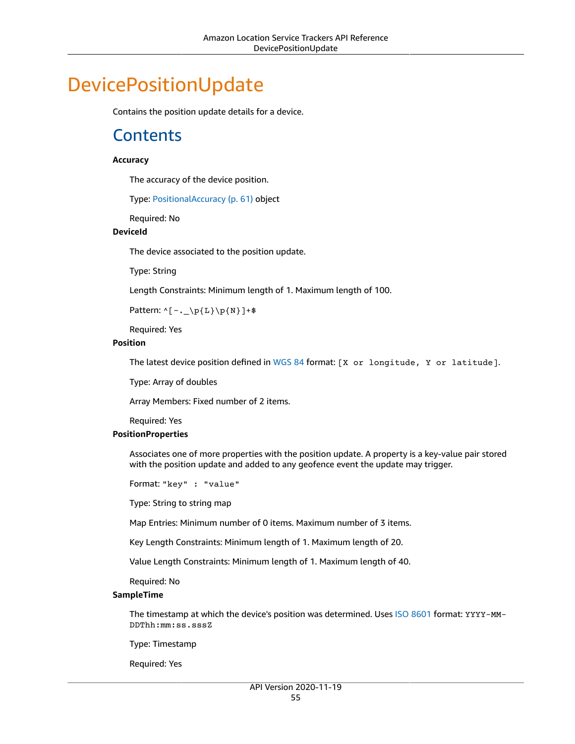# DevicePositionUpdate

Contains the position update details for a device.

## Contents

**Accuracy**

The accuracy of the device position.

Type: PositionalAccuracy (p. 61) object

Required: No

**DeviceId**

The device associated to the position update.

Type: String

Length Constraints: Minimum length of 1. Maximum length of 100.

Pattern: `^[-._\p{L}\p{N}]+$`

Required: Yes

**Position**

The latest device position defined in WGS 84 format: `[X or longitude, Y or latitude]`.

Type: Array of doubles

Array Members: Fixed number of 2 items.

Required: Yes

**PositionProperties**

Associates one of more properties with the position update. A property is a key-value pair stored with the position update and added to any geofence event the update may trigger.

Format: `"key" : "value"`

Type: String to string map

Map Entries: Minimum number of 0 items. Maximum number of 3 items.

Key Length Constraints: Minimum length of 1. Maximum length of 20.

Value Length Constraints: Minimum length of 1. Maximum length of 40.

Required: No

**SampleTime**

The timestamp at which the device's position was determined. Uses ISO 8601 format: `YYYY-MM-DDThh:mm:ss.sssZ`

Type: Timestamp

Required: Yes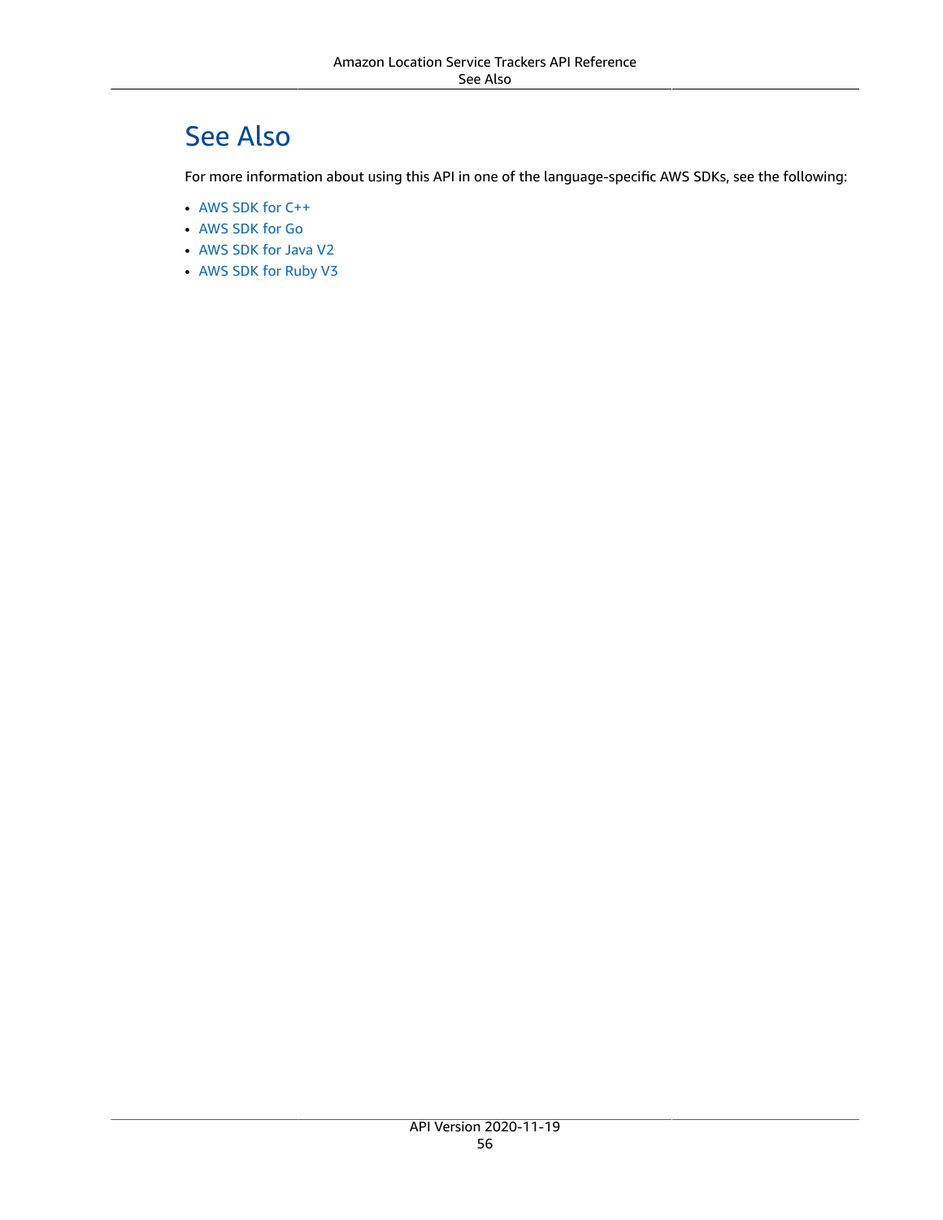## See Also

For more information about using this API in one of the language-specific AWS SDKs, see the following:

- AWS SDK for C++
- AWS SDK for Go
- AWS SDK for Java V2
- AWS SDK for Ruby V3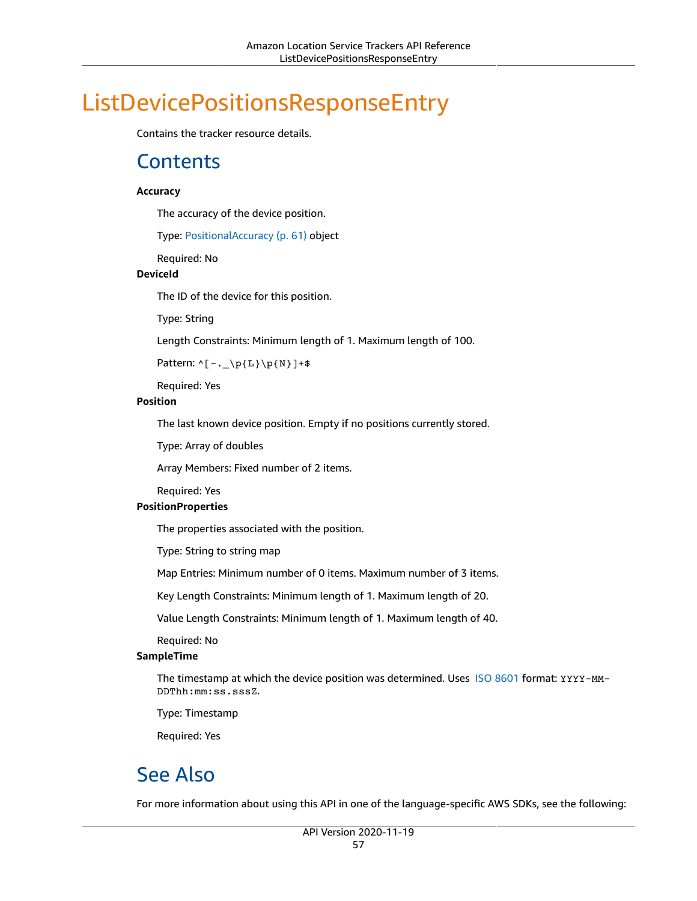# ListDevicePositionsResponseEntry

Contains the tracker resource details.

## Contents

**Accuracy**

The accuracy of the device position.

Type: PositionalAccuracy (p. 61) object

Required: No

**DeviceId**

The ID of the device for this position.

Type: String

Length Constraints: Minimum length of 1. Maximum length of 100.

Pattern: `^[-._\p{L}\p{N}]+$`

Required: Yes

**Position**

The last known device position. Empty if no positions currently stored.

Type: Array of doubles

Array Members: Fixed number of 2 items.

Required: Yes

**PositionProperties**

The properties associated with the position.

Type: String to string map

Map Entries: Minimum number of 0 items. Maximum number of 3 items.

Key Length Constraints: Minimum length of 1. Maximum length of 20.

Value Length Constraints: Minimum length of 1. Maximum length of 40.

Required: No

**SampleTime**

The timestamp at which the device position was determined. Uses ISO 8601 format: `YYYY-MM-DDThh:mm:ss.sssZ`.

Type: Timestamp

Required: Yes

## See Also

For more information about using this API in one of the language-specific AWS SDKs, see the following: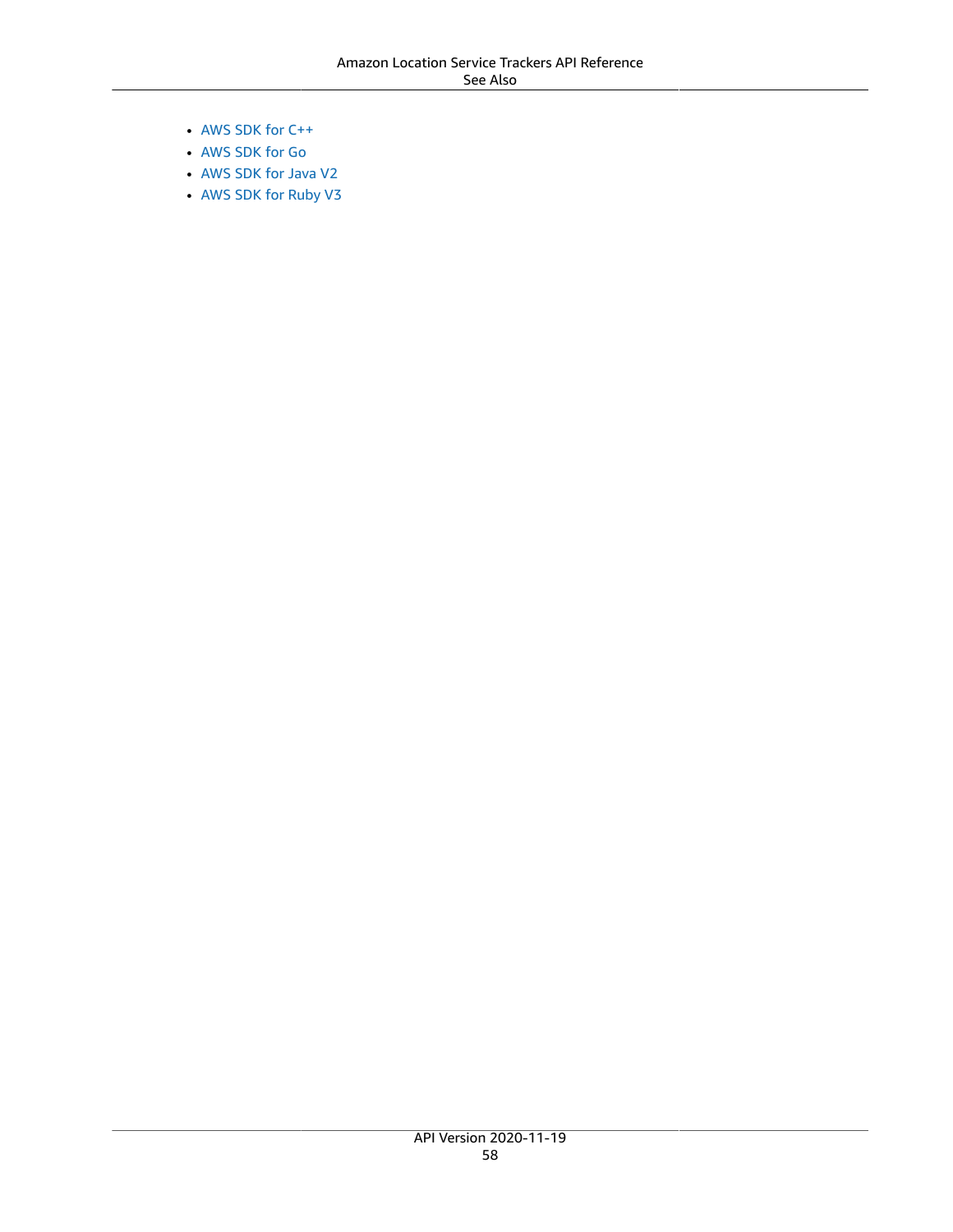- AWS SDK for C++
- AWS SDK for Go
- AWS SDK for Java V2
- AWS SDK for Ruby V3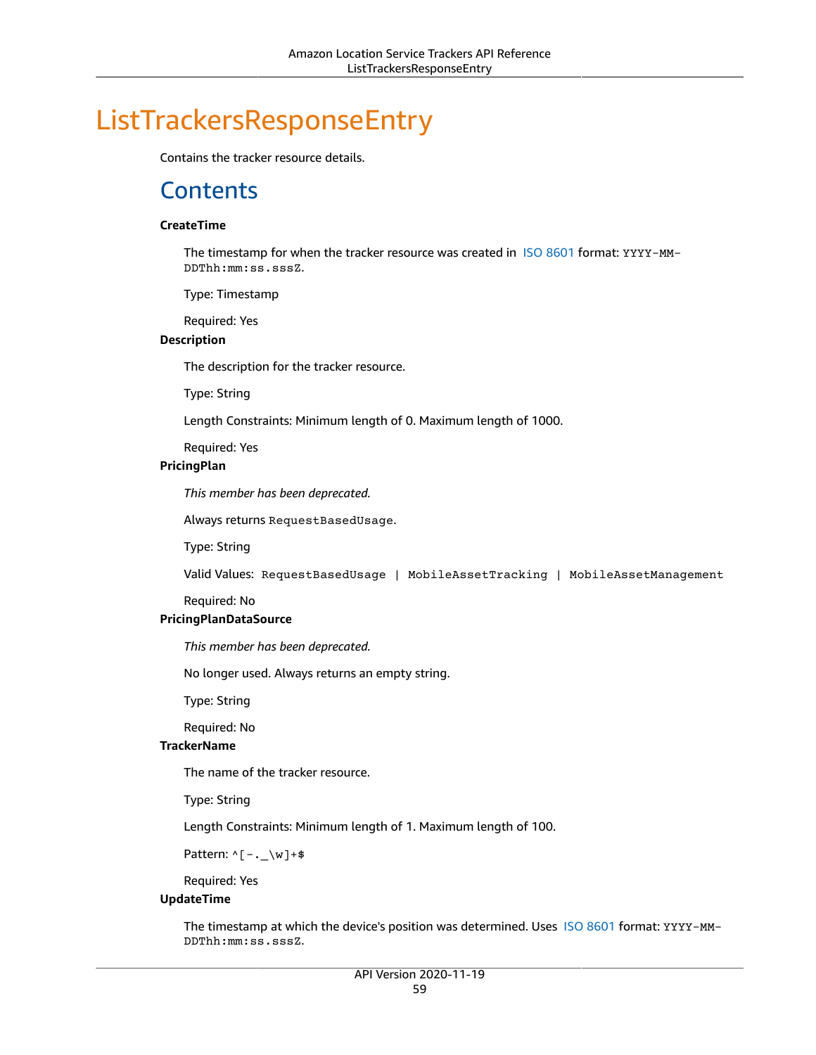# ListTrackersResponseEntry

Contains the tracker resource details.

## Contents

**CreateTime**

The timestamp for when the tracker resource was created in ISO 8601 format: `YYYY-MM-DDThh:mm:ss.sssZ`.

Type: Timestamp

Required: Yes

**Description**

The description for the tracker resource.

Type: String

Length Constraints: Minimum length of 0. Maximum length of 1000.

Required: Yes

**PricingPlan**

*This member has been deprecated.*

Always returns `RequestBasedUsage`.

Type: String

Valid Values: `RequestBasedUsage | MobileAssetTracking | MobileAssetManagement`

Required: No

**PricingPlanDataSource**

*This member has been deprecated.*

No longer used. Always returns an empty string.

Type: String

Required: No

**TrackerName**

The name of the tracker resource.

Type: String

Length Constraints: Minimum length of 1. Maximum length of 100.

Pattern: `^[-._\w]+$`

Required: Yes

**UpdateTime**

The timestamp at which the device's position was determined. Uses ISO 8601 format: `YYYY-MM-DDThh:mm:ss.sssZ`.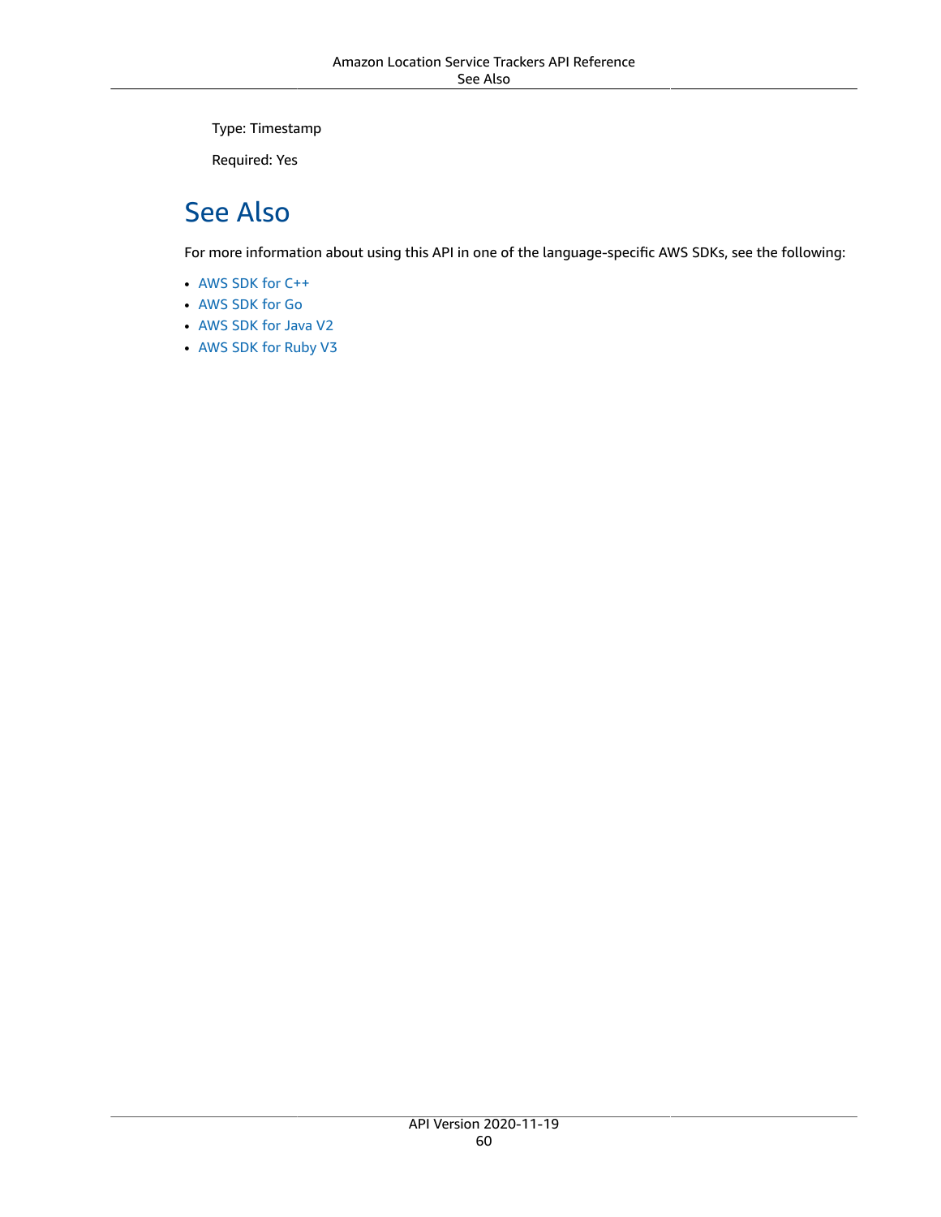Type: Timestamp

Required: Yes

## See Also

For more information about using this API in one of the language-specific AWS SDKs, see the following:

- AWS SDK for C++
- AWS SDK for Go
- AWS SDK for Java V2
- AWS SDK for Ruby V3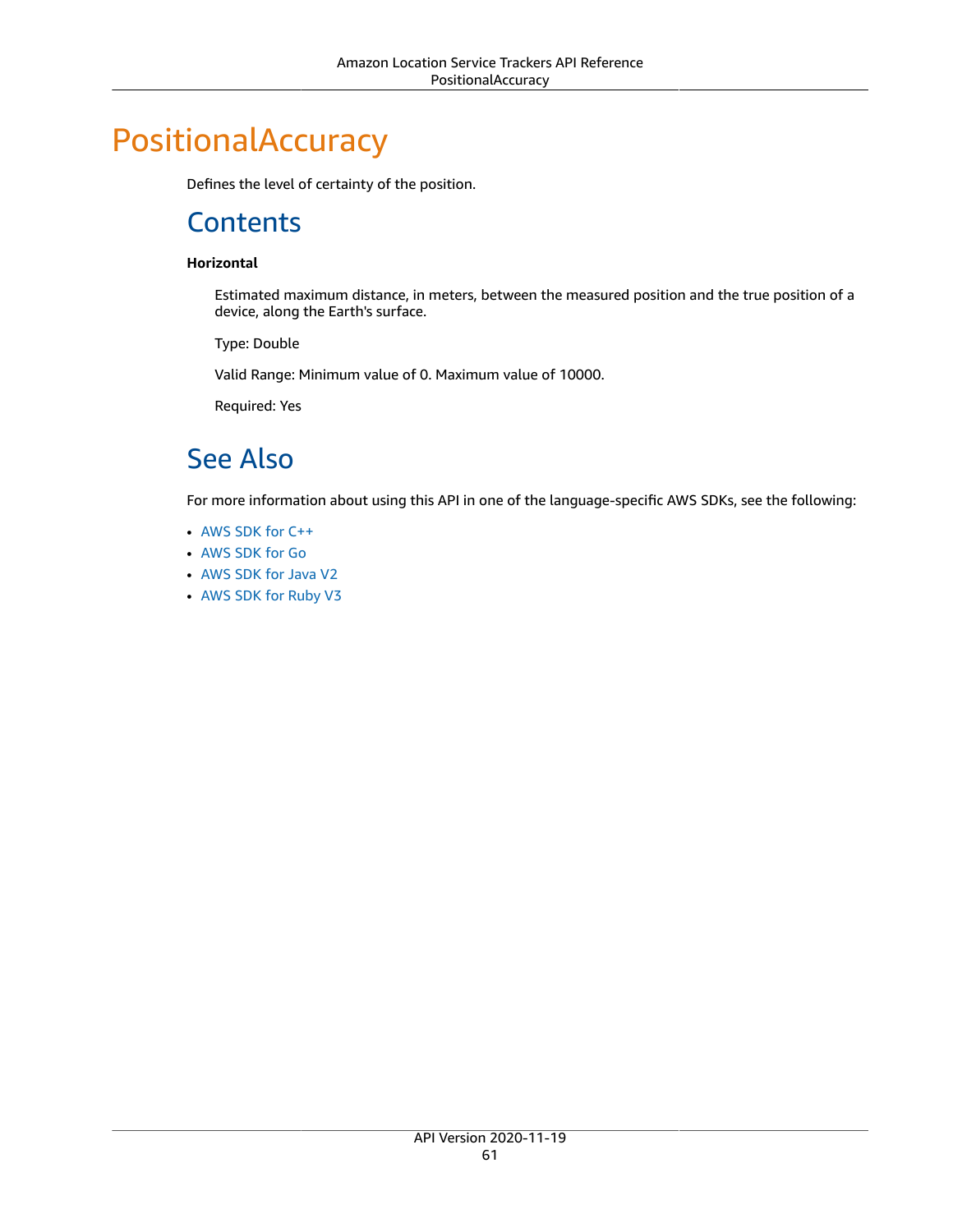# PositionalAccuracy

Defines the level of certainty of the position.

## Contents

**Horizontal**

Estimated maximum distance, in meters, between the measured position and the true position of a device, along the Earth's surface.

Type: Double

Valid Range: Minimum value of 0. Maximum value of 10000.

Required: Yes

## See Also

For more information about using this API in one of the language-specific AWS SDKs, see the following:

- AWS SDK for C++
- AWS SDK for Go
- AWS SDK for Java V2
- AWS SDK for Ruby V3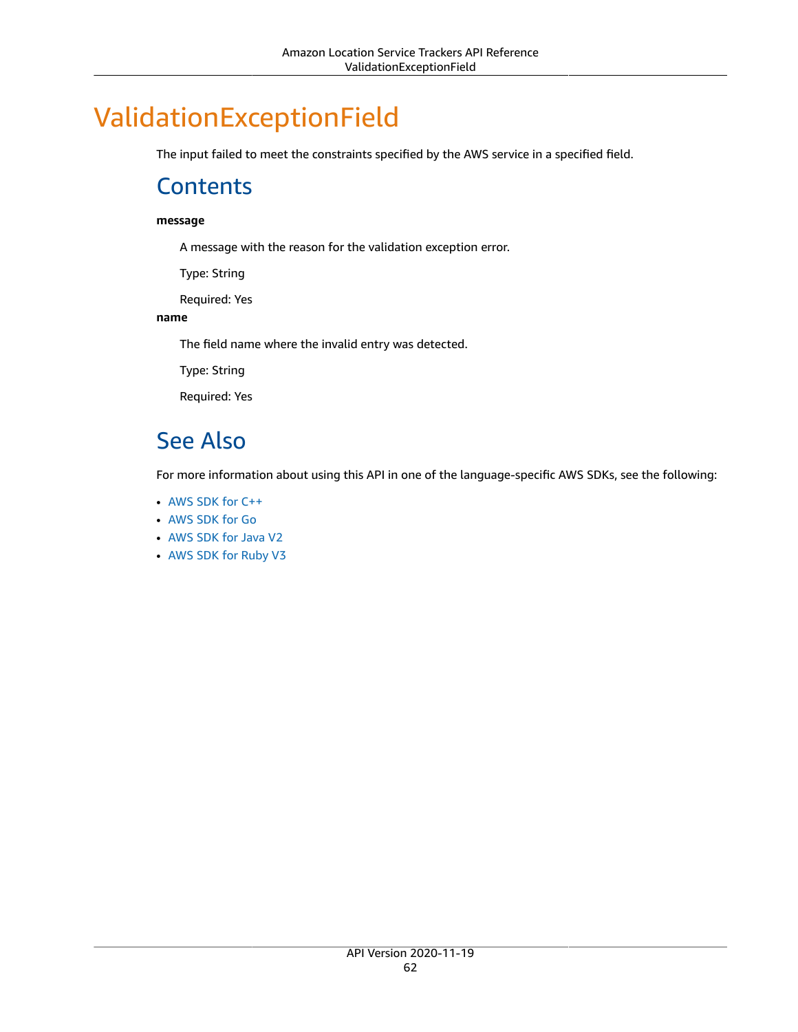# ValidationExceptionField

The input failed to meet the constraints specified by the AWS service in a specified field.

## Contents

**message**

A message with the reason for the validation exception error.

Type: String

Required: Yes

**name**

The field name where the invalid entry was detected.

Type: String

Required: Yes

## See Also

For more information about using this API in one of the language-specific AWS SDKs, see the following:

- AWS SDK for C++
- AWS SDK for Go
- AWS SDK for Java V2
- AWS SDK for Ruby V3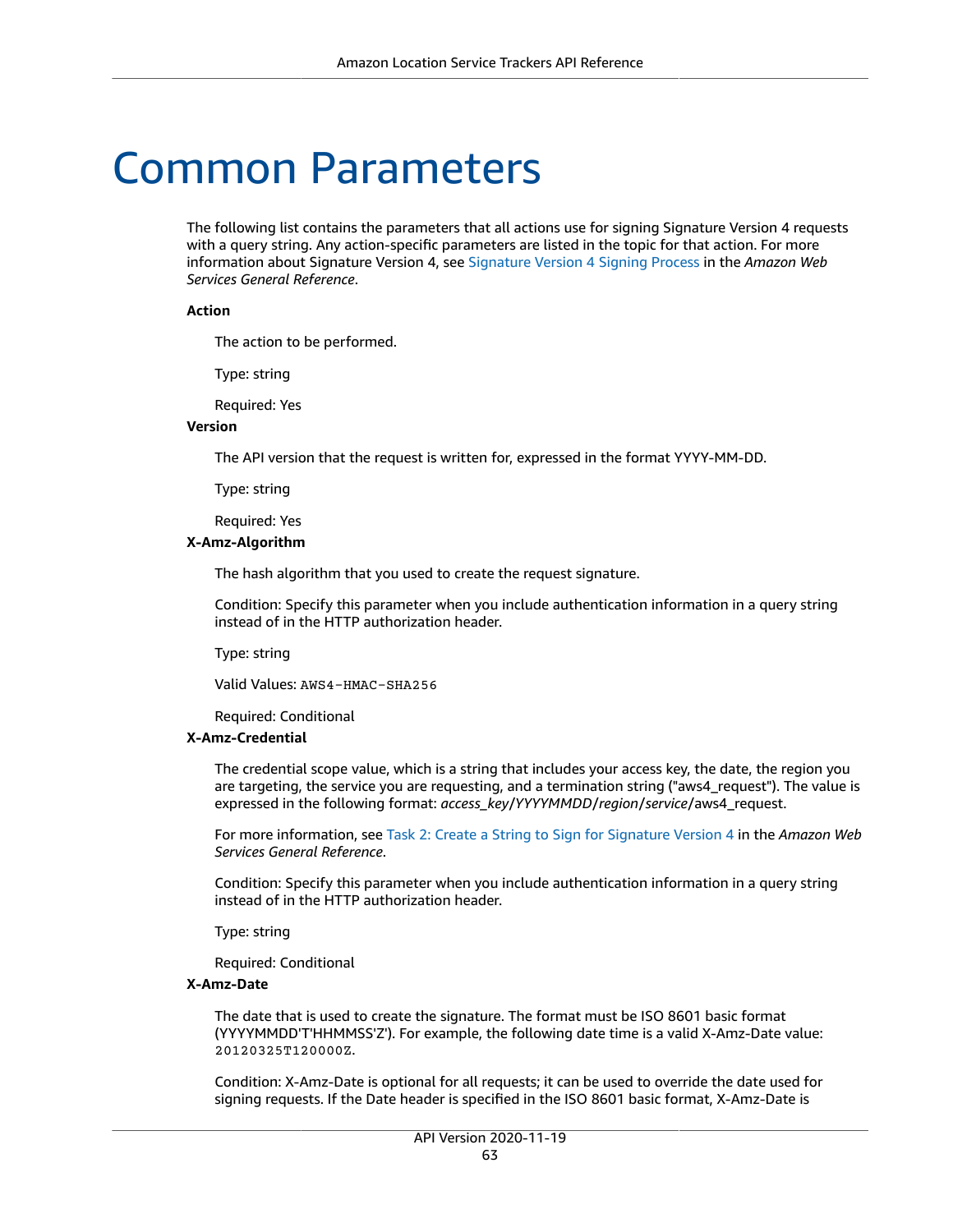# Common Parameters

The following list contains the parameters that all actions use for signing Signature Version 4 requests with a query string. Any action-specific parameters are listed in the topic for that action. For more information about Signature Version 4, see Signature Version 4 Signing Process in the *Amazon Web Services General Reference*.

**Action**

The action to be performed.

Type: string

Required: Yes

**Version**

The API version that the request is written for, expressed in the format YYYY-MM-DD.

Type: string

Required: Yes

**X-Amz-Algorithm**

The hash algorithm that you used to create the request signature.

Condition: Specify this parameter when you include authentication information in a query string instead of in the HTTP authorization header.

Type: string

Valid Values: `AWS4-HMAC-SHA256`

Required: Conditional

**X-Amz-Credential**

The credential scope value, which is a string that includes your access key, the date, the region you are targeting, the service you are requesting, and a termination string ("aws4_request"). The value is expressed in the following format: *access_key*/*YYYYMMDD*/*region*/*service*/aws4_request.

For more information, see Task 2: Create a String to Sign for Signature Version 4 in the *Amazon Web Services General Reference*.

Condition: Specify this parameter when you include authentication information in a query string instead of in the HTTP authorization header.

Type: string

Required: Conditional

**X-Amz-Date**

The date that is used to create the signature. The format must be ISO 8601 basic format (YYYYMMDD'T'HHMMSS'Z'). For example, the following date time is a valid X-Amz-Date value: `20120325T120000Z`.

Condition: X-Amz-Date is optional for all requests; it can be used to override the date used for signing requests. If the Date header is specified in the ISO 8601 basic format, X-Amz-Date is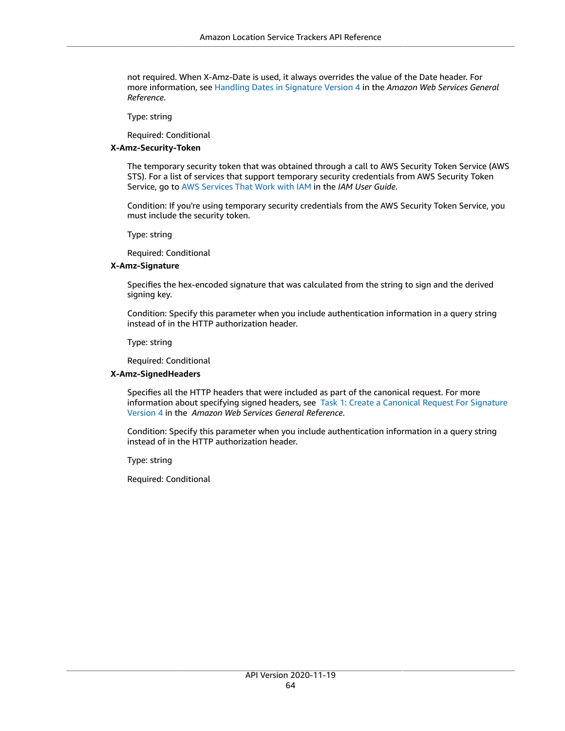not required. When X-Amz-Date is used, it always overrides the value of the Date header. For more information, see Handling Dates in Signature Version 4 in the *Amazon Web Services General Reference*.

Type: string

Required: Conditional

**X-Amz-Security-Token**

The temporary security token that was obtained through a call to AWS Security Token Service (AWS STS). For a list of services that support temporary security credentials from AWS Security Token Service, go to AWS Services That Work with IAM in the *IAM User Guide*.

Condition: If you're using temporary security credentials from the AWS Security Token Service, you must include the security token.

Type: string

Required: Conditional

**X-Amz-Signature**

Specifies the hex-encoded signature that was calculated from the string to sign and the derived signing key.

Condition: Specify this parameter when you include authentication information in a query string instead of in the HTTP authorization header.

Type: string

Required: Conditional

**X-Amz-SignedHeaders**

Specifies all the HTTP headers that were included as part of the canonical request. For more information about specifying signed headers, see Task 1: Create a Canonical Request For Signature Version 4 in the *Amazon Web Services General Reference*.

Condition: Specify this parameter when you include authentication information in a query string instead of in the HTTP authorization header.

Type: string

Required: Conditional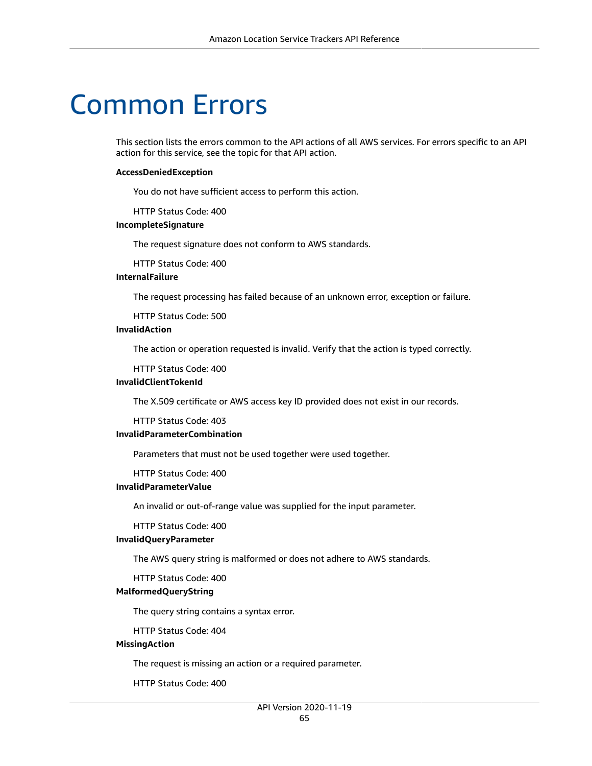# Common Errors

This section lists the errors common to the API actions of all AWS services. For errors specific to an API action for this service, see the topic for that API action.

**AccessDeniedException**

You do not have sufficient access to perform this action.

HTTP Status Code: 400

**IncompleteSignature**

The request signature does not conform to AWS standards.

HTTP Status Code: 400

**InternalFailure**

The request processing has failed because of an unknown error, exception or failure.

HTTP Status Code: 500

**InvalidAction**

The action or operation requested is invalid. Verify that the action is typed correctly.

HTTP Status Code: 400

**InvalidClientTokenId**

The X.509 certificate or AWS access key ID provided does not exist in our records.

HTTP Status Code: 403

**InvalidParameterCombination**

Parameters that must not be used together were used together.

HTTP Status Code: 400

**InvalidParameterValue**

An invalid or out-of-range value was supplied for the input parameter.

HTTP Status Code: 400

**InvalidQueryParameter**

The AWS query string is malformed or does not adhere to AWS standards.

HTTP Status Code: 400

**MalformedQueryString**

The query string contains a syntax error.

HTTP Status Code: 404

**MissingAction**

The request is missing an action or a required parameter.

HTTP Status Code: 400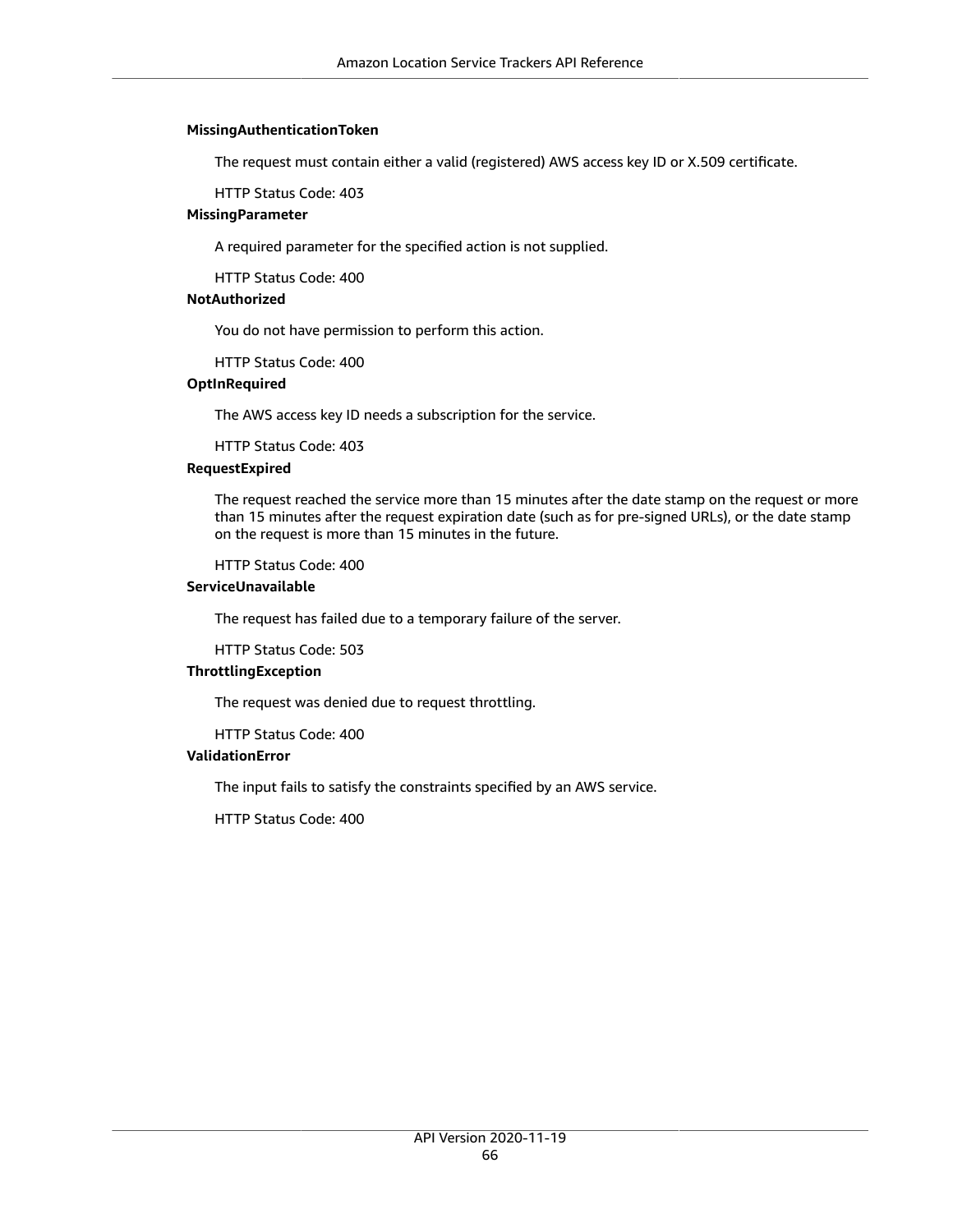**MissingAuthenticationToken**

The request must contain either a valid (registered) AWS access key ID or X.509 certificate.

HTTP Status Code: 403

**MissingParameter**

A required parameter for the specified action is not supplied.

HTTP Status Code: 400

**NotAuthorized**

You do not have permission to perform this action.

HTTP Status Code: 400

**OptInRequired**

The AWS access key ID needs a subscription for the service.

HTTP Status Code: 403

**RequestExpired**

The request reached the service more than 15 minutes after the date stamp on the request or more than 15 minutes after the request expiration date (such as for pre-signed URLs), or the date stamp on the request is more than 15 minutes in the future.

HTTP Status Code: 400

**ServiceUnavailable**

The request has failed due to a temporary failure of the server.

HTTP Status Code: 503

**ThrottlingException**

The request was denied due to request throttling.

HTTP Status Code: 400

**ValidationError**

The input fails to satisfy the constraints specified by an AWS service.

HTTP Status Code: 400